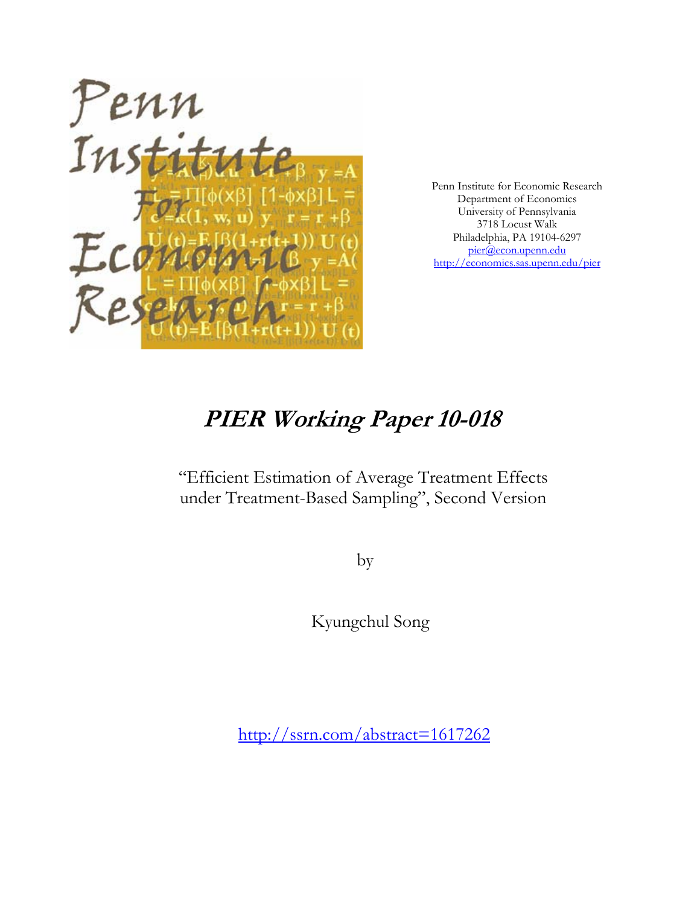Penn Institute for Economic Research
Department of Economics
University of Pennsylvania
3718 Locust Walk
Philadelphia, PA 19104-6297
pier@econ.upenn.edu
http://economics.sas.upenn.edu/pier

# *PIER Working Paper 10-018*

"Efficient Estimation of Average Treatment Effects under Treatment-Based Sampling", Second Version

by

Kyungchul Song

http://ssrn.com/abstract=1617262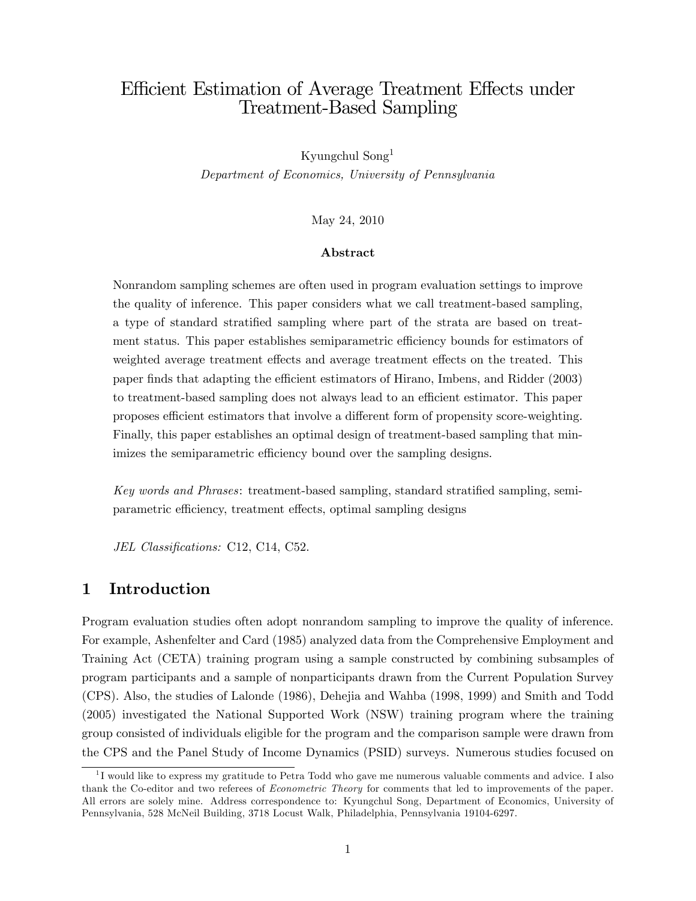# Efficient Estimation of Average Treatment Effects under Treatment-Based Sampling

Kyungchul Song[1]

*Department of Economics, University of Pennsylvania*

May 24, 2010

### Abstract

Nonrandom sampling schemes are often used in program evaluation settings to improve the quality of inference. This paper considers what we call treatment-based sampling, a type of standard stratified sampling where part of the strata are based on treatment status. This paper establishes semiparametric efficiency bounds for estimators of weighted average treatment effects and average treatment effects on the treated. This paper finds that adapting the efficient estimators of Hirano, Imbens, and Ridder (2003) to treatment-based sampling does not always lead to an efficient estimator. This paper proposes efficient estimators that involve a different form of propensity score-weighting. Finally, this paper establishes an optimal design of treatment-based sampling that minimizes the semiparametric efficiency bound over the sampling designs.

*Key words and Phrases*: treatment-based sampling, standard stratified sampling, semiparametric efficiency, treatment effects, optimal sampling designs

*JEL Classifications:* C12, C14, C52.

## 1 Introduction

Program evaluation studies often adopt nonrandom sampling to improve the quality of inference. For example, Ashenfelter and Card (1985) analyzed data from the Comprehensive Employment and Training Act (CETA) training program using a sample constructed by combining subsamples of program participants and a sample of nonparticipants drawn from the Current Population Survey (CPS). Also, the studies of Lalonde (1986), Dehejia and Wahba (1998, 1999) and Smith and Todd (2005) investigated the National Supported Work (NSW) training program where the training group consisted of individuals eligible for the program and the comparison sample were drawn from the CPS and the Panel Study of Income Dynamics (PSID) surveys. Numerous studies focused on

[1] I would like to express my gratitude to Petra Todd who gave me numerous valuable comments and advice. I also thank the Co-editor and two referees of *Econometric Theory* for comments that led to improvements of the paper. All errors are solely mine. Address correspondence to: Kyungchul Song, Department of Economics, University of Pennsylvania, 528 McNeil Building, 3718 Locust Walk, Philadelphia, Pennsylvania 19104-6297.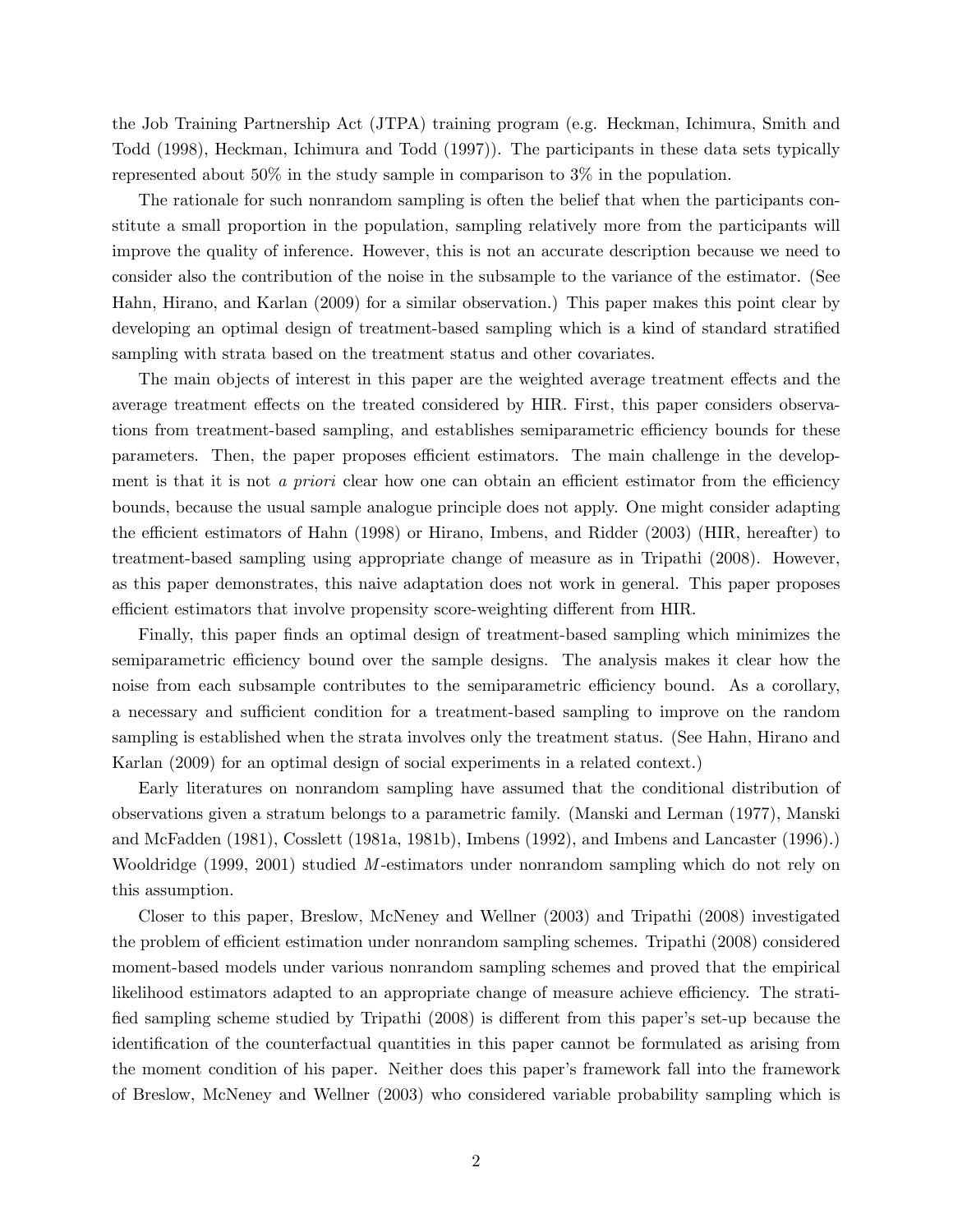the Job Training Partnership Act (JTPA) training program (e.g. Heckman, Ichimura, Smith and Todd (1998), Heckman, Ichimura and Todd (1997)). The participants in these data sets typically represented about 50% in the study sample in comparison to 3% in the population.

The rationale for such nonrandom sampling is often the belief that when the participants constitute a small proportion in the population, sampling relatively more from the participants will improve the quality of inference. However, this is not an accurate description because we need to consider also the contribution of the noise in the subsample to the variance of the estimator. (See Hahn, Hirano, and Karlan (2009) for a similar observation.) This paper makes this point clear by developing an optimal design of treatment-based sampling which is a kind of standard stratified sampling with strata based on the treatment status and other covariates.

The main objects of interest in this paper are the weighted average treatment effects and the average treatment effects on the treated considered by HIR. First, this paper considers observations from treatment-based sampling, and establishes semiparametric efficiency bounds for these parameters. Then, the paper proposes efficient estimators. The main challenge in the development is that it is not *a priori* clear how one can obtain an efficient estimator from the efficiency bounds, because the usual sample analogue principle does not apply. One might consider adapting the efficient estimators of Hahn (1998) or Hirano, Imbens, and Ridder (2003) (HIR, hereafter) to treatment-based sampling using appropriate change of measure as in Tripathi (2008). However, as this paper demonstrates, this naive adaptation does not work in general. This paper proposes efficient estimators that involve propensity score-weighting different from HIR.

Finally, this paper finds an optimal design of treatment-based sampling which minimizes the semiparametric efficiency bound over the sample designs. The analysis makes it clear how the noise from each subsample contributes to the semiparametric efficiency bound. As a corollary, a necessary and sufficient condition for a treatment-based sampling to improve on the random sampling is established when the strata involves only the treatment status. (See Hahn, Hirano and Karlan (2009) for an optimal design of social experiments in a related context.)

Early literatures on nonrandom sampling have assumed that the conditional distribution of observations given a stratum belongs to a parametric family. (Manski and Lerman (1977), Manski and McFadden (1981), Cosslett (1981a, 1981b), Imbens (1992), and Imbens and Lancaster (1996).) Wooldridge (1999, 2001) studied $M$-estimators under nonrandom sampling which do not rely on this assumption.

Closer to this paper, Breslow, McNeney and Wellner (2003) and Tripathi (2008) investigated the problem of efficient estimation under nonrandom sampling schemes. Tripathi (2008) considered moment-based models under various nonrandom sampling schemes and proved that the empirical likelihood estimators adapted to an appropriate change of measure achieve efficiency. The stratified sampling scheme studied by Tripathi (2008) is different from this paper's set-up because the identification of the counterfactual quantities in this paper cannot be formulated as arising from the moment condition of his paper. Neither does this paper's framework fall into the framework of Breslow, McNeney and Wellner (2003) who considered variable probability sampling which is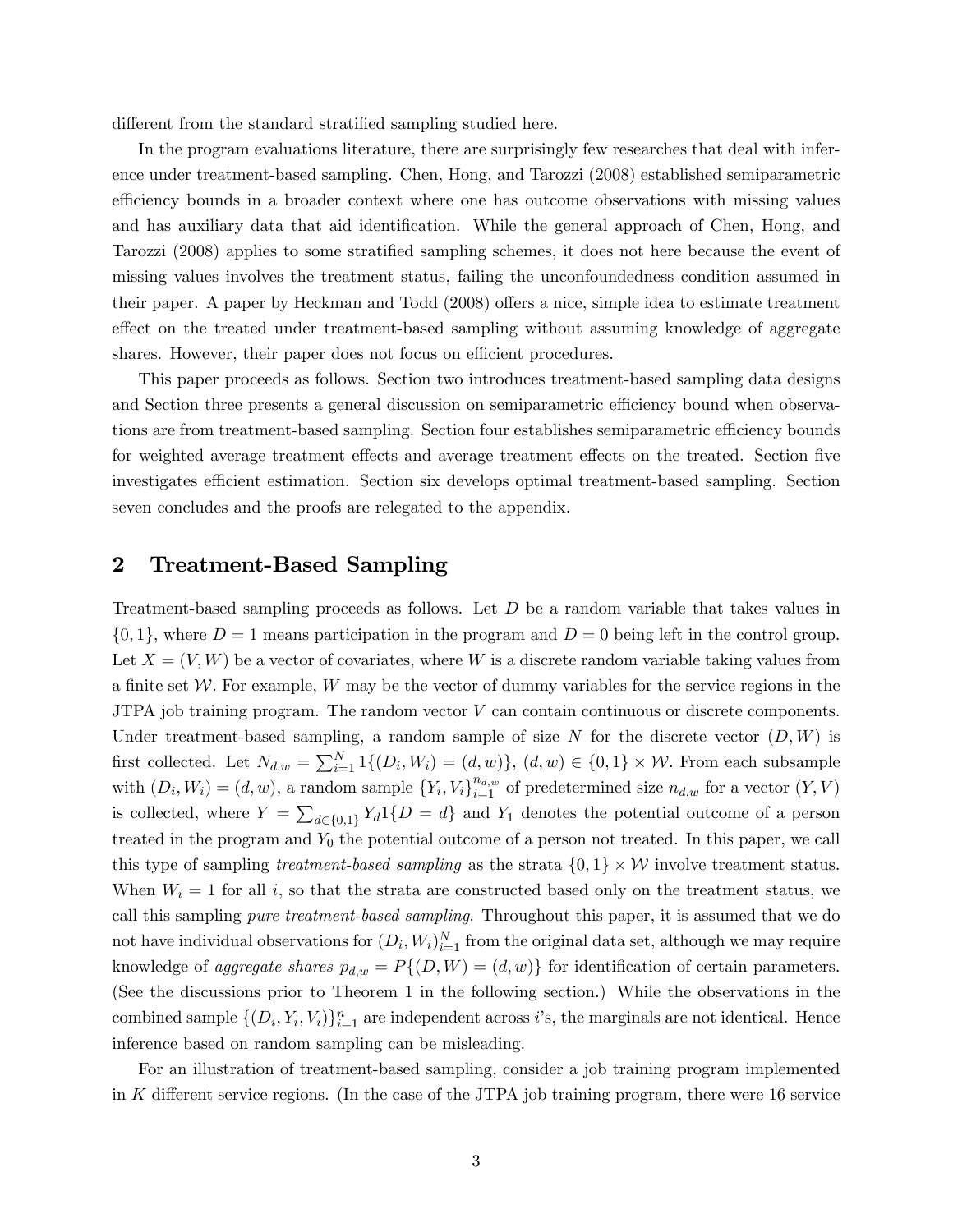different from the standard stratified sampling studied here.

In the program evaluations literature, there are surprisingly few researches that deal with inference under treatment-based sampling. Chen, Hong, and Tarozzi (2008) established semiparametric efficiency bounds in a broader context where one has outcome observations with missing values and has auxiliary data that aid identification. While the general approach of Chen, Hong, and Tarozzi (2008) applies to some stratified sampling schemes, it does not here because the event of missing values involves the treatment status, failing the unconfoundedness condition assumed in their paper. A paper by Heckman and Todd (2008) offers a nice, simple idea to estimate treatment effect on the treated under treatment-based sampling without assuming knowledge of aggregate shares. However, their paper does not focus on efficient procedures.

This paper proceeds as follows. Section two introduces treatment-based sampling data designs and Section three presents a general discussion on semiparametric efficiency bound when observations are from treatment-based sampling. Section four establishes semiparametric efficiency bounds for weighted average treatment effects and average treatment effects on the treated. Section five investigates efficient estimation. Section six develops optimal treatment-based sampling. Section seven concludes and the proofs are relegated to the appendix.

## 2 Treatment-Based Sampling

Treatment-based sampling proceeds as follows. Let $D$ be a random variable that takes values in $\{0,1\}$, where $D = 1$ means participation in the program and $D = 0$ being left in the control group. Let $X = (V, W)$ be a vector of covariates, where $W$ is a discrete random variable taking values from a finite set $\mathcal{W}$. For example, $W$ may be the vector of dummy variables for the service regions in the JTPA job training program. The random vector $V$ can contain continuous or discrete components. Under treatment-based sampling, a random sample of size $N$ for the discrete vector $(D, W)$ is first collected. Let $N_{d,w} = \sum_{i=1}^{N} 1\{(D_i, W_i) = (d, w)\}$, $(d, w) \in \{0,1\} \times \mathcal{W}$. From each subsample with $(D_i, W_i) = (d, w)$, a random sample $\{Y_i, V_i\}_{i=1}^{n_{d,w}}$ of predetermined size $n_{d,w}$ for a vector $(Y, V)$ is collected, where $Y = \sum_{d \in \{0,1\}} Y_d 1\{D = d\}$ and $Y_1$ denotes the potential outcome of a person treated in the program and $Y_0$ the potential outcome of a person not treated. In this paper, we call this type of sampling *treatment-based sampling* as the strata $\{0,1\} \times \mathcal{W}$ involve treatment status. When $W_i = 1$ for all $i$, so that the strata are constructed based only on the treatment status, we call this sampling *pure treatment-based sampling*. Throughout this paper, it is assumed that we do not have individual observations for $(D_i, W_i)_{i=1}^{N}$ from the original data set, although we may require knowledge of *aggregate shares* $p_{d,w} = P\{(D, W) = (d, w)\}$ for identification of certain parameters. (See the discussions prior to Theorem 1 in the following section.) While the observations in the combined sample $\{(D_i, Y_i, V_i)\}_{i=1}^{n}$ are independent across $i$'s, the marginals are not identical. Hence inference based on random sampling can be misleading.

For an illustration of treatment-based sampling, consider a job training program implemented in $K$ different service regions. (In the case of the JTPA job training program, there were 16 service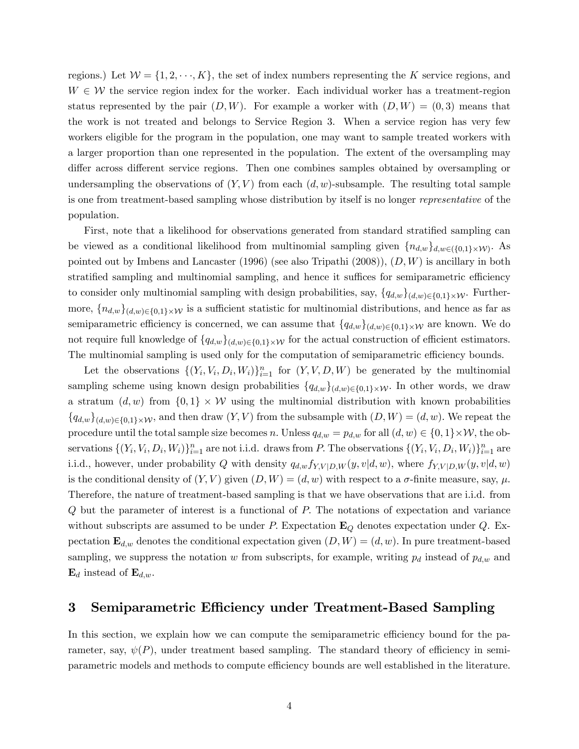regions.) Let $\mathcal{W} = \{1, 2, \cdots, K\}$, the set of index numbers representing the $K$ service regions, and $W \in \mathcal{W}$ the service region index for the worker. Each individual worker has a treatment-region status represented by the pair $(D, W)$. For example a worker with $(D, W) = (0, 3)$ means that the work is not treated and belongs to Service Region 3. When a service region has very few workers eligible for the program in the population, one may want to sample treated workers with a larger proportion than one represented in the population. The extent of the oversampling may differ across different service regions. Then one combines samples obtained by oversampling or undersampling the observations of $(Y, V)$ from each $(d, w)$-subsample. The resulting total sample is one from treatment-based sampling whose distribution by itself is no longer *representative* of the population.

First, note that a likelihood for observations generated from standard stratified sampling can be viewed as a conditional likelihood from multinomial sampling given $\{n_{d,w}\}_{d,w \in (\{0,1\} \times \mathcal{W})}$. As pointed out by Imbens and Lancaster (1996) (see also Tripathi (2008)), $(D, W)$ is ancillary in both stratified sampling and multinomial sampling, and hence it suffices for semiparametric efficiency to consider only multinomial sampling with design probabilities, say, $\{q_{d,w}\}_{(d,w) \in \{0,1\} \times \mathcal{W}}$. Furthermore, $\{n_{d,w}\}_{(d,w) \in \{0,1\} \times \mathcal{W}}$ is a sufficient statistic for multinomial distributions, and hence as far as semiparametric efficiency is concerned, we can assume that $\{q_{d,w}\}_{(d,w) \in \{0,1\} \times \mathcal{W}}$ are known. We do not require full knowledge of $\{q_{d,w}\}_{(d,w) \in \{0,1\} \times \mathcal{W}}$ for the actual construction of efficient estimators. The multinomial sampling is used only for the computation of semiparametric efficiency bounds.

Let the observations $\{(Y_i, V_i, D_i, W_i)\}_{i=1}^n$ for $(Y, V, D, W)$ be generated by the multinomial sampling scheme using known design probabilities $\{q_{d,w}\}_{(d,w) \in \{0,1\} \times \mathcal{W}}$. In other words, we draw a stratum $(d, w)$ from $\{0, 1\} \times \mathcal{W}$ using the multinomial distribution with known probabilities $\{q_{d,w}\}_{(d,w) \in \{0,1\} \times \mathcal{W}}$, and then draw $(Y, V)$ from the subsample with $(D, W) = (d, w)$. We repeat the procedure until the total sample size becomes $n$. Unless $q_{d,w} = p_{d,w}$ for all $(d, w) \in \{0, 1\} \times \mathcal{W}$, the observations $\{(Y_i, V_i, D_i, W_i)\}_{i=1}^n$ are not i.i.d. draws from $P$. The observations $\{(Y_i, V_i, D_i, W_i)\}_{i=1}^n$ are i.i.d., however, under probability $Q$ with density $q_{d,w} f_{Y,V|D,W}(y, v|d, w)$, where $f_{Y,V|D,W}(y, v|d, w)$ is the conditional density of $(Y, V)$ given $(D, W) = (d, w)$ with respect to a $\sigma$-finite measure, say, $\mu$. Therefore, the nature of treatment-based sampling is that we have observations that are i.i.d. from $Q$ but the parameter of interest is a functional of $P$. The notations of expectation and variance without subscripts are assumed to be under $P$. Expectation $\mathbf{E}_Q$ denotes expectation under $Q$. Expectation $\mathbf{E}_{d,w}$ denotes the conditional expectation given $(D, W) = (d, w)$. In pure treatment-based sampling, we suppress the notation $w$ from subscripts, for example, writing $p_d$ instead of $p_{d,w}$ and $\mathbf{E}_d$ instead of $\mathbf{E}_{d,w}$.

## 3 Semiparametric Efficiency under Treatment-Based Sampling

In this section, we explain how we can compute the semiparametric efficiency bound for the parameter, say, $\psi(P)$, under treatment based sampling. The standard theory of efficiency in semiparametric models and methods to compute efficiency bounds are well established in the literature.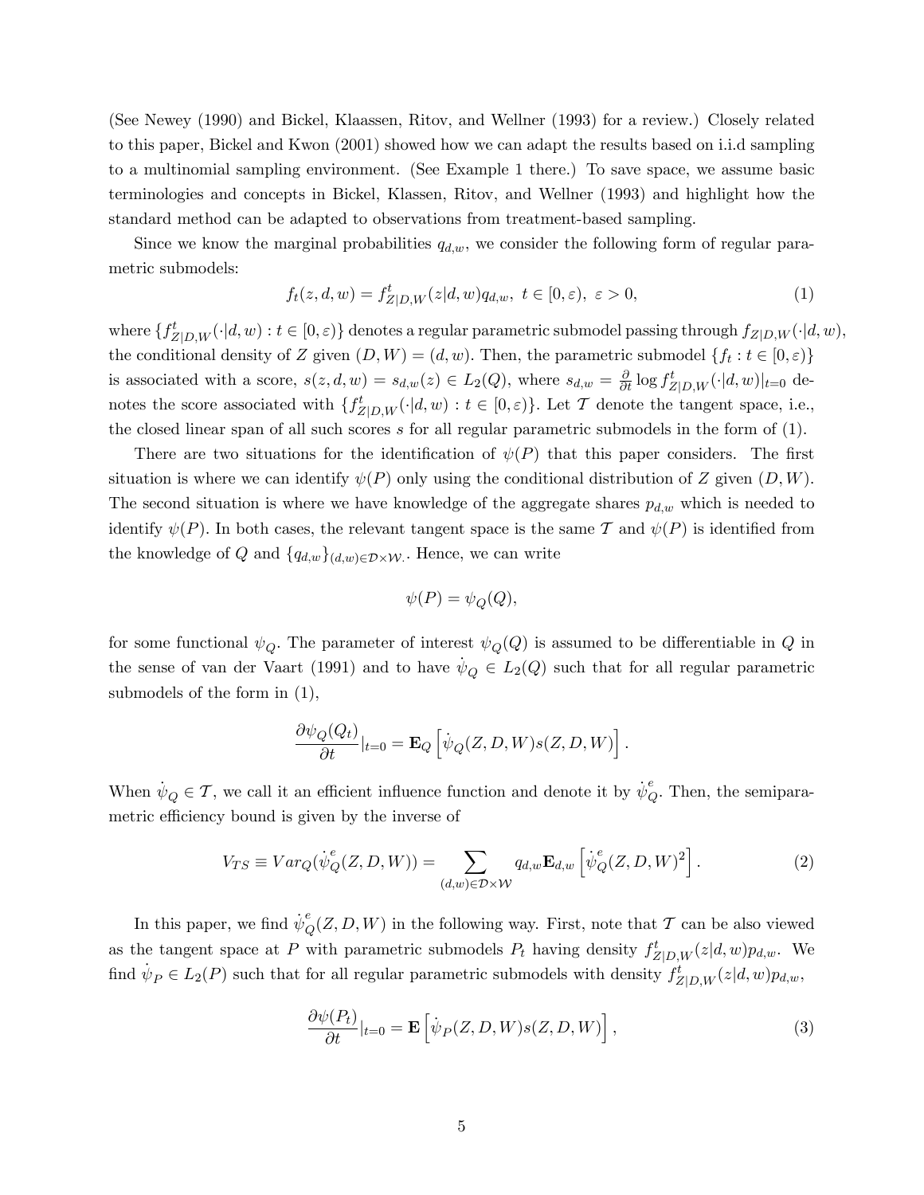(See Newey (1990) and Bickel, Klaassen, Ritov, and Wellner (1993) for a review.) Closely related to this paper, Bickel and Kwon (2001) showed how we can adapt the results based on i.i.d sampling to a multinomial sampling environment. (See Example 1 there.) To save space, we assume basic terminologies and concepts in Bickel, Klassen, Ritov, and Wellner (1993) and highlight how the standard method can be adapted to observations from treatment-based sampling.

Since we know the marginal probabilities $q_{d,w}$, we consider the following form of regular parametric submodels:

$$f_t(z, d, w) = f^t_{Z|D,W}(z|d, w)q_{d,w}, \ t \in [0, \varepsilon), \ \varepsilon > 0, \tag{1}$$

where $\{f^t_{Z|D,W}(\cdot|d, w) : t \in [0, \varepsilon)\}$ denotes a regular parametric submodel passing through $f_{Z|D,W}(\cdot|d, w)$, the conditional density of $Z$ given $(D, W) = (d, w)$. Then, the parametric submodel $\{f_t : t \in [0, \varepsilon)\}$ is associated with a score, $s(z, d, w) = s_{d,w}(z) \in L_2(Q)$, where $s_{d,w} = \frac{\partial}{\partial t} \log f^t_{Z|D,W}(\cdot|d, w)|_{t=0}$ denotes the score associated with $\{f^t_{Z|D,W}(\cdot|d, w) : t \in [0, \varepsilon)\}$. Let $\mathcal{T}$ denote the tangent space, i.e., the closed linear span of all such scores $s$ for all regular parametric submodels in the form of (1).

There are two situations for the identification of $\psi(P)$ that this paper considers. The first situation is where we can identify $\psi(P)$ only using the conditional distribution of $Z$ given $(D, W)$. The second situation is where we have knowledge of the aggregate shares $p_{d,w}$ which is needed to identify $\psi(P)$. In both cases, the relevant tangent space is the same $\mathcal{T}$ and $\psi(P)$ is identified from the knowledge of $Q$ and $\{q_{d,w}\}_{(d,w)\in\mathcal{D}\times\mathcal{W}}$. Hence, we can write

$$\psi(P) = \psi_Q(Q),$$

for some functional $\psi_Q$. The parameter of interest $\psi_Q(Q)$ is assumed to be differentiable in $Q$ in the sense of van der Vaart (1991) and to have $\dot{\psi}_Q \in L_2(Q)$ such that for all regular parametric submodels of the form in (1),

$$\frac{\partial \psi_Q(Q_t)}{\partial t}|_{t=0} = \mathbf{E}_Q\left[\dot{\psi}_Q(Z, D, W)s(Z, D, W)\right].$$

When $\dot{\psi}_Q \in \mathcal{T}$, we call it an efficient influence function and denote it by $\dot{\psi}^e_Q$. Then, the semiparametric efficiency bound is given by the inverse of

$$V_{TS} \equiv Var_Q(\dot{\psi}^e_Q(Z, D, W)) = \sum_{(d,w)\in\mathcal{D}\times\mathcal{W}} q_{d,w}\mathbf{E}_{d,w}\left[\dot{\psi}^e_Q(Z, D, W)^2\right]. \tag{2}$$

In this paper, we find $\dot{\psi}^e_Q(Z, D, W)$ in the following way. First, note that $\mathcal{T}$ can be also viewed as the tangent space at $P$ with parametric submodels $P_t$ having density $f^t_{Z|D,W}(z|d, w)p_{d,w}$. We find $\dot{\psi}_P \in L_2(P)$ such that for all regular parametric submodels with density $f^t_{Z|D,W}(z|d, w)p_{d,w}$,

$$\frac{\partial \psi(P_t)}{\partial t}|_{t=0} = \mathbf{E}\left[\dot{\psi}_P(Z, D, W)s(Z, D, W)\right], \tag{3}$$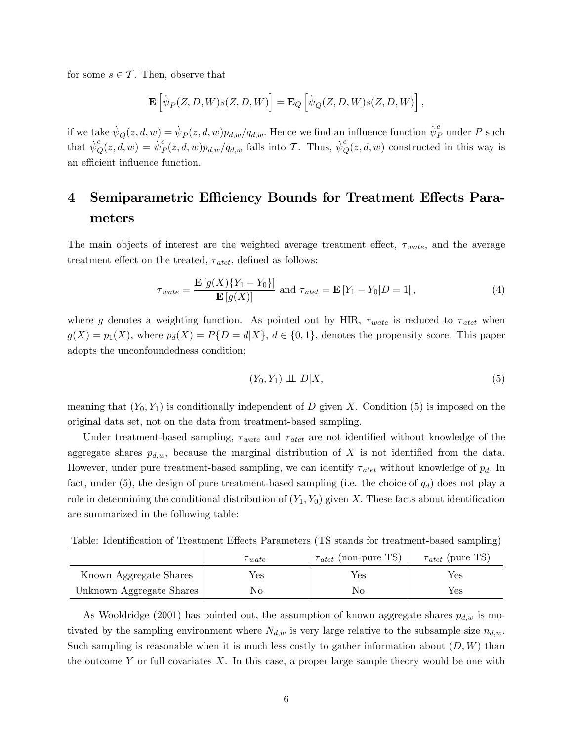for some $s \in \mathcal{T}$. Then, observe that

$$\mathbf{E}\left[\dot{\psi}_P(Z,D,W)s(Z,D,W)\right] = \mathbf{E}_Q\left[\dot{\psi}_Q(Z,D,W)s(Z,D,W)\right],$$

if we take $\dot{\psi}_Q(z,d,w) = \dot{\psi}_P(z,d,w)p_{d,w}/q_{d,w}$. Hence we find an influence function $\dot{\psi}_P^e$ under $P$ such that $\dot{\psi}_Q^e(z,d,w) = \dot{\psi}_P^e(z,d,w)p_{d,w}/q_{d,w}$ falls into $\mathcal{T}$. Thus, $\dot{\psi}_Q^e(z,d,w)$ constructed in this way is an efficient influence function.

# 4 Semiparametric Efficiency Bounds for Treatment Effects Parameters

The main objects of interest are the weighted average treatment effect, $\tau_{wate}$, and the average treatment effect on the treated, $\tau_{atet}$, defined as follows:

$$\tau_{wate} = \frac{\mathbf{E}\left[g(X)\{Y_1 - Y_0\}\right]}{\mathbf{E}\left[g(X)\right]} \text{ and } \tau_{atet} = \mathbf{E}\left[Y_1 - Y_0 | D = 1\right], \tag{4}$$

where $g$ denotes a weighting function. As pointed out by HIR, $\tau_{wate}$ is reduced to $\tau_{atet}$ when $g(X) = p_1(X)$, where $p_d(X) = P\{D = d|X\}$, $d \in \{0,1\}$, denotes the propensity score. This paper adopts the unconfoundedness condition:

$$(Y_0, Y_1) \perp\!\!\!\perp D|X, \tag{5}$$

meaning that $(Y_0, Y_1)$ is conditionally independent of $D$ given $X$. Condition (5) is imposed on the original data set, not on the data from treatment-based sampling.

Under treatment-based sampling, $\tau_{wate}$ and $\tau_{atet}$ are not identified without knowledge of the aggregate shares $p_{d,w}$, because the marginal distribution of $X$ is not identified from the data. However, under pure treatment-based sampling, we can identify $\tau_{atet}$ without knowledge of $p_d$. In fact, under (5), the design of pure treatment-based sampling (i.e. the choice of $q_d$) does not play a role in determining the conditional distribution of $(Y_1, Y_0)$ given $X$. These facts about identification are summarized in the following table:

Table: Identification of Treatment Effects Parameters (TS stands for treatment-based sampling)

| | $\tau_{wate}$ | $\tau_{atet}$ (non-pure TS) | $\tau_{atet}$ (pure TS) |
|---|---|---|---|
| Known Aggregate Shares | Yes | Yes | Yes |
| Unknown Aggregate Shares | No | No | Yes |

As Wooldridge (2001) has pointed out, the assumption of known aggregate shares $p_{d,w}$ is motivated by the sampling environment where $N_{d,w}$ is very large relative to the subsample size $n_{d,w}$. Such sampling is reasonable when it is much less costly to gather information about $(D, W)$ than the outcome $Y$ or full covariates $X$. In this case, a proper large sample theory would be one with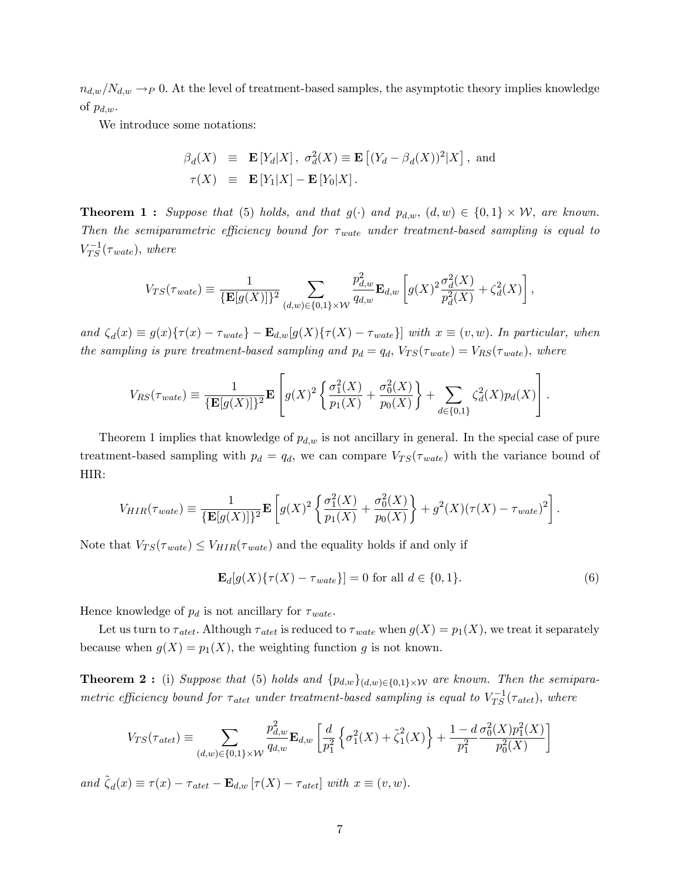$n_{d,w}/N_{d,w} \to_P 0$. At the level of treatment-based samples, the asymptotic theory implies knowledge of $p_{d,w}$.

We introduce some notations:

$$\begin{aligned}
\beta_d(X) &\equiv \mathbf{E}[Y_d|X], \ \sigma_d^2(X) \equiv \mathbf{E}\left[(Y_d - \beta_d(X))^2|X\right], \text{ and} \\
\tau(X) &\equiv \mathbf{E}[Y_1|X] - \mathbf{E}[Y_0|X].
\end{aligned}$$

**Theorem 1 :** *Suppose that (5) holds, and that $g(\cdot)$ and $p_{d,w}$, $(d,w) \in \{0,1\} \times \mathcal{W}$, are known. Then the semiparametric efficiency bound for $\tau_{wate}$ under treatment-based sampling is equal to $V_{TS}^{-1}(\tau_{wate})$, where*

$$V_{TS}(\tau_{wate}) \equiv \frac{1}{\{\mathbf{E}[g(X)]\}^2} \sum_{(d,w)\in\{0,1\}\times\mathcal{W}} \frac{p_{d,w}^2}{q_{d,w}} \mathbf{E}_{d,w}\left[g(X)^2 \frac{\sigma_d^2(X)}{p_d^2(X)} + \zeta_d^2(X)\right],$$

*and $\zeta_d(x) \equiv g(x)\{\tau(x) - \tau_{wate}\} - \mathbf{E}_{d,w}[g(X)\{\tau(X) - \tau_{wate}\}]$ with $x \equiv (v,w)$. In particular, when the sampling is pure treatment-based sampling and $p_d = q_d$, $V_{TS}(\tau_{wate}) = V_{RS}(\tau_{wate})$, where*

$$V_{RS}(\tau_{wate}) \equiv \frac{1}{\{\mathbf{E}[g(X)]\}^2} \mathbf{E}\left[g(X)^2\left\{\frac{\sigma_1^2(X)}{p_1(X)} + \frac{\sigma_0^2(X)}{p_0(X)}\right\} + \sum_{d\in\{0,1\}} \zeta_d^2(X) p_d(X)\right].$$

Theorem 1 implies that knowledge of $p_{d,w}$ is not ancillary in general. In the special case of pure treatment-based sampling with $p_d = q_d$, we can compare $V_{TS}(\tau_{wate})$ with the variance bound of HIR:

$$V_{HIR}(\tau_{wate}) \equiv \frac{1}{\{\mathbf{E}[g(X)]\}^2} \mathbf{E}\left[g(X)^2\left\{\frac{\sigma_1^2(X)}{p_1(X)} + \frac{\sigma_0^2(X)}{p_0(X)}\right\} + g^2(X)(\tau(X) - \tau_{wate})^2\right].$$

Note that $V_{TS}(\tau_{wate}) \le V_{HIR}(\tau_{wate})$ and the equality holds if and only if

$$\mathbf{E}_d[g(X)\{\tau(X) - \tau_{wate}\}] = 0 \text{ for all } d \in \{0,1\}. \tag{6}$$

Hence knowledge of $p_d$ is not ancillary for $\tau_{wate}$.

Let us turn to $\tau_{atet}$. Although $\tau_{atet}$ is reduced to $\tau_{wate}$ when $g(X) = p_1(X)$, we treat it separately because when $g(X) = p_1(X)$, the weighting function $g$ is not known.

**Theorem 2 :** (i) *Suppose that (5) holds and $\{p_{d,w}\}_{(d,w)\in\{0,1\}\times\mathcal{W}}$ are known. Then the semiparametric efficiency bound for $\tau_{atet}$ under treatment-based sampling is equal to $V_{TS}^{-1}(\tau_{atet})$, where*

$$V_{TS}(\tau_{atet}) \equiv \sum_{(d,w)\in\{0,1\}\times\mathcal{W}} \frac{p_{d,w}^2}{q_{d,w}} \mathbf{E}_{d,w}\left[\frac{d}{p_1^2}\left\{\sigma_1^2(X) + \tilde{\zeta}_1^2(X)\right\} + \frac{1-d}{p_1^2} \frac{\sigma_0^2(X) p_1^2(X)}{p_0^2(X)}\right]$$

*and $\tilde{\zeta}_d(x) \equiv \tau(x) - \tau_{atet} - \mathbf{E}_{d,w}[\tau(X) - \tau_{atet}]$ with $x \equiv (v,w)$.*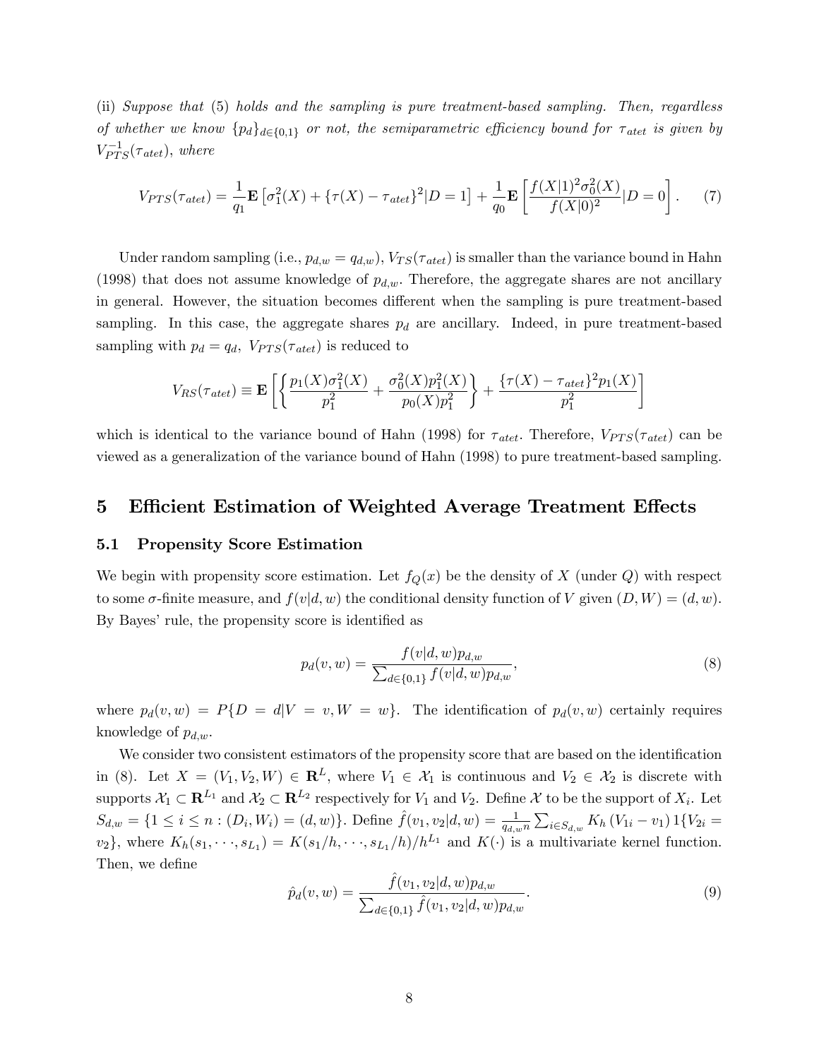(ii) *Suppose that (5) holds and the sampling is pure treatment-based sampling. Then, regardless of whether we know $\{p_d\}_{d\in\{0,1\}}$ or not, the semiparametric efficiency bound for $\tau_{atet}$ is given by $V_{PTS}^{-1}(\tau_{atet})$, where*

$$V_{PTS}(\tau_{atet}) = \frac{1}{q_1}\mathbf{E}\left[\sigma_1^2(X) + \{\tau(X) - \tau_{atet}\}^2|D=1\right] + \frac{1}{q_0}\mathbf{E}\left[\frac{f(X|1)^2\sigma_0^2(X)}{f(X|0)^2}|D=0\right]. \quad (7)$$

Under random sampling (i.e., $p_{d,w} = q_{d,w}$), $V_{TS}(\tau_{atet})$ is smaller than the variance bound in Hahn (1998) that does not assume knowledge of $p_{d,w}$. Therefore, the aggregate shares are not ancillary in general. However, the situation becomes different when the sampling is pure treatment-based sampling. In this case, the aggregate shares $p_d$ are ancillary. Indeed, in pure treatment-based sampling with $p_d = q_d$, $V_{PTS}(\tau_{atet})$ is reduced to

$$V_{RS}(\tau_{atet}) \equiv \mathbf{E}\left[\left\{\frac{p_1(X)\sigma_1^2(X)}{p_1^2} + \frac{\sigma_0^2(X)p_1^2(X)}{p_0(X)p_1^2}\right\} + \frac{\{\tau(X) - \tau_{atet}\}^2 p_1(X)}{p_1^2}\right]$$

which is identical to the variance bound of Hahn (1998) for $\tau_{atet}$. Therefore, $V_{PTS}(\tau_{atet})$ can be viewed as a generalization of the variance bound of Hahn (1998) to pure treatment-based sampling.

## 5 Efficient Estimation of Weighted Average Treatment Effects

### 5.1 Propensity Score Estimation

We begin with propensity score estimation. Let $f_Q(x)$ be the density of $X$ (under $Q$) with respect to some $\sigma$-finite measure, and $f(v|d,w)$ the conditional density function of $V$ given $(D,W) = (d,w)$. By Bayes' rule, the propensity score is identified as

$$p_d(v,w) = \frac{f(v|d,w)p_{d,w}}{\sum_{d\in\{0,1\}} f(v|d,w)p_{d,w}}, \quad (8)$$

where $p_d(v,w) = P\{D = d|V = v, W = w\}$. The identification of $p_d(v,w)$ certainly requires knowledge of $p_{d,w}$.

We consider two consistent estimators of the propensity score that are based on the identification in (8). Let $X = (V_1, V_2, W) \in \mathbf{R}^L$, where $V_1 \in \mathcal{X}_1$ is continuous and $V_2 \in \mathcal{X}_2$ is discrete with supports $\mathcal{X}_1 \subset \mathbf{R}^{L_1}$ and $\mathcal{X}_2 \subset \mathbf{R}^{L_2}$ respectively for $V_1$ and $V_2$. Define $\mathcal{X}$ to be the support of $X_i$. Let $S_{d,w} = \{1 \le i \le n : (D_i, W_i) = (d,w)\}$. Define $\hat{f}(v_1, v_2|d,w) = \frac{1}{q_{d,w}n}\sum_{i\in S_{d,w}} K_h(V_{1i} - v_1) 1\{V_{2i} = v_2\}$, where $K_h(s_1, \cdots, s_{L_1}) = K(s_1/h, \cdots, s_{L_1}/h)/h^{L_1}$ and $K(\cdot)$ is a multivariate kernel function. Then, we define

$$\hat{p}_d(v,w) = \frac{\hat{f}(v_1, v_2|d,w)p_{d,w}}{\sum_{d\in\{0,1\}} \hat{f}(v_1, v_2|d,w)p_{d,w}}. \quad (9)$$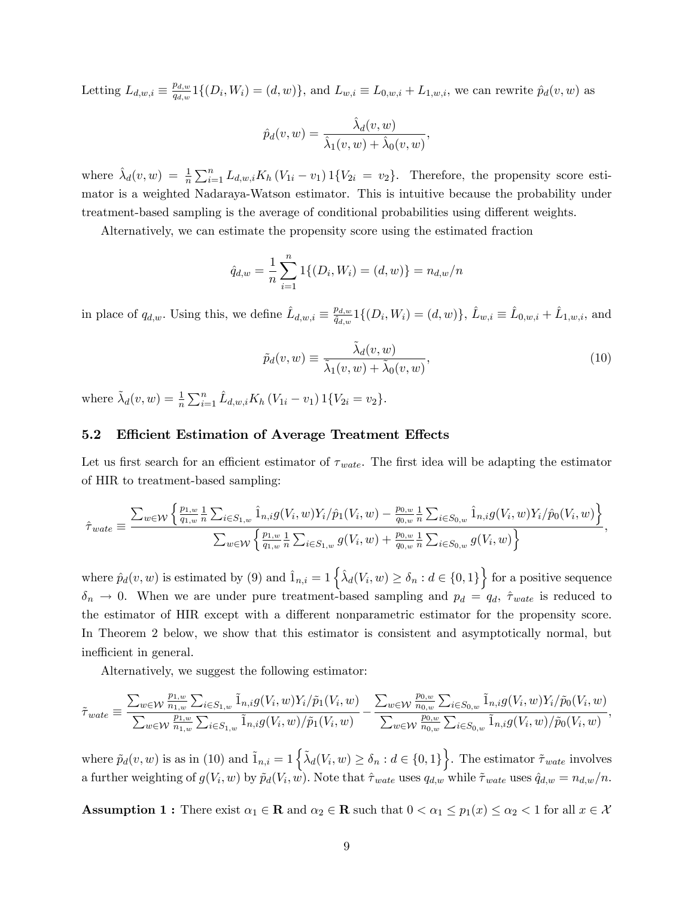Letting $L_{d,w,i} \equiv \frac{p_{d,w}}{q_{d,w}} 1\{(D_i, W_i) = (d, w)\}$, and $L_{w,i} \equiv L_{0,w,i} + L_{1,w,i}$, we can rewrite $\hat{p}_d(v, w)$ as

$$\hat{p}_d(v, w) = \frac{\hat{\lambda}_d(v, w)}{\hat{\lambda}_1(v, w) + \hat{\lambda}_0(v, w)},$$

where $\hat{\lambda}_d(v, w) = \frac{1}{n} \sum_{i=1}^n L_{d,w,i} K_h (V_{1i} - v_1) 1\{V_{2i} = v_2\}$. Therefore, the propensity score estimator is a weighted Nadaraya-Watson estimator. This is intuitive because the probability under treatment-based sampling is the average of conditional probabilities using different weights.

Alternatively, we can estimate the propensity score using the estimated fraction

$$\hat{q}_{d,w} = \frac{1}{n} \sum_{i=1}^n 1\{(D_i, W_i) = (d, w)\} = n_{d,w}/n$$

in place of $q_{d,w}$. Using this, we define $\hat{L}_{d,w,i} \equiv \frac{p_{d,w}}{\hat{q}_{d,w}} 1\{(D_i, W_i) = (d, w)\}$, $\hat{L}_{w,i} \equiv \hat{L}_{0,w,i} + \hat{L}_{1,w,i}$, and

$$\tilde{p}_d(v, w) \equiv \frac{\tilde{\lambda}_d(v, w)}{\tilde{\lambda}_1(v, w) + \tilde{\lambda}_0(v, w)}, \tag{10}$$

where $\tilde{\lambda}_d(v, w) = \frac{1}{n} \sum_{i=1}^n \hat{L}_{d,w,i} K_h (V_{1i} - v_1) 1\{V_{2i} = v_2\}$.

## 5.2 Efficient Estimation of Average Treatment Effects

Let us first search for an efficient estimator of $\tau_{wate}$. The first idea will be adapting the estimator of HIR to treatment-based sampling:

$$\hat{\tau}_{wate} \equiv \frac{\sum_{w \in \mathcal{W}} \left\{ \frac{p_{1,w}}{q_{1,w}} \frac{1}{n} \sum_{i \in S_{1,w}} \hat{1}_{n,i} g(V_i, w) Y_i / \hat{p}_1(V_i, w) - \frac{p_{0,w}}{q_{0,w}} \frac{1}{n} \sum_{i \in S_{0,w}} \hat{1}_{n,i} g(V_i, w) Y_i / \hat{p}_0(V_i, w) \right\}}{\sum_{w \in \mathcal{W}} \left\{ \frac{p_{1,w}}{q_{1,w}} \frac{1}{n} \sum_{i \in S_{1,w}} g(V_i, w) + \frac{p_{0,w}}{q_{0,w}} \frac{1}{n} \sum_{i \in S_{0,w}} g(V_i, w) \right\}},$$

where $\hat{p}_d(v, w)$ is estimated by (9) and $\hat{1}_{n,i} = 1\left\{\hat{\lambda}_d(V_i, w) \geq \delta_n : d \in \{0, 1\}\right\}$ for a positive sequence $\delta_n \to 0$. When we are under pure treatment-based sampling and $p_d = q_d$, $\hat{\tau}_{wate}$ is reduced to the estimator of HIR except with a different nonparametric estimator for the propensity score. In Theorem 2 below, we show that this estimator is consistent and asymptotically normal, but inefficient in general.

Alternatively, we suggest the following estimator:

$$\tilde{\tau}_{wate} \equiv \frac{\sum_{w \in \mathcal{W}} \frac{p_{1,w}}{n_{1,w}} \sum_{i \in S_{1,w}} \tilde{1}_{n,i} g(V_i, w) Y_i / \tilde{p}_1(V_i, w)}{\sum_{w \in \mathcal{W}} \frac{p_{1,w}}{n_{1,w}} \sum_{i \in S_{1,w}} \tilde{1}_{n,i} g(V_i, w) / \tilde{p}_1(V_i, w)} - \frac{\sum_{w \in \mathcal{W}} \frac{p_{0,w}}{n_{0,w}} \sum_{i \in S_{0,w}} \tilde{1}_{n,i} g(V_i, w) Y_i / \tilde{p}_0(V_i, w)}{\sum_{w \in \mathcal{W}} \frac{p_{0,w}}{n_{0,w}} \sum_{i \in S_{0,w}} \tilde{1}_{n,i} g(V_i, w) / \tilde{p}_0(V_i, w)},$$

where $\tilde{p}_d(v, w)$ is as in (10) and $\tilde{1}_{n,i} = 1\left\{\tilde{\lambda}_d(V_i, w) \geq \delta_n : d \in \{0, 1\}\right\}$. The estimator $\tilde{\tau}_{wate}$ involves a further weighting of $g(V_i, w)$ by $\tilde{p}_d(V_i, w)$. Note that $\hat{\tau}_{wate}$ uses $q_{d,w}$ while $\tilde{\tau}_{wate}$ uses $\hat{q}_{d,w} = n_{d,w}/n$.

**Assumption 1 :** There exist $\alpha_1 \in \mathbf{R}$ and $\alpha_2 \in \mathbf{R}$ such that $0 < \alpha_1 \leq p_1(x) \leq \alpha_2 < 1$ for all $x \in \mathcal{X}$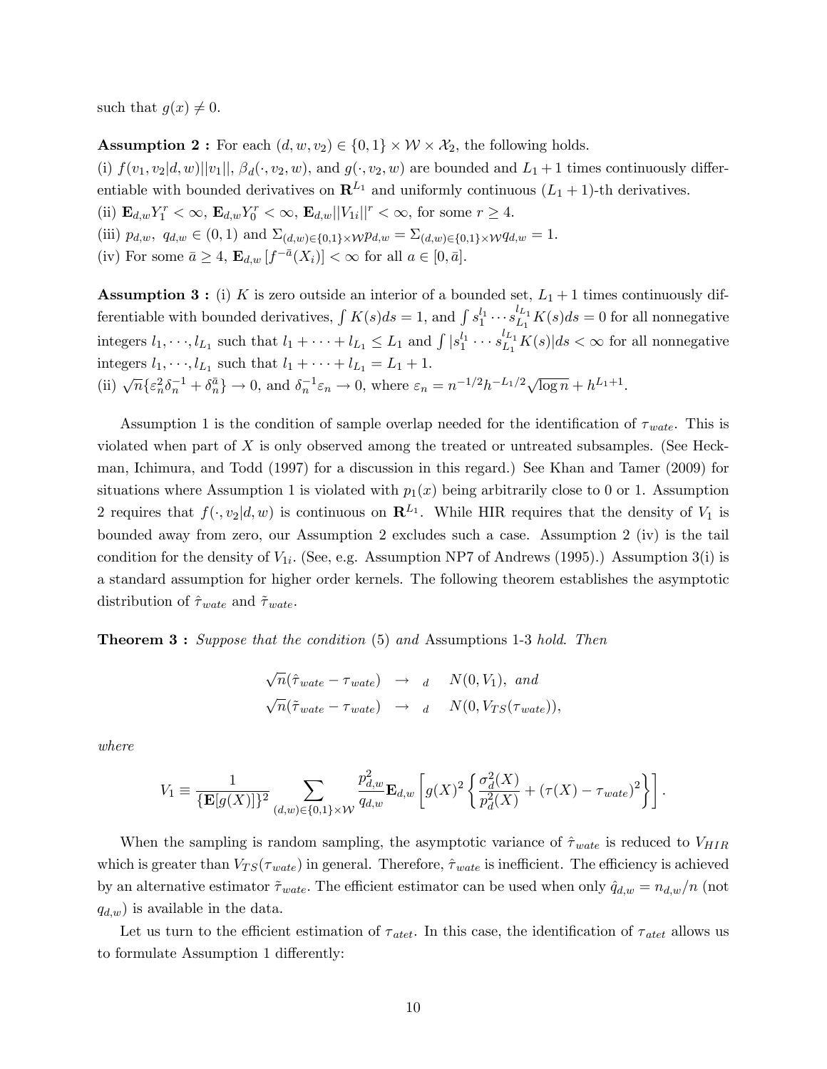such that $g(x) \neq 0$.

**Assumption 2 :** For each $(d, w, v_2) \in \{0,1\} \times \mathcal{W} \times \mathcal{X}_2$, the following holds.
(i) $f(v_1, v_2|d, w)||v_1||$, $\beta_d(\cdot, v_2, w)$, and $g(\cdot, v_2, w)$ are bounded and $L_1 + 1$ times continuously differentiable with bounded derivatives on $\mathbf{R}^{L_1}$ and uniformly continuous $(L_1 + 1)$-th derivatives.
(ii) $\mathbf{E}_{d,w} Y_1^r < \infty$, $\mathbf{E}_{d,w} Y_0^r < \infty$, $\mathbf{E}_{d,w}||V_{1i}||^r < \infty$, for some $r \geq 4$.
(iii) $p_{d,w}$, $q_{d,w} \in (0,1)$ and $\Sigma_{(d,w)\in\{0,1\}\times\mathcal{W}} p_{d,w} = \Sigma_{(d,w)\in\{0,1\}\times\mathcal{W}} q_{d,w} = 1$.
(iv) For some $\bar{a} \geq 4$, $\mathbf{E}_{d,w}[f^{-\bar{a}}(X_i)] < \infty$ for all $a \in [0, \bar{a}]$.

**Assumption 3 :** (i) $K$ is zero outside an interior of a bounded set, $L_1 + 1$ times continuously differentiable with bounded derivatives, $\int K(s)ds = 1$, and $\int s_1^{l_1} \cdots s_{L_1}^{l_{L_1}} K(s)ds = 0$ for all nonnegative integers $l_1, \cdots, l_{L_1}$ such that $l_1 + \cdots + l_{L_1} \leq L_1$ and $\int |s_1^{l_1} \cdots s_{L_1}^{l_{L_1}} K(s)|ds < \infty$ for all nonnegative integers $l_1, \cdots, l_{L_1}$ such that $l_1 + \cdots + l_{L_1} = L_1 + 1$.
(ii) $\sqrt{n}\{\varepsilon_n^2 \delta_n^{-1} + \delta_n^{\bar{a}}\} \to 0$, and $\delta_n^{-1}\varepsilon_n \to 0$, where $\varepsilon_n = n^{-1/2}h^{-L_1/2}\sqrt{\log n} + h^{L_1+1}$.

Assumption 1 is the condition of sample overlap needed for the identification of $\tau_{wate}$. This is violated when part of $X$ is only observed among the treated or untreated subsamples. (See Heckman, Ichimura, and Todd (1997) for a discussion in this regard.) See Khan and Tamer (2009) for situations where Assumption 1 is violated with $p_1(x)$ being arbitrarily close to 0 or 1. Assumption 2 requires that $f(\cdot, v_2|d, w)$ is continuous on $\mathbf{R}^{L_1}$. While HIR requires that the density of $V_1$ is bounded away from zero, our Assumption 2 excludes such a case. Assumption 2 (iv) is the tail condition for the density of $V_{1i}$. (See, e.g. Assumption NP7 of Andrews (1995).) Assumption 3(i) is a standard assumption for higher order kernels. The following theorem establishes the asymptotic distribution of $\hat{\tau}_{wate}$ and $\tilde{\tau}_{wate}$.

**Theorem 3 :** *Suppose that the condition* (5) *and* Assumptions 1-3 *hold. Then*

$$
\begin{aligned}
\sqrt{n}(\hat{\tau}_{wate} - \tau_{wate}) &\to_d N(0, V_1), \text{ and} \\
\sqrt{n}(\tilde{\tau}_{wate} - \tau_{wate}) &\to_d N(0, V_{TS}(\tau_{wate})),
\end{aligned}
$$

*where*

$$
V_1 \equiv \frac{1}{\{\mathbf{E}[g(X)]\}^2} \sum_{(d,w)\in\{0,1\}\times\mathcal{W}} \frac{p_{d,w}^2}{q_{d,w}} \mathbf{E}_{d,w}\left[g(X)^2 \left\{\frac{\sigma_d^2(X)}{p_d^2(X)} + (\tau(X) - \tau_{wate})^2\right\}\right].
$$

When the sampling is random sampling, the asymptotic variance of $\hat{\tau}_{wate}$ is reduced to $V_{HIR}$ which is greater than $V_{TS}(\tau_{wate})$ in general. Therefore, $\hat{\tau}_{wate}$ is inefficient. The efficiency is achieved by an alternative estimator $\tilde{\tau}_{wate}$. The efficient estimator can be used when only $\hat{q}_{d,w} = n_{d,w}/n$ (not $q_{d,w}$) is available in the data.

Let us turn to the efficient estimation of $\tau_{atet}$. In this case, the identification of $\tau_{atet}$ allows us to formulate Assumption 1 differently: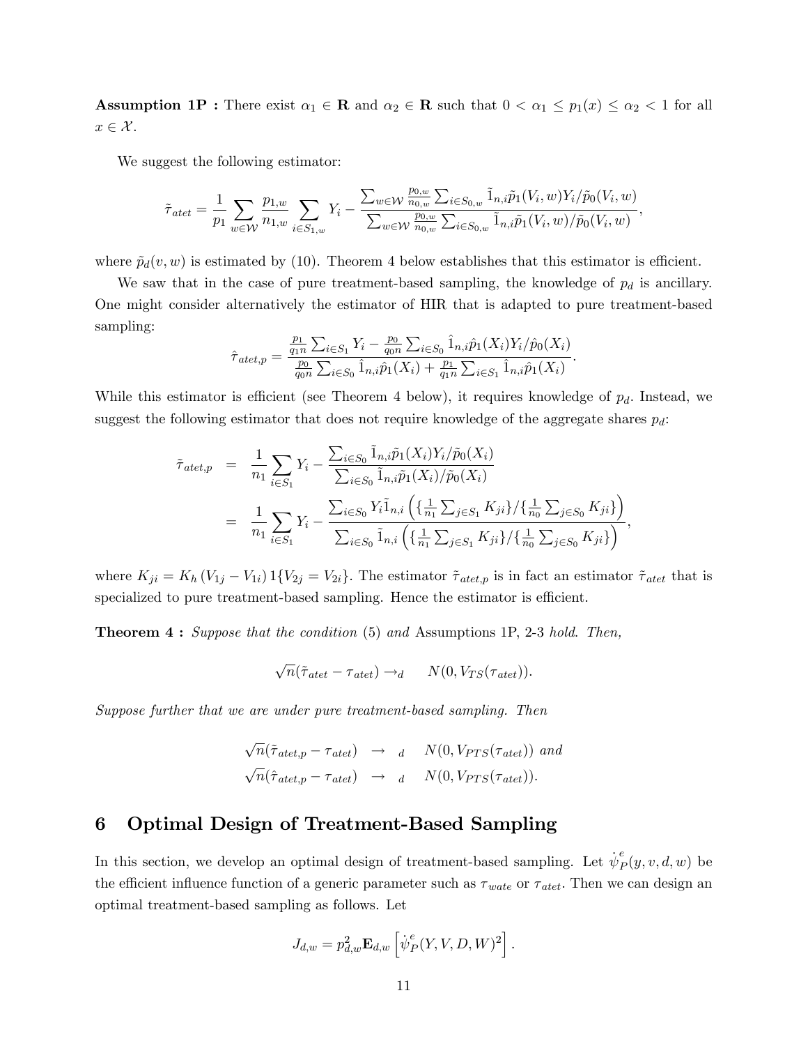**Assumption 1P :** There exist $\alpha_1 \in \mathbf{R}$ and $\alpha_2 \in \mathbf{R}$ such that $0 < \alpha_1 \leq p_1(x) \leq \alpha_2 < 1$ for all $x \in \mathcal{X}$.

We suggest the following estimator:

$$\tilde{\tau}_{atet} = \frac{1}{p_1} \sum_{w \in \mathcal{W}} \frac{p_{1,w}}{n_{1,w}} \sum_{i \in S_{1,w}} Y_i - \frac{\sum_{w \in \mathcal{W}} \frac{p_{0,w}}{n_{0,w}} \sum_{i \in S_{0,w}} \tilde{1}_{n,i} \tilde{p}_1(V_i, w) Y_i / \tilde{p}_0(V_i, w)}{\sum_{w \in \mathcal{W}} \frac{p_{0,w}}{n_{0,w}} \sum_{i \in S_{0,w}} \tilde{1}_{n,i} \tilde{p}_1(V_i, w) / \tilde{p}_0(V_i, w)},$$

where $\tilde{p}_d(v, w)$ is estimated by (10). Theorem 4 below establishes that this estimator is efficient.

We saw that in the case of pure treatment-based sampling, the knowledge of $p_d$ is ancillary. One might consider alternatively the estimator of HIR that is adapted to pure treatment-based sampling:

$$\hat{\tau}_{atet,p} = \frac{\frac{p_1}{q_1 n} \sum_{i \in S_1} Y_i - \frac{p_0}{q_0 n} \sum_{i \in S_0} \hat{1}_{n,i} \hat{p}_1(X_i) Y_i / \hat{p}_0(X_i)}{\frac{p_0}{q_0 n} \sum_{i \in S_0} \hat{1}_{n,i} \hat{p}_1(X_i) + \frac{p_1}{q_1 n} \sum_{i \in S_1} \hat{1}_{n,i} \hat{p}_1(X_i)}.$$

While this estimator is efficient (see Theorem 4 below), it requires knowledge of $p_d$. Instead, we suggest the following estimator that does not require knowledge of the aggregate shares $p_d$:

$$\begin{aligned}
\tilde{\tau}_{atet,p} &= \frac{1}{n_1} \sum_{i \in S_1} Y_i - \frac{\sum_{i \in S_0} \tilde{1}_{n,i} \tilde{p}_1(X_i) Y_i / \tilde{p}_0(X_i)}{\sum_{i \in S_0} \tilde{1}_{n,i} \tilde{p}_1(X_i) / \tilde{p}_0(X_i)} \\
&= \frac{1}{n_1} \sum_{i \in S_1} Y_i - \frac{\sum_{i \in S_0} Y_i \tilde{1}_{n,i} \left( \{\frac{1}{n_1} \sum_{j \in S_1} K_{ji}\} / \{\frac{1}{n_0} \sum_{j \in S_0} K_{ji}\} \right)}{\sum_{i \in S_0} \tilde{1}_{n,i} \left( \{\frac{1}{n_1} \sum_{j \in S_1} K_{ji}\} / \{\frac{1}{n_0} \sum_{j \in S_0} K_{ji}\} \right)},
\end{aligned}$$

where $K_{ji} = K_h(V_{1j} - V_{1i}) 1\{V_{2j} = V_{2i}\}$. The estimator $\tilde{\tau}_{atet,p}$ is in fact an estimator $\tilde{\tau}_{atet}$ that is specialized to pure treatment-based sampling. Hence the estimator is efficient.

**Theorem 4 :** *Suppose that the condition* (5) *and* Assumptions 1P, 2-3 *hold. Then,*

$$\sqrt{n}(\tilde{\tau}_{atet} - \tau_{atet}) \to_d \quad N(0, V_{TS}(\tau_{atet})).$$

*Suppose further that we are under pure treatment-based sampling. Then*

$$\begin{aligned}
\sqrt{n}(\tilde{\tau}_{atet,p} - \tau_{atet}) &\to_d \quad N(0, V_{PTS}(\tau_{atet})) \text{ and} \\
\sqrt{n}(\hat{\tau}_{atet,p} - \tau_{atet}) &\to_d \quad N(0, V_{PTS}(\tau_{atet})).
\end{aligned}$$

## 6 Optimal Design of Treatment-Based Sampling

In this section, we develop an optimal design of treatment-based sampling. Let $\dot{\psi}_P^e(y, v, d, w)$ be the efficient influence function of a generic parameter such as $\tau_{wate}$ or $\tau_{atet}$. Then we can design an optimal treatment-based sampling as follows. Let

$$J_{d,w} = p_{d,w}^2 \mathbf{E}_{d,w} \left[ \dot{\psi}_P^e(Y, V, D, W)^2 \right].$$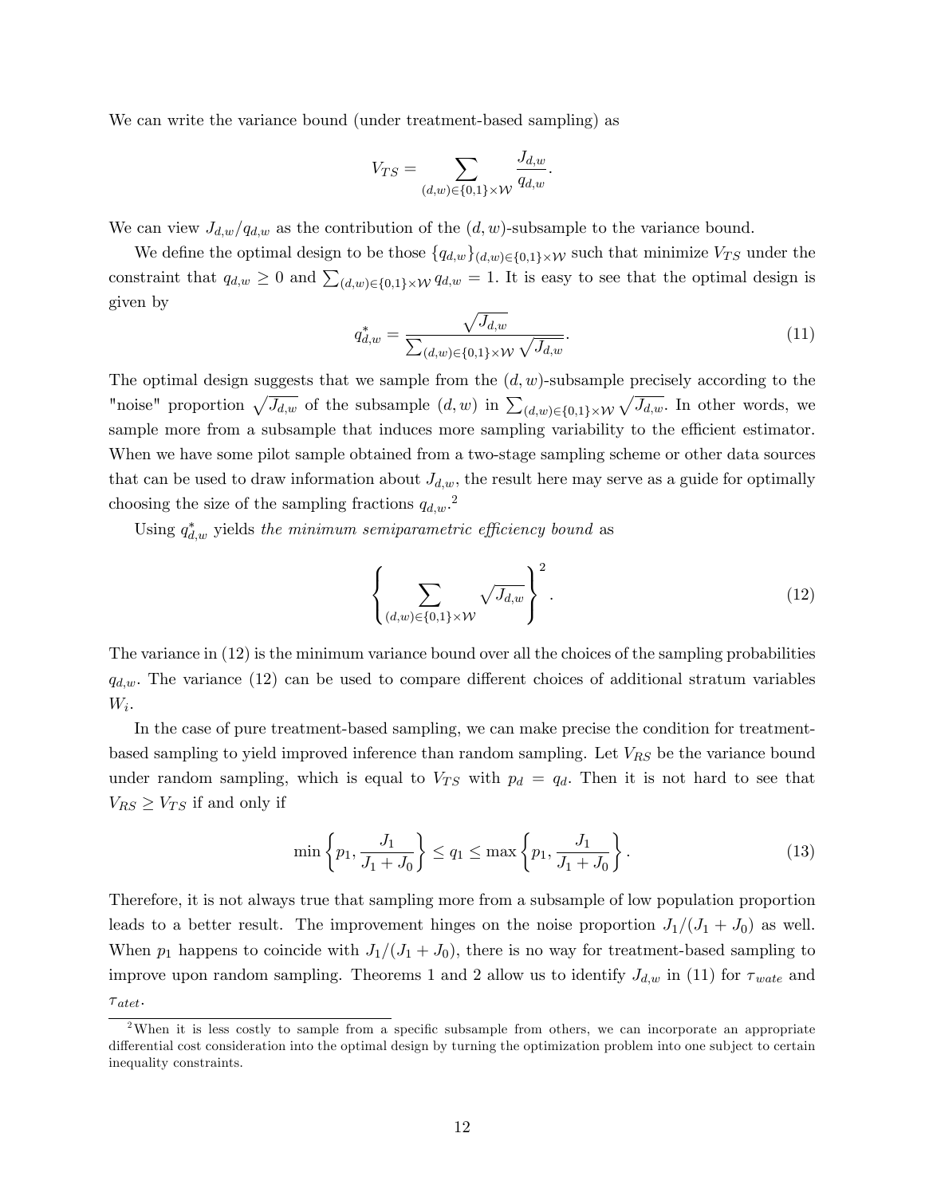We can write the variance bound (under treatment-based sampling) as

$$V_{TS} = \sum_{(d,w)\in\{0,1\}\times\mathcal{W}} \frac{J_{d,w}}{q_{d,w}}.$$

We can view $J_{d,w}/q_{d,w}$ as the contribution of the $(d,w)$-subsample to the variance bound.

We define the optimal design to be those $\{q_{d,w}\}_{(d,w)\in\{0,1\}\times\mathcal{W}}$ such that minimize $V_{TS}$ under the constraint that $q_{d,w} \geq 0$ and $\sum_{(d,w)\in\{0,1\}\times\mathcal{W}} q_{d,w} = 1$. It is easy to see that the optimal design is given by

$$q^*_{d,w} = \frac{\sqrt{J_{d,w}}}{\sum_{(d,w)\in\{0,1\}\times\mathcal{W}} \sqrt{J_{d,w}}}. \tag{11}$$

The optimal design suggests that we sample from the $(d,w)$-subsample precisely according to the "noise" proportion $\sqrt{J_{d,w}}$ of the subsample $(d,w)$ in $\sum_{(d,w)\in\{0,1\}\times\mathcal{W}} \sqrt{J_{d,w}}$. In other words, we sample more from a subsample that induces more sampling variability to the efficient estimator. When we have some pilot sample obtained from a two-stage sampling scheme or other data sources that can be used to draw information about $J_{d,w}$, the result here may serve as a guide for optimally choosing the size of the sampling fractions $q_{d,w}$.[2]

Using $q^*_{d,w}$ yields *the minimum semiparametric efficiency bound* as

$$\left\{ \sum_{(d,w)\in\{0,1\}\times\mathcal{W}} \sqrt{J_{d,w}} \right\}^2. \tag{12}$$

The variance in (12) is the minimum variance bound over all the choices of the sampling probabilities $q_{d,w}$. The variance (12) can be used to compare different choices of additional stratum variables $W_i$.

In the case of pure treatment-based sampling, we can make precise the condition for treatment-based sampling to yield improved inference than random sampling. Let $V_{RS}$ be the variance bound under random sampling, which is equal to $V_{TS}$ with $p_d = q_d$. Then it is not hard to see that $V_{RS} \geq V_{TS}$ if and only if

$$\min\left\{p_1, \frac{J_1}{J_1 + J_0}\right\} \leq q_1 \leq \max\left\{p_1, \frac{J_1}{J_1 + J_0}\right\}. \tag{13}$$

Therefore, it is not always true that sampling more from a subsample of low population proportion leads to a better result. The improvement hinges on the noise proportion $J_1/(J_1 + J_0)$ as well. When $p_1$ happens to coincide with $J_1/(J_1 + J_0)$, there is no way for treatment-based sampling to improve upon random sampling. Theorems 1 and 2 allow us to identify $J_{d,w}$ in (11) for $\tau_{wate}$ and $\tau_{atet}$.

[2] When it is less costly to sample from a specific subsample from others, we can incorporate an appropriate differential cost consideration into the optimal design by turning the optimization problem into one subject to certain inequality constraints.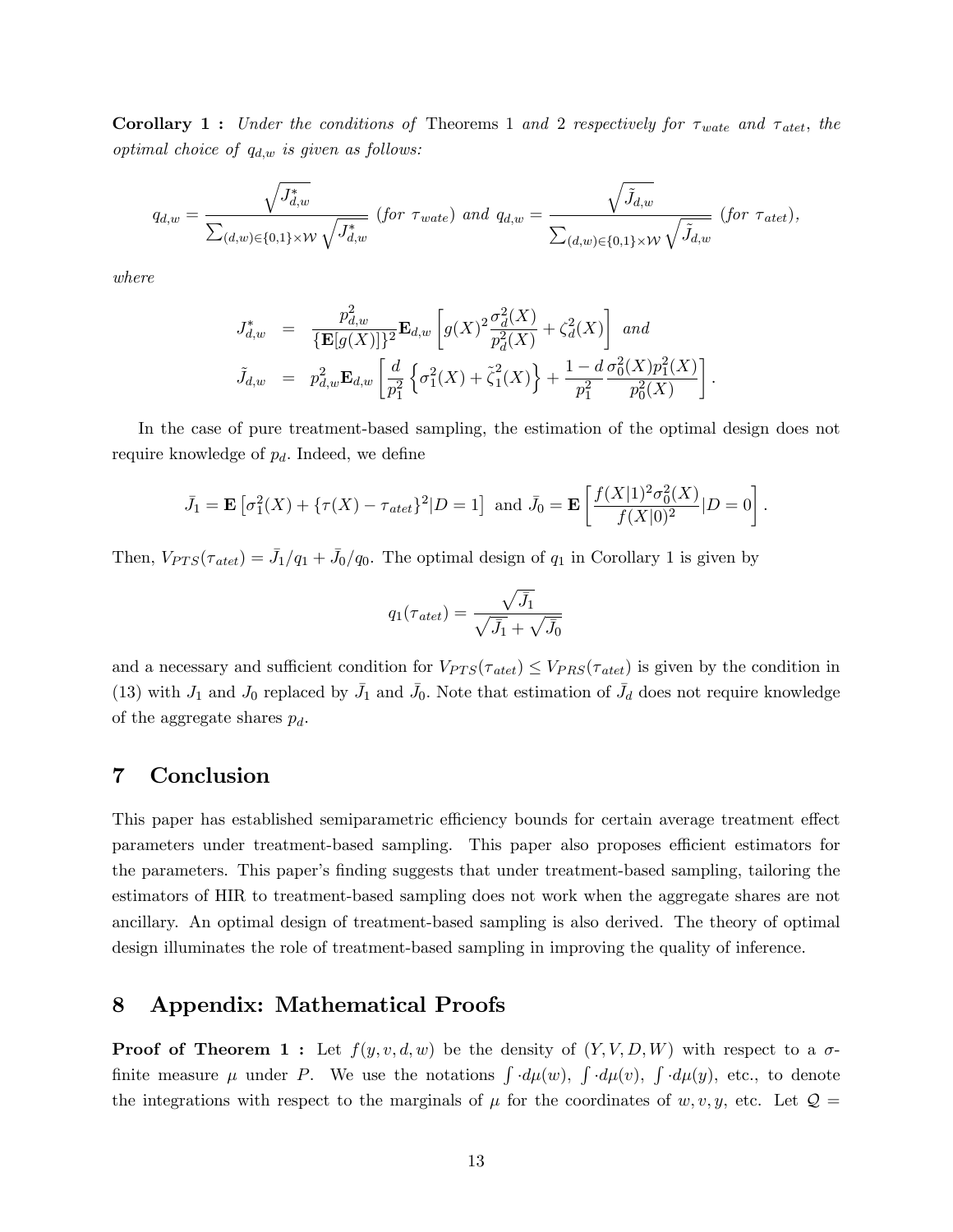**Corollary 1 :** *Under the conditions of* Theorems 1 *and* 2 *respectively for $\tau_{wate}$ and $\tau_{atet}$, the optimal choice of $q_{d,w}$ is given as follows:*

$$q_{d,w} = \frac{\sqrt{J^*_{d,w}}}{\sum_{(d,w)\in\{0,1\}\times\mathcal{W}} \sqrt{J^*_{d,w}}} \text{ (for } \tau_{wate}\text{) and } q_{d,w} = \frac{\sqrt{\tilde{J}_{d,w}}}{\sum_{(d,w)\in\{0,1\}\times\mathcal{W}} \sqrt{\tilde{J}_{d,w}}} \text{ (for } \tau_{atet}\text{)},$$

*where*

$$\begin{aligned}
J^*_{d,w} &= \frac{p^2_{d,w}}{\{\mathbf{E}[g(X)]\}^2} \mathbf{E}_{d,w}\left[ g(X)^2 \frac{\sigma^2_d(X)}{p^2_d(X)} + \zeta^2_d(X) \right] \text{ and} \\
\tilde{J}_{d,w} &= p^2_{d,w} \mathbf{E}_{d,w}\left[ \frac{d}{p^2_1}\left\{ \sigma^2_1(X) + \tilde{\zeta}^2_1(X) \right\} + \frac{1-d}{p^2_1} \frac{\sigma^2_0(X) p^2_1(X)}{p^2_0(X)} \right].
\end{aligned}$$

In the case of pure treatment-based sampling, the estimation of the optimal design does not require knowledge of $p_d$. Indeed, we define

$$\bar{J}_1 = \mathbf{E}\left[ \sigma^2_1(X) + \{\tau(X) - \tau_{atet}\}^2 | D = 1 \right] \text{ and } \bar{J}_0 = \mathbf{E}\left[ \frac{f(X|1)^2 \sigma^2_0(X)}{f(X|0)^2} | D = 0 \right].$$

Then, $V_{PTS}(\tau_{atet}) = \bar{J}_1/q_1 + \bar{J}_0/q_0$. The optimal design of $q_1$ in Corollary 1 is given by

$$q_1(\tau_{atet}) = \frac{\sqrt{\bar{J}_1}}{\sqrt{\bar{J}_1} + \sqrt{\bar{J}_0}}$$

and a necessary and sufficient condition for $V_{PTS}(\tau_{atet}) \leq V_{PRS}(\tau_{atet})$ is given by the condition in (13) with $J_1$ and $J_0$ replaced by $\bar{J}_1$ and $\bar{J}_0$. Note that estimation of $\bar{J}_d$ does not require knowledge of the aggregate shares $p_d$.

# 7 Conclusion

This paper has established semiparametric efficiency bounds for certain average treatment effect parameters under treatment-based sampling. This paper also proposes efficient estimators for the parameters. This paper's finding suggests that under treatment-based sampling, tailoring the estimators of HIR to treatment-based sampling does not work when the aggregate shares are not ancillary. An optimal design of treatment-based sampling is also derived. The theory of optimal design illuminates the role of treatment-based sampling in improving the quality of inference.

# 8 Appendix: Mathematical Proofs

**Proof of Theorem 1 :** Let $f(y, v, d, w)$ be the density of $(Y, V, D, W)$ with respect to a $\sigma$-finite measure $\mu$ under $P$. We use the notations $\int \cdot d\mu(w)$, $\int \cdot d\mu(v)$, $\int \cdot d\mu(y)$, etc., to denote the integrations with respect to the marginals of $\mu$ for the coordinates of $w, v, y$, etc. Let $\mathcal{Q} =$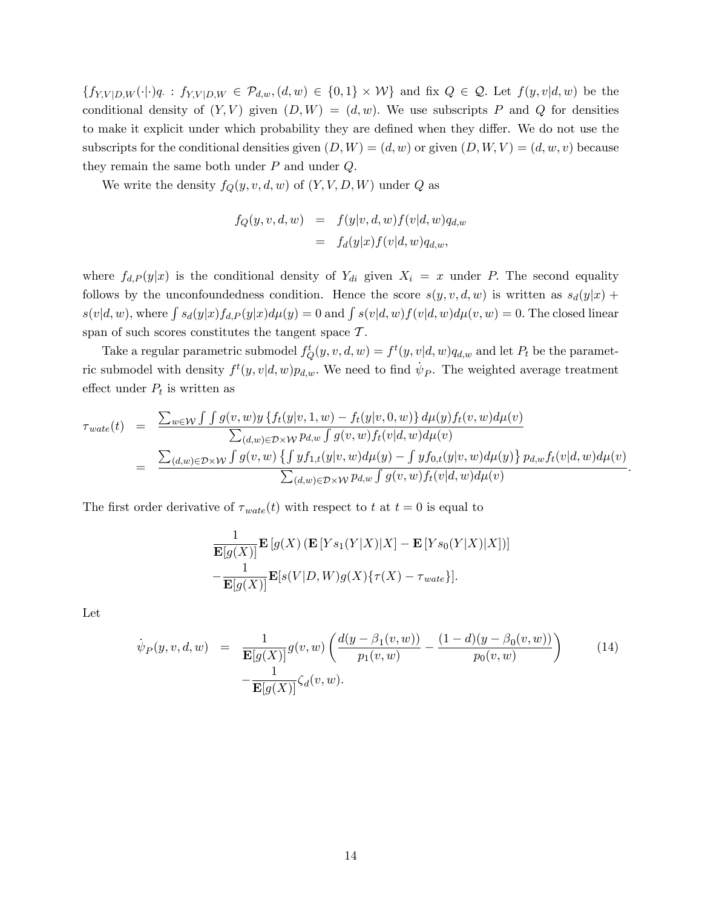$\{f_{Y,V|D,W}(\cdot|\cdot)q_\cdot : f_{Y,V|D,W} \in \mathcal{P}_{d,w}, (d,w) \in \{0,1\} \times \mathcal{W}\}$ and fix $Q \in \mathcal{Q}$. Let $f(y,v|d,w)$ be the conditional density of $(Y,V)$ given $(D,W) = (d,w)$. We use subscripts $P$ and $Q$ for densities to make it explicit under which probability they are defined when they differ. We do not use the subscripts for the conditional densities given $(D,W) = (d,w)$ or given $(D,W,V) = (d,w,v)$ because they remain the same both under $P$ and under $Q$.

We write the density $f_Q(y,v,d,w)$ of $(Y,V,D,W)$ under $Q$ as

$$
\begin{aligned}
f_Q(y,v,d,w) &= f(y|v,d,w)f(v|d,w)q_{d,w} \\
&= f_d(y|x)f(v|d,w)q_{d,w},
\end{aligned}
$$

where $f_{d,P}(y|x)$ is the conditional density of $Y_{di}$ given $X_i = x$ under $P$. The second equality follows by the unconfoundedness condition. Hence the score $s(y,v,d,w)$ is written as $s_d(y|x) + s(v|d,w)$, where $\int s_d(y|x)f_{d,P}(y|x)d\mu(y) = 0$ and $\int s(v|d,w)f(v|d,w)d\mu(v,w) = 0$. The closed linear span of such scores constitutes the tangent space $\mathcal{T}$.

Take a regular parametric submodel $f_Q^t(y,v,d,w) = f^t(y,v|d,w)q_{d,w}$ and let $P_t$ be the parametric submodel with density $f^t(y,v|d,w)p_{d,w}$. We need to find $\dot{\psi}_P$. The weighted average treatment effect under $P_t$ is written as

$$
\begin{aligned}
\tau_{wate}(t) &= \frac{\sum_{w\in\mathcal{W}}\int\int g(v,w)y\left\{f_t(y|v,1,w) - f_t(y|v,0,w)\right\}d\mu(y)f_t(v,w)d\mu(v)}{\sum_{(d,w)\in\mathcal{D}\times\mathcal{W}}p_{d,w}\int g(v,w)f_t(v|d,w)d\mu(v)} \\
&= \frac{\sum_{(d,w)\in\mathcal{D}\times\mathcal{W}}\int g(v,w)\left\{\int yf_{1,t}(y|v,w)d\mu(y) - \int yf_{0,t}(y|v,w)d\mu(y)\right\}p_{d,w}f_t(v|d,w)d\mu(v)}{\sum_{(d,w)\in\mathcal{D}\times\mathcal{W}}p_{d,w}\int g(v,w)f_t(v|d,w)d\mu(v)}.
\end{aligned}
$$

The first order derivative of $\tau_{wate}(t)$ with respect to $t$ at $t = 0$ is equal to

$$
\begin{aligned}
&\frac{1}{\mathbf{E}[g(X)]}\mathbf{E}\left[g(X)\left(\mathbf{E}\left[Ys_1(Y|X)|X\right] - \mathbf{E}\left[Ys_0(Y|X)|X\right]\right)\right] \\
&-\frac{1}{\mathbf{E}[g(X)]}\mathbf{E}[s(V|D,W)g(X)\{\tau(X) - \tau_{wate}\}].
\end{aligned}
$$

Let

$$
\begin{aligned}
\dot{\psi}_P(y,v,d,w) &= \frac{1}{\mathbf{E}[g(X)]}g(v,w)\left(\frac{d(y-\beta_1(v,w))}{p_1(v,w)} - \frac{(1-d)(y-\beta_0(v,w))}{p_0(v,w)}\right) \\
&\quad -\frac{1}{\mathbf{E}[g(X)]}\zeta_d(v,w).
\end{aligned} \tag{14}
$$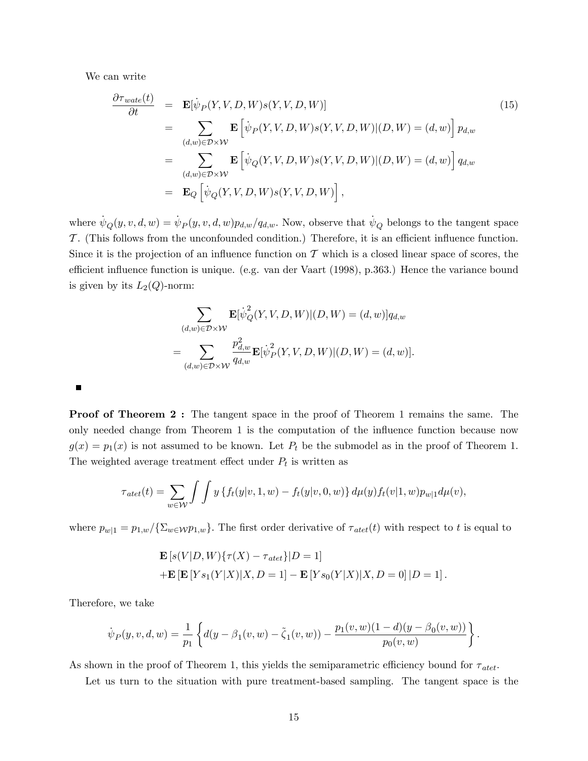We can write

$$
\begin{aligned}
\frac{\partial \tau_{wate}(t)}{\partial t} &= \mathbf{E}[\dot{\psi}_P(Y,V,D,W)s(Y,V,D,W)] \\
&= \sum_{(d,w)\in\mathcal{D}\times\mathcal{W}} \mathbf{E}\left[\dot{\psi}_P(Y,V,D,W)s(Y,V,D,W)|(D,W)=(d,w)\right]p_{d,w} \\
&= \sum_{(d,w)\in\mathcal{D}\times\mathcal{W}} \mathbf{E}\left[\dot{\psi}_Q(Y,V,D,W)s(Y,V,D,W)|(D,W)=(d,w)\right]q_{d,w} \\
&= \mathbf{E}_Q\left[\dot{\psi}_Q(Y,V,D,W)s(Y,V,D,W)\right],
\end{aligned} \tag{15}
$$

where $\dot{\psi}_Q(y,v,d,w) = \dot{\psi}_P(y,v,d,w)p_{d,w}/q_{d,w}$. Now, observe that $\dot{\psi}_Q$ belongs to the tangent space $\mathcal{T}$. (This follows from the unconfounded condition.) Therefore, it is an efficient influence function. Since it is the projection of an influence function on $\mathcal{T}$ which is a closed linear space of scores, the efficient influence function is unique. (e.g. van der Vaart (1998), p.363.) Hence the variance bound is given by its $L_2(Q)$-norm:

$$
\begin{aligned}
&\sum_{(d,w)\in\mathcal{D}\times\mathcal{W}} \mathbf{E}[\dot{\psi}_Q^2(Y,V,D,W)|(D,W)=(d,w)]q_{d,w} \\
&= \sum_{(d,w)\in\mathcal{D}\times\mathcal{W}} \frac{p_{d,w}^2}{q_{d,w}}\mathbf{E}[\dot{\psi}_P^2(Y,V,D,W)|(D,W)=(d,w)].
\end{aligned}
$$

■

**Proof of Theorem 2 :** The tangent space in the proof of Theorem 1 remains the same. The only needed change from Theorem 1 is the computation of the influence function because now $g(x) = p_1(x)$ is not assumed to be known. Let $P_t$ be the submodel as in the proof of Theorem 1. The weighted average treatment effect under $P_t$ is written as

$$
\tau_{atet}(t) = \sum_{w\in\mathcal{W}} \int\int y\left\{f_t(y|v,1,w) - f_t(y|v,0,w)\right\}d\mu(y)f_t(v|1,w)p_{w|1}d\mu(v),
$$

where $p_{w|1} = p_{1,w}/\{\Sigma_{w\in\mathcal{W}}p_{1,w}\}$. The first order derivative of $\tau_{atet}(t)$ with respect to $t$ is equal to

$$
\begin{aligned}
&\mathbf{E}\left[s(V|D,W)\{\tau(X) - \tau_{atet}\}|D=1\right] \\
&+\mathbf{E}\left[\mathbf{E}\left[Ys_1(Y|X)|X,D=1\right] - \mathbf{E}\left[Ys_0(Y|X)|X,D=0\right]|D=1\right].
\end{aligned}
$$

Therefore, we take

$$
\dot{\psi}_P(y,v,d,w) = \frac{1}{p_1}\left\{d(y - \beta_1(v,w) - \tilde{\zeta}_1(v,w)) - \frac{p_1(v,w)(1-d)(y-\beta_0(v,w))}{p_0(v,w)}\right\}.
$$

As shown in the proof of Theorem 1, this yields the semiparametric efficiency bound for $\tau_{atet}$.

Let us turn to the situation with pure treatment-based sampling. The tangent space is the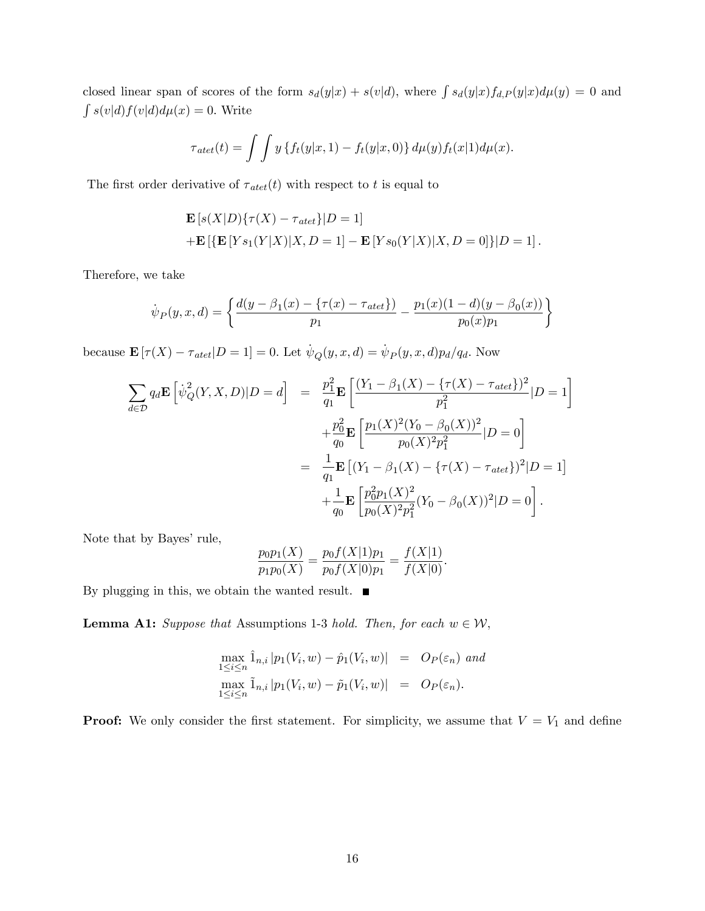closed linear span of scores of the form $s_d(y|x) + s(v|d)$, where $\int s_d(y|x) f_{d,P}(y|x) d\mu(y) = 0$ and $\int s(v|d) f(v|d) d\mu(x) = 0$. Write

$$\tau_{atet}(t) = \int \int y \{f_t(y|x,1) - f_t(y|x,0)\} d\mu(y) f_t(x|1) d\mu(x).$$

The first order derivative of $\tau_{atet}(t)$ with respect to $t$ is equal to

$$\begin{aligned}
&\mathbf{E}\left[s(X|D)\{\tau(X) - \tau_{atet}\}|D=1\right] \\
&+\mathbf{E}\left[\{\mathbf{E}\left[Y s_1(Y|X)|X, D=1\right] - \mathbf{E}\left[Y s_0(Y|X)|X, D=0\right]\}|D=1\right].
\end{aligned}$$

Therefore, we take

$$\dot{\psi}_P(y,x,d) = \left\{ \frac{d(y - \beta_1(x) - \{\tau(x) - \tau_{atet}\})}{p_1} - \frac{p_1(x)(1-d)(y - \beta_0(x))}{p_0(x) p_1} \right\}$$

because $\mathbf{E}\left[\tau(X) - \tau_{atet}|D=1\right] = 0$. Let $\dot{\psi}_Q(y,x,d) = \dot{\psi}_P(y,x,d) p_d / q_d$. Now

$$\begin{aligned}
\sum_{d \in \mathcal{D}} q_d \mathbf{E}\left[\dot{\psi}_Q^2(Y,X,D)|D=d\right] &= \frac{p_1^2}{q_1}\mathbf{E}\left[\frac{(Y_1 - \beta_1(X) - \{\tau(X) - \tau_{atet}\})^2}{p_1^2}|D=1\right] \\
&\quad + \frac{p_0^2}{q_0}\mathbf{E}\left[\frac{p_1(X)^2 (Y_0 - \beta_0(X))^2}{p_0(X)^2 p_1^2}|D=0\right] \\
&= \frac{1}{q_1}\mathbf{E}\left[(Y_1 - \beta_1(X) - \{\tau(X) - \tau_{atet}\})^2|D=1\right] \\
&\quad + \frac{1}{q_0}\mathbf{E}\left[\frac{p_0^2 p_1(X)^2}{p_0(X)^2 p_1^2}(Y_0 - \beta_0(X))^2|D=0\right].
\end{aligned}$$

Note that by Bayes' rule,

$$\frac{p_0 p_1(X)}{p_1 p_0(X)} = \frac{p_0 f(X|1) p_1}{p_0 f(X|0) p_1} = \frac{f(X|1)}{f(X|0)}.$$

By plugging in this, we obtain the wanted result. ■

**Lemma A1:** *Suppose that* Assumptions 1-3 *hold. Then, for each $w \in \mathcal{W}$,*

$$\begin{aligned}
\max_{1 \le i \le n} \hat{1}_{n,i} |p_1(V_i, w) - \hat{p}_1(V_i, w)| &= O_P(\varepsilon_n) \text{ and} \\
\max_{1 \le i \le n} \tilde{1}_{n,i} |p_1(V_i, w) - \tilde{p}_1(V_i, w)| &= O_P(\varepsilon_n).
\end{aligned}$$

**Proof:** We only consider the first statement. For simplicity, we assume that $V = V_1$ and define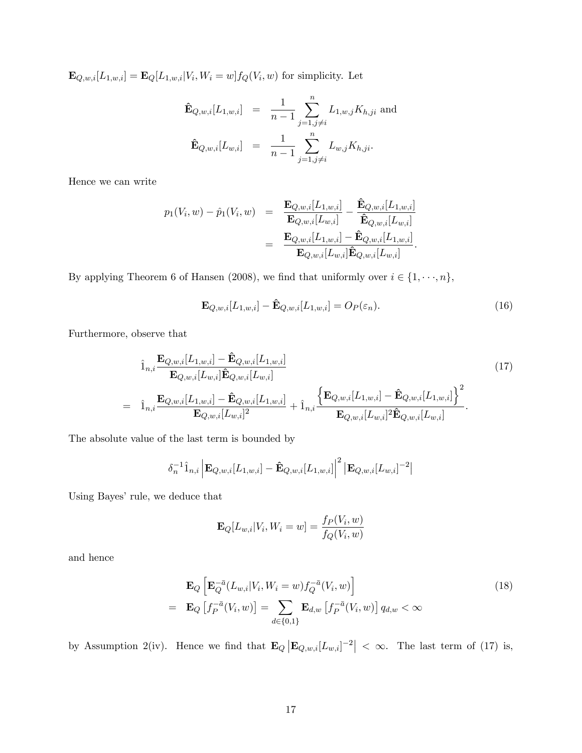$\mathbf{E}_{Q,w,i}[L_{1,w,i}] = \mathbf{E}_Q[L_{1,w,i}|V_i, W_i = w]f_Q(V_i, w)$ for simplicity. Let

$$
\begin{aligned}
\hat{\mathbf{E}}_{Q,w,i}[L_{1,w,i}] &= \frac{1}{n-1}\sum_{j=1,j\neq i}^{n} L_{1,w,j}K_{h,ji} \text{ and} \\
\hat{\mathbf{E}}_{Q,w,i}[L_{w,i}] &= \frac{1}{n-1}\sum_{j=1,j\neq i}^{n} L_{w,j}K_{h,ji}.
\end{aligned}
$$

Hence we can write

$$
\begin{aligned}
p_1(V_i, w) - \hat{p}_1(V_i, w) &= \frac{\mathbf{E}_{Q,w,i}[L_{1,w,i}]}{\mathbf{E}_{Q,w,i}[L_{w,i}]} - \frac{\hat{\mathbf{E}}_{Q,w,i}[L_{1,w,i}]}{\hat{\mathbf{E}}_{Q,w,i}[L_{w,i}]} \\
&= \frac{\mathbf{E}_{Q,w,i}[L_{1,w,i}] - \hat{\mathbf{E}}_{Q,w,i}[L_{1,w,i}]}{\mathbf{E}_{Q,w,i}[L_{w,i}]\hat{\mathbf{E}}_{Q,w,i}[L_{w,i}]}.
\end{aligned}
$$

By applying Theorem 6 of Hansen (2008), we find that uniformly over $i \in \{1, \cdots, n\}$,

$$
\mathbf{E}_{Q,w,i}[L_{1,w,i}] - \hat{\mathbf{E}}_{Q,w,i}[L_{1,w,i}] = O_P(\varepsilon_n). \tag{16}
$$

Furthermore, observe that

$$
\begin{aligned}
& \hat{1}_{n,i}\frac{\mathbf{E}_{Q,w,i}[L_{1,w,i}] - \hat{\mathbf{E}}_{Q,w,i}[L_{1,w,i}]}{\mathbf{E}_{Q,w,i}[L_{w,i}]\hat{\mathbf{E}}_{Q,w,i}[L_{w,i}]} \\
= \;& \hat{1}_{n,i}\frac{\mathbf{E}_{Q,w,i}[L_{1,w,i}] - \hat{\mathbf{E}}_{Q,w,i}[L_{1,w,i}]}{\mathbf{E}_{Q,w,i}[L_{w,i}]^2} + \hat{1}_{n,i}\frac{\left\{\mathbf{E}_{Q,w,i}[L_{1,w,i}] - \hat{\mathbf{E}}_{Q,w,i}[L_{1,w,i}]\right\}^2}{\mathbf{E}_{Q,w,i}[L_{w,i}]^2\hat{\mathbf{E}}_{Q,w,i}[L_{w,i}]}.
\end{aligned} \tag{17}
$$

The absolute value of the last term is bounded by

$$
\delta_n^{-1}\hat{1}_{n,i}\left|\mathbf{E}_{Q,w,i}[L_{1,w,i}] - \hat{\mathbf{E}}_{Q,w,i}[L_{1,w,i}]\right|^2\left|\mathbf{E}_{Q,w,i}[L_{w,i}]^{-2}\right|
$$

Using Bayes' rule, we deduce that

$$
\mathbf{E}_Q[L_{w,i}|V_i, W_i = w] = \frac{f_P(V_i, w)}{f_Q(V_i, w)}
$$

and hence

$$
\begin{aligned}
& \mathbf{E}_Q\left[\mathbf{E}_Q^{-\bar{a}}(L_{w,i}|V_i, W_i = w)f_Q^{-\bar{a}}(V_i, w)\right] \\
= \;& \mathbf{E}_Q\left[f_P^{-\bar{a}}(V_i, w)\right] = \sum_{d\in\{0,1\}}\mathbf{E}_{d,w}\left[f_P^{-\bar{a}}(V_i, w)\right]q_{d,w} < \infty
\end{aligned} \tag{18}
$$

by Assumption 2(iv). Hence we find that $\mathbf{E}_Q\left|\mathbf{E}_{Q,w,i}[L_{w,i}]^{-2}\right| < \infty$. The last term of (17) is,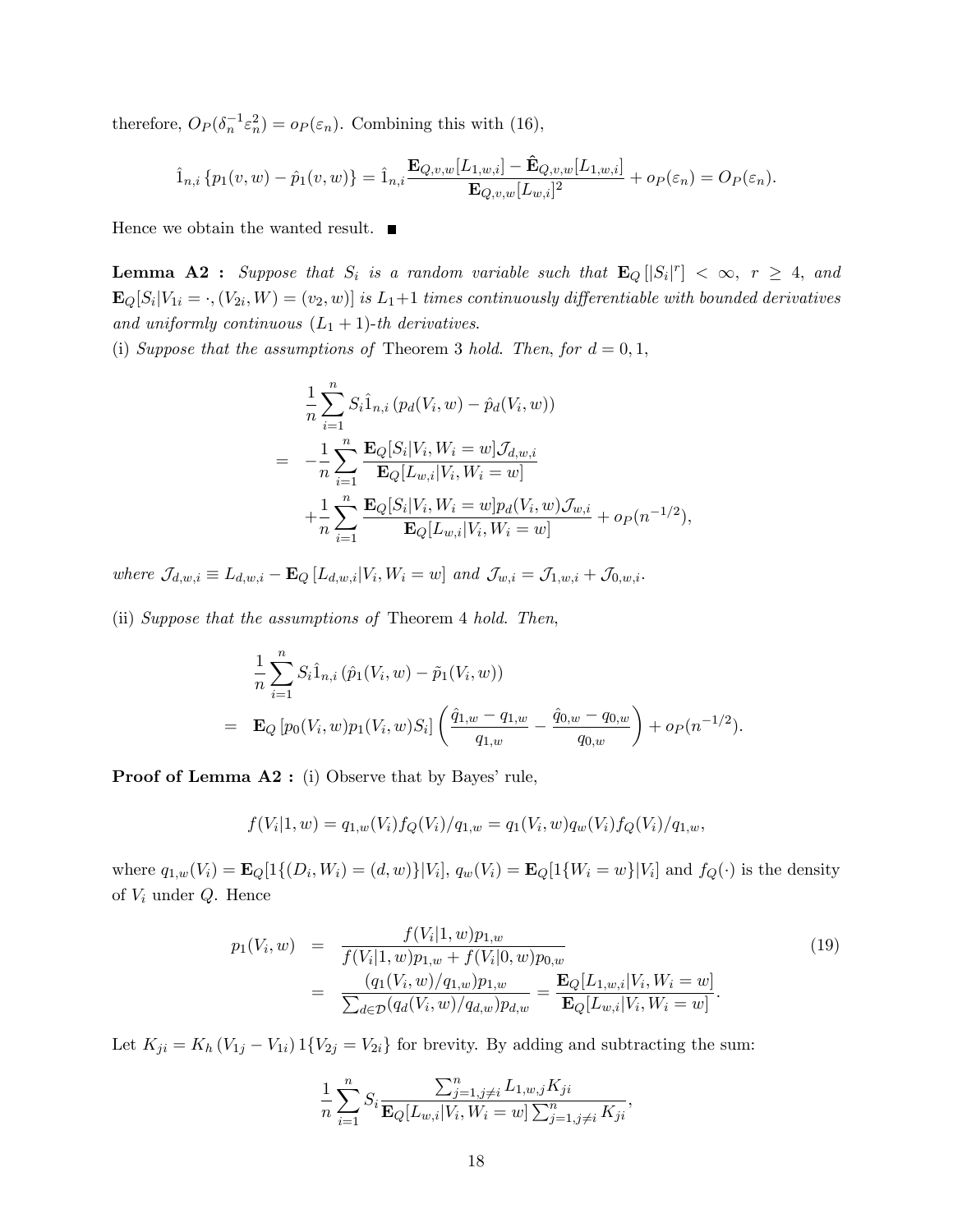therefore, $O_P(\delta_n^{-1}\varepsilon_n^2) = o_P(\varepsilon_n)$. Combining this with (16),

$$\hat{1}_{n,i}\left\{p_1(v,w) - \hat{p}_1(v,w)\right\} = \hat{1}_{n,i}\frac{\mathbf{E}_{Q,v,w}[L_{1,w,i}] - \hat{\mathbf{E}}_{Q,v,w}[L_{1,w,i}]}{\mathbf{E}_{Q,v,w}[L_{w,i}]^2} + o_P(\varepsilon_n) = O_P(\varepsilon_n).$$

Hence we obtain the wanted result. $\blacksquare$

**Lemma A2 :** *Suppose that $S_i$ is a random variable such that $\mathbf{E}_Q[|S_i|^r] < \infty$, $r \geq 4$, and $\mathbf{E}_Q[S_i|V_{1i} = \cdot, (V_{2i}, W) = (v_2, w)]$ is $L_1+1$ times continuously differentiable with bounded derivatives and uniformly continuous $(L_1+1)$-th derivatives.*

(i) *Suppose that the assumptions of* Theorem 3 *hold. Then, for $d = 0, 1$,*

$$\begin{aligned}
&\frac{1}{n}\sum_{i=1}^{n} S_i \hat{1}_{n,i}\left(p_d(V_i,w) - \hat{p}_d(V_i,w)\right) \\
= &-\frac{1}{n}\sum_{i=1}^{n}\frac{\mathbf{E}_Q[S_i|V_i, W_i = w]\mathcal{J}_{d,w,i}}{\mathbf{E}_Q[L_{w,i}|V_i, W_i = w]} \\
&+\frac{1}{n}\sum_{i=1}^{n}\frac{\mathbf{E}_Q[S_i|V_i, W_i = w]p_d(V_i,w)\mathcal{J}_{w,i}}{\mathbf{E}_Q[L_{w,i}|V_i, W_i = w]} + o_P(n^{-1/2}),
\end{aligned}$$

*where $\mathcal{J}_{d,w,i} \equiv L_{d,w,i} - \mathbf{E}_Q[L_{d,w,i}|V_i, W_i = w]$ and $\mathcal{J}_{w,i} = \mathcal{J}_{1,w,i} + \mathcal{J}_{0,w,i}$.*

(ii) *Suppose that the assumptions of* Theorem 4 *hold. Then,*

$$\begin{aligned}
&\frac{1}{n}\sum_{i=1}^{n} S_i \hat{1}_{n,i}\left(\hat{p}_1(V_i,w) - \tilde{p}_1(V_i,w)\right) \\
= \;&\mathbf{E}_Q\left[p_0(V_i,w)p_1(V_i,w)S_i\right]\left(\frac{\hat{q}_{1,w} - q_{1,w}}{q_{1,w}} - \frac{\hat{q}_{0,w} - q_{0,w}}{q_{0,w}}\right) + o_P(n^{-1/2}).
\end{aligned}$$

**Proof of Lemma A2 :** (i) Observe that by Bayes' rule,

$$f(V_i|1,w) = q_{1,w}(V_i)f_Q(V_i)/q_{1,w} = q_1(V_i,w)q_w(V_i)f_Q(V_i)/q_{1,w},$$

where $q_{1,w}(V_i) = \mathbf{E}_Q[1\{(D_i, W_i) = (d,w)\}|V_i]$, $q_w(V_i) = \mathbf{E}_Q[1\{W_i = w\}|V_i]$ and $f_Q(\cdot)$ is the density of $V_i$ under $Q$. Hence

$$\begin{aligned}
p_1(V_i,w) &= \frac{f(V_i|1,w)p_{1,w}}{f(V_i|1,w)p_{1,w} + f(V_i|0,w)p_{0,w}} \qquad (19)\\
&= \frac{(q_1(V_i,w)/q_{1,w})p_{1,w}}{\sum_{d\in\mathcal{D}}(q_d(V_i,w)/q_{d,w})p_{d,w}} = \frac{\mathbf{E}_Q[L_{1,w,i}|V_i, W_i = w]}{\mathbf{E}_Q[L_{w,i}|V_i, W_i = w]}.
\end{aligned}$$

Let $K_{ji} = K_h(V_{1j} - V_{1i})1\{V_{2j} = V_{2i}\}$ for brevity. By adding and subtracting the sum:

$$\frac{1}{n}\sum_{i=1}^{n} S_i \frac{\sum_{j=1, j\neq i}^{n} L_{1,w,j}K_{ji}}{\mathbf{E}_Q[L_{w,i}|V_i, W_i = w]\sum_{j=1,j\neq i}^{n} K_{ji}},$$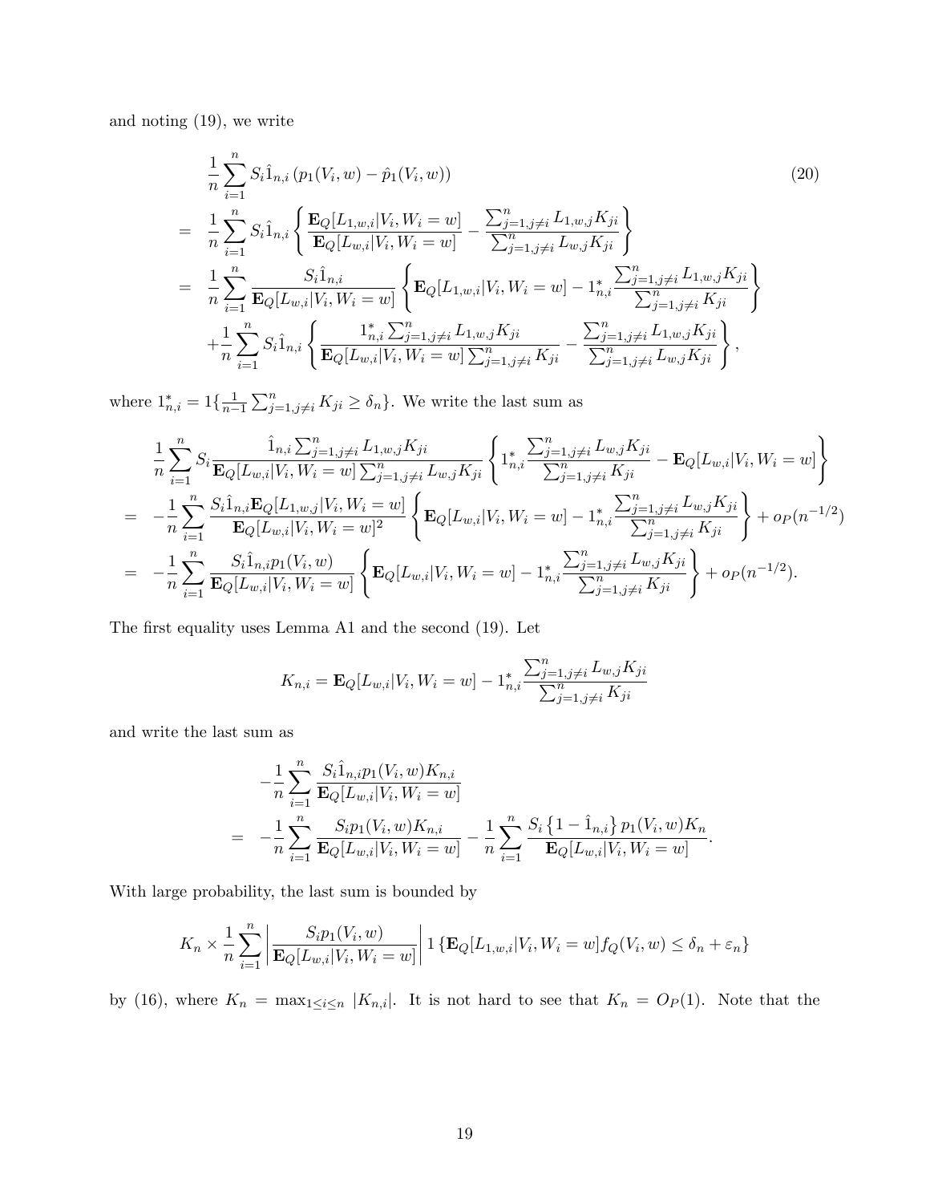and noting (19), we write

$$
\begin{aligned}
& \frac{1}{n}\sum_{i=1}^{n} S_i \hat{1}_{n,i}\left(p_1(V_i,w)-\hat{p}_1(V_i,w)\right) \qquad (20)\\
=\; & \frac{1}{n}\sum_{i=1}^{n} S_i \hat{1}_{n,i}\left\{\frac{\mathbf{E}_Q[L_{1,w,i}|V_i,W_i=w]}{\mathbf{E}_Q[L_{w,i}|V_i,W_i=w]}-\frac{\sum_{j=1,j\neq i}^{n} L_{1,w,j}K_{ji}}{\sum_{j=1,j\neq i}^{n} L_{w,j}K_{ji}}\right\}\\
=\; & \frac{1}{n}\sum_{i=1}^{n} \frac{S_i \hat{1}_{n,i}}{\mathbf{E}_Q[L_{w,i}|V_i,W_i=w]}\left\{\mathbf{E}_Q[L_{1,w,i}|V_i,W_i=w]-1_{n,i}^{*}\frac{\sum_{j=1,j\neq i}^{n} L_{1,w,j}K_{ji}}{\sum_{j=1,j\neq i}^{n} K_{ji}}\right\}\\
& +\frac{1}{n}\sum_{i=1}^{n} S_i \hat{1}_{n,i}\left\{\frac{1_{n,i}^{*}\sum_{j=1,j\neq i}^{n} L_{1,w,j}K_{ji}}{\mathbf{E}_Q[L_{w,i}|V_i,W_i=w]\sum_{j=1,j\neq i}^{n} K_{ji}}-\frac{\sum_{j=1,j\neq i}^{n} L_{1,w,j}K_{ji}}{\sum_{j=1,j\neq i}^{n} L_{w,j}K_{ji}}\right\},
\end{aligned}
$$

where $1_{n,i}^{*}=1\{\frac{1}{n-1}\sum_{j=1,j\neq i}^{n} K_{ji}\geq \delta_n\}$. We write the last sum as

$$
\begin{aligned}
& \frac{1}{n}\sum_{i=1}^{n} S_i \frac{\hat{1}_{n,i}\sum_{j=1,j\neq i}^{n} L_{1,w,j}K_{ji}}{\mathbf{E}_Q[L_{w,i}|V_i,W_i=w]\sum_{j=1,j\neq i}^{n} L_{w,j}K_{ji}}\left\{1_{n,i}^{*}\frac{\sum_{j=1,j\neq i}^{n} L_{w,j}K_{ji}}{\sum_{j=1,j\neq i}^{n} K_{ji}}-\mathbf{E}_Q[L_{w,i}|V_i,W_i=w]\right\}\\
=\; & -\frac{1}{n}\sum_{i=1}^{n} \frac{S_i \hat{1}_{n,i}\mathbf{E}_Q[L_{1,w,j}|V_i,W_i=w]}{\mathbf{E}_Q[L_{w,i}|V_i,W_i=w]^2}\left\{\mathbf{E}_Q[L_{w,i}|V_i,W_i=w]-1_{n,i}^{*}\frac{\sum_{j=1,j\neq i}^{n} L_{w,j}K_{ji}}{\sum_{j=1,j\neq i}^{n} K_{ji}}\right\}+o_P(n^{-1/2})\\
=\; & -\frac{1}{n}\sum_{i=1}^{n} \frac{S_i \hat{1}_{n,i}p_1(V_i,w)}{\mathbf{E}_Q[L_{w,i}|V_i,W_i=w]}\left\{\mathbf{E}_Q[L_{w,i}|V_i,W_i=w]-1_{n,i}^{*}\frac{\sum_{j=1,j\neq i}^{n} L_{w,j}K_{ji}}{\sum_{j=1,j\neq i}^{n} K_{ji}}\right\}+o_P(n^{-1/2}).
\end{aligned}
$$

The first equality uses Lemma A1 and the second (19). Let

$$
K_{n,i}=\mathbf{E}_Q[L_{w,i}|V_i,W_i=w]-1_{n,i}^{*}\frac{\sum_{j=1,j\neq i}^{n} L_{w,j}K_{ji}}{\sum_{j=1,j\neq i}^{n} K_{ji}}
$$

and write the last sum as

$$
\begin{aligned}
& -\frac{1}{n}\sum_{i=1}^{n} \frac{S_i \hat{1}_{n,i}p_1(V_i,w)K_{n,i}}{\mathbf{E}_Q[L_{w,i}|V_i,W_i=w]}\\
=\; & -\frac{1}{n}\sum_{i=1}^{n} \frac{S_i p_1(V_i,w)K_{n,i}}{\mathbf{E}_Q[L_{w,i}|V_i,W_i=w]}-\frac{1}{n}\sum_{i=1}^{n} \frac{S_i\left\{1-\hat{1}_{n,i}\right\}p_1(V_i,w)K_n}{\mathbf{E}_Q[L_{w,i}|V_i,W_i=w]}.
\end{aligned}
$$

With large probability, the last sum is bounded by

$$
K_n\times\frac{1}{n}\sum_{i=1}^{n}\left|\frac{S_i p_1(V_i,w)}{\mathbf{E}_Q[L_{w,i}|V_i,W_i=w]}\right| 1\left\{\mathbf{E}_Q[L_{1,w,i}|V_i,W_i=w]f_Q(V_i,w)\leq \delta_n+\varepsilon_n\right\}
$$

by (16), where $K_n=\max_{1\leq i\leq n}|K_{n,i}|$. It is not hard to see that $K_n=O_P(1)$. Note that the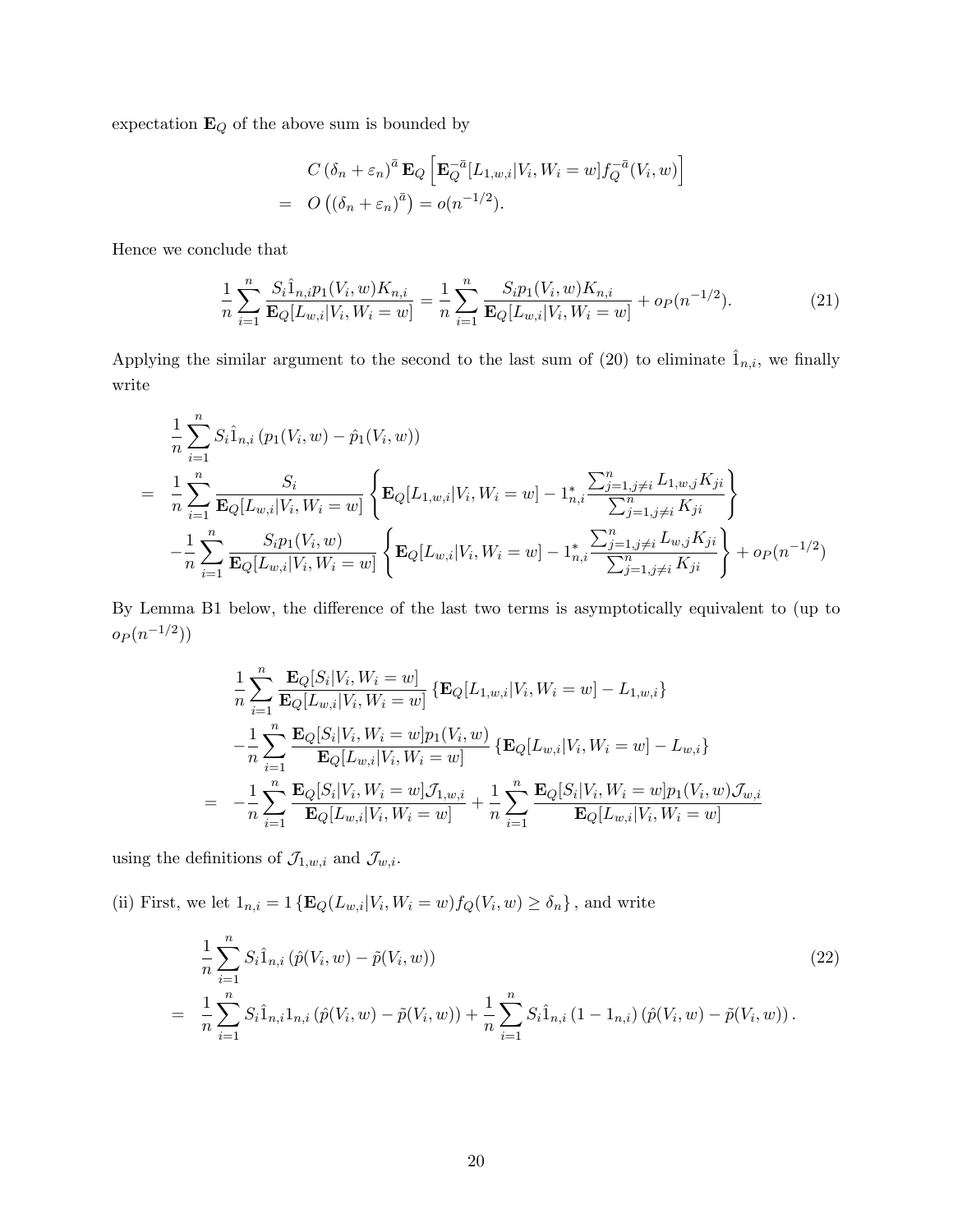expectation $\mathbf{E}_Q$ of the above sum is bounded by

$$
\begin{aligned}
& C\left(\delta_n+\varepsilon_n\right)^{\bar{a}} \mathbf{E}_Q\left[\mathbf{E}_Q^{-\bar{a}}[L_{1,w,i}|V_i,W_i=w] f_Q^{-\bar{a}}(V_i,w)\right] \\
= \ & O\left(\left(\delta_n+\varepsilon_n\right)^{\bar{a}}\right)=o(n^{-1/2}).
\end{aligned}
$$

Hence we conclude that

$$
\frac{1}{n}\sum_{i=1}^{n}\frac{S_i \hat{1}_{n,i} p_1(V_i,w) K_{n,i}}{\mathbf{E}_Q[L_{w,i}|V_i,W_i=w]}=\frac{1}{n}\sum_{i=1}^{n}\frac{S_i p_1(V_i,w) K_{n,i}}{\mathbf{E}_Q[L_{w,i}|V_i,W_i=w]}+o_P(n^{-1/2}). \tag{21}
$$

Applying the similar argument to the second to the last sum of (20) to eliminate $\hat{1}_{n,i}$, we finally write

$$
\begin{aligned}
& \frac{1}{n}\sum_{i=1}^{n} S_i \hat{1}_{n,i}\left(p_1(V_i,w)-\hat{p}_1(V_i,w)\right) \\
= \ & \frac{1}{n}\sum_{i=1}^{n}\frac{S_i}{\mathbf{E}_Q[L_{w,i}|V_i,W_i=w]}\left\{\mathbf{E}_Q[L_{1,w,i}|V_i,W_i=w]-1_{n,i}^{*}\frac{\sum_{j=1,j\neq i}^{n} L_{1,w,j}K_{ji}}{\sum_{j=1,j\neq i}^{n} K_{ji}}\right\} \\
& -\frac{1}{n}\sum_{i=1}^{n}\frac{S_i p_1(V_i,w)}{\mathbf{E}_Q[L_{w,i}|V_i,W_i=w]}\left\{\mathbf{E}_Q[L_{w,i}|V_i,W_i=w]-1_{n,i}^{*}\frac{\sum_{j=1,j\neq i}^{n} L_{w,j}K_{ji}}{\sum_{j=1,j\neq i}^{n} K_{ji}}\right\}+o_P(n^{-1/2})
\end{aligned}
$$

By Lemma B1 below, the difference of the last two terms is asymptotically equivalent to (up to $o_P(n^{-1/2})$)

$$
\begin{aligned}
& \frac{1}{n}\sum_{i=1}^{n}\frac{\mathbf{E}_Q[S_i|V_i,W_i=w]}{\mathbf{E}_Q[L_{w,i}|V_i,W_i=w]}\left\{\mathbf{E}_Q[L_{1,w,i}|V_i,W_i=w]-L_{1,w,i}\right\} \\
& -\frac{1}{n}\sum_{i=1}^{n}\frac{\mathbf{E}_Q[S_i|V_i,W_i=w] p_1(V_i,w)}{\mathbf{E}_Q[L_{w,i}|V_i,W_i=w]}\left\{\mathbf{E}_Q[L_{w,i}|V_i,W_i=w]-L_{w,i}\right\} \\
= \ & -\frac{1}{n}\sum_{i=1}^{n}\frac{\mathbf{E}_Q[S_i|V_i,W_i=w]\mathcal{J}_{1,w,i}}{\mathbf{E}_Q[L_{w,i}|V_i,W_i=w]}+\frac{1}{n}\sum_{i=1}^{n}\frac{\mathbf{E}_Q[S_i|V_i,W_i=w] p_1(V_i,w)\mathcal{J}_{w,i}}{\mathbf{E}_Q[L_{w,i}|V_i,W_i=w]}
\end{aligned}
$$

using the definitions of $\mathcal{J}_{1,w,i}$ and $\mathcal{J}_{w,i}$.

(ii) First, we let $1_{n,i}=1\left\{\mathbf{E}_Q(L_{w,i}|V_i,W_i=w) f_Q(V_i,w)\geq\delta_n\right\}$, and write

$$
\begin{aligned}
& \frac{1}{n}\sum_{i=1}^{n} S_i \hat{1}_{n,i}\left(\hat{p}(V_i,w)-\tilde{p}(V_i,w)\right) \qquad (22) \\
= \ & \frac{1}{n}\sum_{i=1}^{n} S_i \hat{1}_{n,i} 1_{n,i}\left(\hat{p}(V_i,w)-\tilde{p}(V_i,w)\right)+\frac{1}{n}\sum_{i=1}^{n} S_i \hat{1}_{n,i}\left(1-1_{n,i}\right)\left(\hat{p}(V_i,w)-\tilde{p}(V_i,w)\right).
\end{aligned}
$$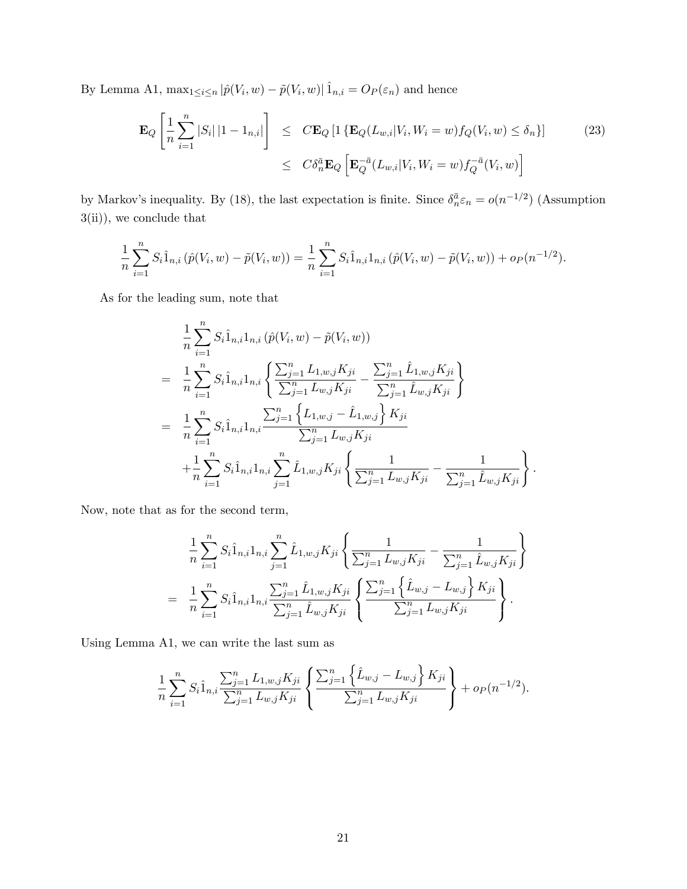By Lemma A1, $\max_{1\leq i\leq n}|\hat{p}(V_i,w)-\tilde{p}(V_i,w)|\,\hat{1}_{n,i}=O_P(\varepsilon_n)$ and hence

$$
\begin{aligned}
\mathbf{E}_Q\left[\frac{1}{n}\sum_{i=1}^n |S_i|\,|1-1_{n,i}|\right] &\leq C\mathbf{E}_Q\left[1\left\{\mathbf{E}_Q(L_{w,i}|V_i,W_i=w)f_Q(V_i,w)\leq\delta_n\right\}\right] \qquad (23)\\
&\leq C\delta_n^{\bar{a}}\mathbf{E}_Q\left[\mathbf{E}_Q^{-\bar{a}}(L_{w,i}|V_i,W_i=w)f_Q^{-\bar{a}}(V_i,w)\right]
\end{aligned}
$$

by Markov's inequality. By (18), the last expectation is finite. Since $\delta_n^{\bar{a}}\varepsilon_n=o(n^{-1/2})$ (Assumption 3(ii)), we conclude that

$$
\frac{1}{n}\sum_{i=1}^n S_i\hat{1}_{n,i}\left(\hat{p}(V_i,w)-\tilde{p}(V_i,w)\right)=\frac{1}{n}\sum_{i=1}^n S_i\hat{1}_{n,i}1_{n,i}\left(\hat{p}(V_i,w)-\tilde{p}(V_i,w)\right)+o_P(n^{-1/2}).
$$

As for the leading sum, note that

$$
\begin{aligned}
&\frac{1}{n}\sum_{i=1}^n S_i\hat{1}_{n,i}1_{n,i}\left(\hat{p}(V_i,w)-\tilde{p}(V_i,w)\right)\\
&= \frac{1}{n}\sum_{i=1}^n S_i\hat{1}_{n,i}1_{n,i}\left\{\frac{\sum_{j=1}^n L_{1,w,j}K_{ji}}{\sum_{j=1}^n L_{w,j}K_{ji}}-\frac{\sum_{j=1}^n \hat{L}_{1,w,j}K_{ji}}{\sum_{j=1}^n \hat{L}_{w,j}K_{ji}}\right\}\\
&= \frac{1}{n}\sum_{i=1}^n S_i\hat{1}_{n,i}1_{n,i}\frac{\sum_{j=1}^n\left\{L_{1,w,j}-\hat{L}_{1,w,j}\right\}K_{ji}}{\sum_{j=1}^n L_{w,j}K_{ji}}\\
&\quad+\frac{1}{n}\sum_{i=1}^n S_i\hat{1}_{n,i}1_{n,i}\sum_{j=1}^n\hat{L}_{1,w,j}K_{ji}\left\{\frac{1}{\sum_{j=1}^n L_{w,j}K_{ji}}-\frac{1}{\sum_{j=1}^n \hat{L}_{w,j}K_{ji}}\right\}.
\end{aligned}
$$

Now, note that as for the second term,

$$
\begin{aligned}
&\frac{1}{n}\sum_{i=1}^n S_i\hat{1}_{n,i}1_{n,i}\sum_{j=1}^n\hat{L}_{1,w,j}K_{ji}\left\{\frac{1}{\sum_{j=1}^n L_{w,j}K_{ji}}-\frac{1}{\sum_{j=1}^n \hat{L}_{w,j}K_{ji}}\right\}\\
&= \frac{1}{n}\sum_{i=1}^n S_i\hat{1}_{n,i}1_{n,i}\frac{\sum_{j=1}^n\hat{L}_{1,w,j}K_{ji}}{\sum_{j=1}^n\hat{L}_{w,j}K_{ji}}\left\{\frac{\sum_{j=1}^n\left\{\hat{L}_{w,j}-L_{w,j}\right\}K_{ji}}{\sum_{j=1}^n L_{w,j}K_{ji}}\right\}.
\end{aligned}
$$

Using Lemma A1, we can write the last sum as

$$
\frac{1}{n}\sum_{i=1}^n S_i\hat{1}_{n,i}\frac{\sum_{j=1}^n L_{1,w,j}K_{ji}}{\sum_{j=1}^n L_{w,j}K_{ji}}\left\{\frac{\sum_{j=1}^n\left\{\hat{L}_{w,j}-L_{w,j}\right\}K_{ji}}{\sum_{j=1}^n L_{w,j}K_{ji}}\right\}+o_P(n^{-1/2}).
$$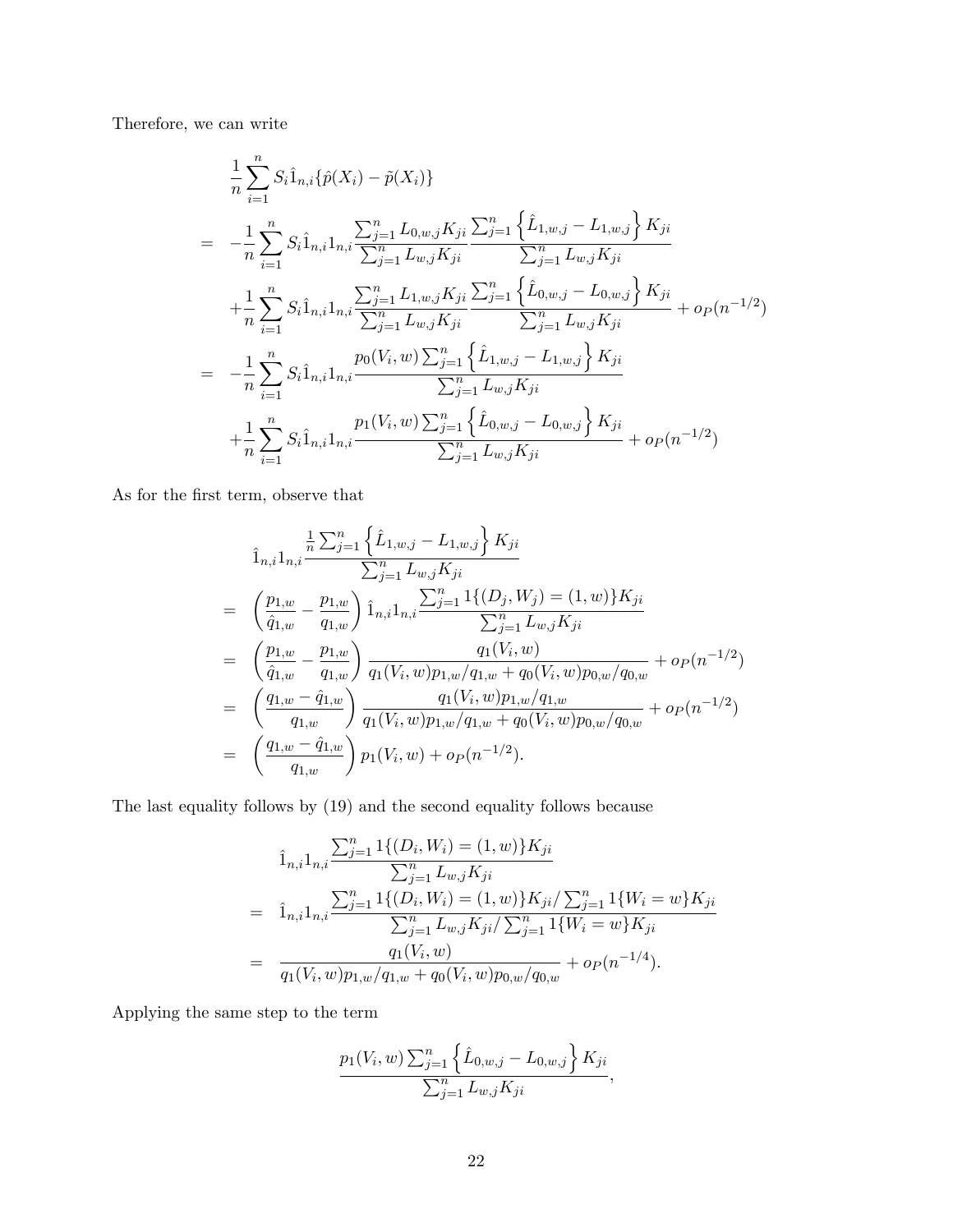Therefore, we can write

$$
\begin{aligned}
& \frac{1}{n}\sum_{i=1}^{n} S_i \hat{1}_{n,i}\{\hat{p}(X_i) - \tilde{p}(X_i)\} \\
= \;& -\frac{1}{n}\sum_{i=1}^{n} S_i \hat{1}_{n,i} 1_{n,i} \frac{\sum_{j=1}^{n} L_{0,w,j} K_{ji}}{\sum_{j=1}^{n} L_{w,j} K_{ji}} \frac{\sum_{j=1}^{n}\left\{\hat{L}_{1,w,j} - L_{1,w,j}\right\} K_{ji}}{\sum_{j=1}^{n} L_{w,j} K_{ji}} \\
& + \frac{1}{n}\sum_{i=1}^{n} S_i \hat{1}_{n,i} 1_{n,i} \frac{\sum_{j=1}^{n} L_{1,w,j} K_{ji}}{\sum_{j=1}^{n} L_{w,j} K_{ji}} \frac{\sum_{j=1}^{n}\left\{\hat{L}_{0,w,j} - L_{0,w,j}\right\} K_{ji}}{\sum_{j=1}^{n} L_{w,j} K_{ji}} + o_P(n^{-1/2}) \\
= \;& -\frac{1}{n}\sum_{i=1}^{n} S_i \hat{1}_{n,i} 1_{n,i} \frac{p_0(V_i, w)\sum_{j=1}^{n}\left\{\hat{L}_{1,w,j} - L_{1,w,j}\right\} K_{ji}}{\sum_{j=1}^{n} L_{w,j} K_{ji}} \\
& + \frac{1}{n}\sum_{i=1}^{n} S_i \hat{1}_{n,i} 1_{n,i} \frac{p_1(V_i, w)\sum_{j=1}^{n}\left\{\hat{L}_{0,w,j} - L_{0,w,j}\right\} K_{ji}}{\sum_{j=1}^{n} L_{w,j} K_{ji}} + o_P(n^{-1/2})
\end{aligned}
$$

As for the first term, observe that

$$
\begin{aligned}
& \hat{1}_{n,i} 1_{n,i} \frac{\frac{1}{n}\sum_{j=1}^{n}\left\{\hat{L}_{1,w,j} - L_{1,w,j}\right\} K_{ji}}{\sum_{j=1}^{n} L_{w,j} K_{ji}} \\
= \;& \left(\frac{p_{1,w}}{\hat{q}_{1,w}} - \frac{p_{1,w}}{q_{1,w}}\right) \hat{1}_{n,i} 1_{n,i} \frac{\sum_{j=1}^{n} 1\{(D_j, W_j) = (1, w)\} K_{ji}}{\sum_{j=1}^{n} L_{w,j} K_{ji}} \\
= \;& \left(\frac{p_{1,w}}{\hat{q}_{1,w}} - \frac{p_{1,w}}{q_{1,w}}\right) \frac{q_1(V_i, w)}{q_1(V_i, w) p_{1,w}/q_{1,w} + q_0(V_i, w) p_{0,w}/q_{0,w}} + o_P(n^{-1/2}) \\
= \;& \left(\frac{q_{1,w} - \hat{q}_{1,w}}{q_{1,w}}\right) \frac{q_1(V_i, w) p_{1,w}/q_{1,w}}{q_1(V_i, w) p_{1,w}/q_{1,w} + q_0(V_i, w) p_{0,w}/q_{0,w}} + o_P(n^{-1/2}) \\
= \;& \left(\frac{q_{1,w} - \hat{q}_{1,w}}{q_{1,w}}\right) p_1(V_i, w) + o_P(n^{-1/2}).
\end{aligned}
$$

The last equality follows by (19) and the second equality follows because

$$
\begin{aligned}
& \hat{1}_{n,i} 1_{n,i} \frac{\sum_{j=1}^{n} 1\{(D_i, W_i) = (1, w)\} K_{ji}}{\sum_{j=1}^{n} L_{w,j} K_{ji}} \\
= \;& \hat{1}_{n,i} 1_{n,i} \frac{\sum_{j=1}^{n} 1\{(D_i, W_i) = (1, w)\} K_{ji} / \sum_{j=1}^{n} 1\{W_i = w\} K_{ji}}{\sum_{j=1}^{n} L_{w,j} K_{ji} / \sum_{j=1}^{n} 1\{W_i = w\} K_{ji}} \\
= \;& \frac{q_1(V_i, w)}{q_1(V_i, w) p_{1,w}/q_{1,w} + q_0(V_i, w) p_{0,w}/q_{0,w}} + o_P(n^{-1/4}).
\end{aligned}
$$

Applying the same step to the term

$$
\frac{p_1(V_i, w)\sum_{j=1}^{n}\left\{\hat{L}_{0,w,j} - L_{0,w,j}\right\} K_{ji}}{\sum_{j=1}^{n} L_{w,j} K_{ji}},
$$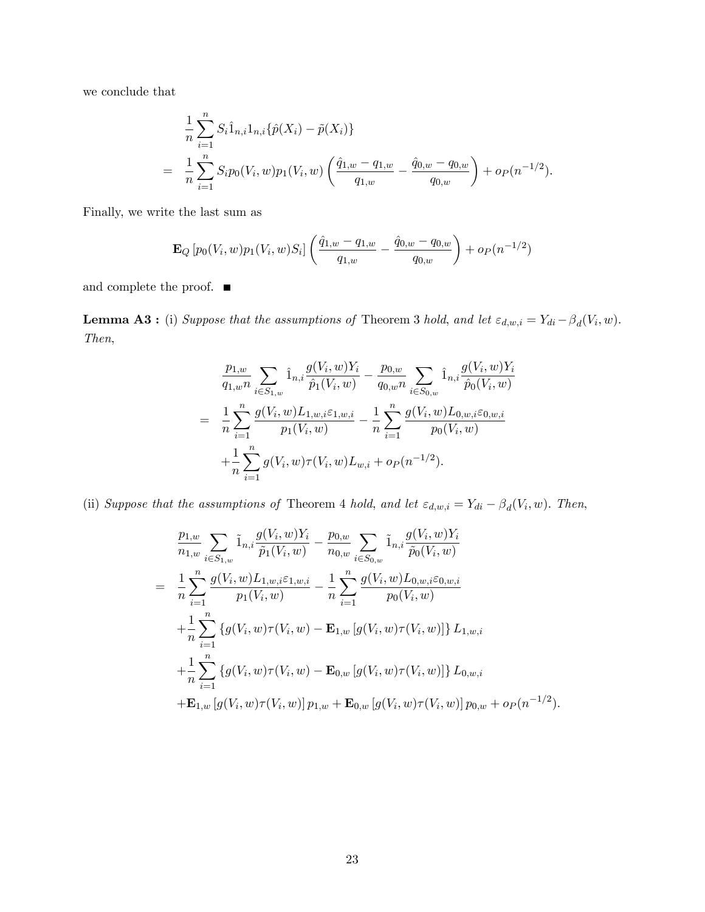we conclude that

$$
\begin{aligned}
& \frac{1}{n}\sum_{i=1}^{n} S_i \hat{1}_{n,i} 1_{n,i}\{\hat{p}(X_i) - \tilde{p}(X_i)\} \\
= \;& \frac{1}{n}\sum_{i=1}^{n} S_i p_0(V_i,w) p_1(V_i,w) \left( \frac{\hat{q}_{1,w} - q_{1,w}}{q_{1,w}} - \frac{\hat{q}_{0,w} - q_{0,w}}{q_{0,w}} \right) + o_P(n^{-1/2}).
\end{aligned}
$$

Finally, we write the last sum as

$$
\mathbf{E}_Q \left[ p_0(V_i,w) p_1(V_i,w) S_i \right] \left( \frac{\hat{q}_{1,w} - q_{1,w}}{q_{1,w}} - \frac{\hat{q}_{0,w} - q_{0,w}}{q_{0,w}} \right) + o_P(n^{-1/2})
$$

and complete the proof. ■

**Lemma A3 :** (i) *Suppose that the assumptions of* Theorem 3 *hold, and let* $\varepsilon_{d,w,i} = Y_{di} - \beta_d(V_i,w)$. *Then,*

$$
\begin{aligned}
& \frac{p_{1,w}}{q_{1,w} n} \sum_{i \in S_{1,w}} \hat{1}_{n,i} \frac{g(V_i,w) Y_i}{\hat{p}_1(V_i,w)} - \frac{p_{0,w}}{q_{0,w} n} \sum_{i \in S_{0,w}} \hat{1}_{n,i} \frac{g(V_i,w) Y_i}{\hat{p}_0(V_i,w)} \\
= \;& \frac{1}{n}\sum_{i=1}^{n} \frac{g(V_i,w) L_{1,w,i} \varepsilon_{1,w,i}}{p_1(V_i,w)} - \frac{1}{n}\sum_{i=1}^{n} \frac{g(V_i,w) L_{0,w,i} \varepsilon_{0,w,i}}{p_0(V_i,w)} \\
& + \frac{1}{n}\sum_{i=1}^{n} g(V_i,w) \tau(V_i,w) L_{w,i} + o_P(n^{-1/2}).
\end{aligned}
$$

(ii) *Suppose that the assumptions of* Theorem 4 *hold, and let* $\varepsilon_{d,w,i} = Y_{di} - \beta_d(V_i,w)$. *Then,*

$$
\begin{aligned}
& \frac{p_{1,w}}{n_{1,w}} \sum_{i \in S_{1,w}} \tilde{1}_{n,i} \frac{g(V_i,w) Y_i}{\tilde{p}_1(V_i,w)} - \frac{p_{0,w}}{n_{0,w}} \sum_{i \in S_{0,w}} \tilde{1}_{n,i} \frac{g(V_i,w) Y_i}{\tilde{p}_0(V_i,w)} \\
= \;& \frac{1}{n}\sum_{i=1}^{n} \frac{g(V_i,w) L_{1,w,i} \varepsilon_{1,w,i}}{p_1(V_i,w)} - \frac{1}{n}\sum_{i=1}^{n} \frac{g(V_i,w) L_{0,w,i} \varepsilon_{0,w,i}}{p_0(V_i,w)} \\
& + \frac{1}{n}\sum_{i=1}^{n} \left\{ g(V_i,w)\tau(V_i,w) - \mathbf{E}_{1,w}\left[ g(V_i,w)\tau(V_i,w) \right] \right\} L_{1,w,i} \\
& + \frac{1}{n}\sum_{i=1}^{n} \left\{ g(V_i,w)\tau(V_i,w) - \mathbf{E}_{0,w}\left[ g(V_i,w)\tau(V_i,w) \right] \right\} L_{0,w,i} \\
& + \mathbf{E}_{1,w}\left[ g(V_i,w)\tau(V_i,w) \right] p_{1,w} + \mathbf{E}_{0,w}\left[ g(V_i,w)\tau(V_i,w) \right] p_{0,w} + o_P(n^{-1/2}).
\end{aligned}
$$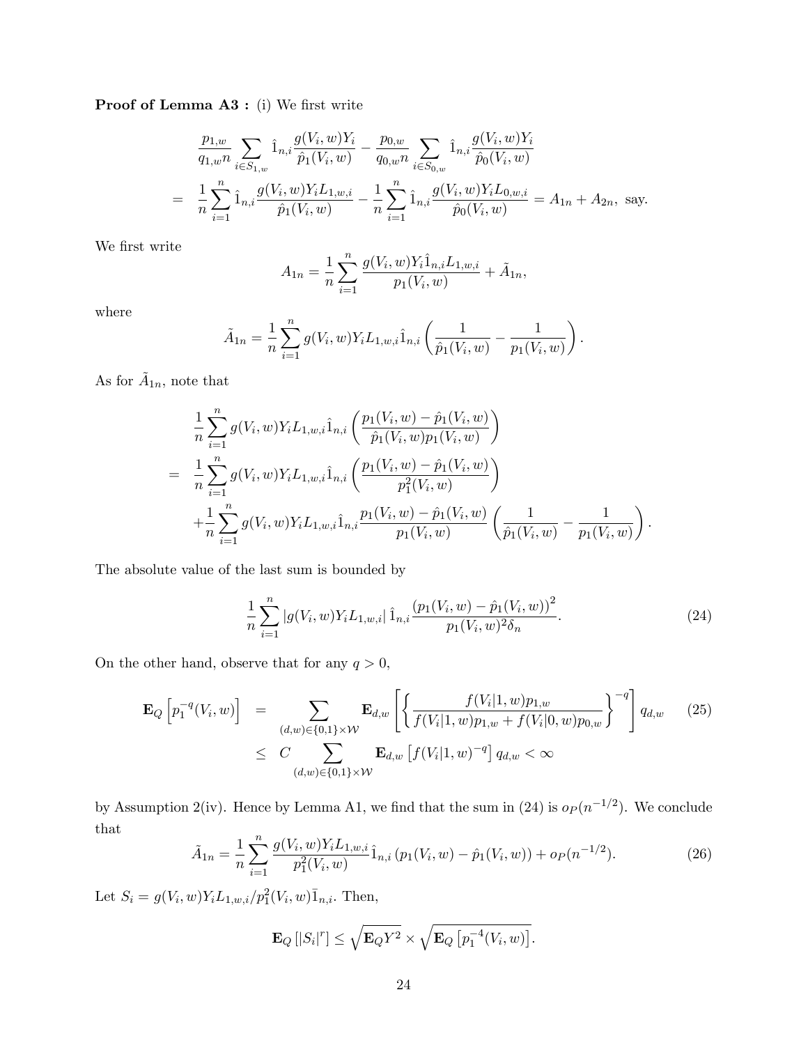**Proof of Lemma A3 :** (i) We first write

$$
\begin{aligned}
& \frac{p_{1,w}}{q_{1,w}n}\sum_{i\in S_{1,w}}\hat{1}_{n,i}\frac{g(V_i,w)Y_i}{\hat{p}_1(V_i,w)} - \frac{p_{0,w}}{q_{0,w}n}\sum_{i\in S_{0,w}}\hat{1}_{n,i}\frac{g(V_i,w)Y_i}{\hat{p}_0(V_i,w)} \\
= \;& \frac{1}{n}\sum_{i=1}^{n}\hat{1}_{n,i}\frac{g(V_i,w)Y_iL_{1,w,i}}{\hat{p}_1(V_i,w)} - \frac{1}{n}\sum_{i=1}^{n}\hat{1}_{n,i}\frac{g(V_i,w)Y_iL_{0,w,i}}{\hat{p}_0(V_i,w)} = A_{1n} + A_{2n}, \text{ say.}
\end{aligned}
$$

We first write

$$
A_{1n} = \frac{1}{n}\sum_{i=1}^{n}\frac{g(V_i,w)Y_i\hat{1}_{n,i}L_{1,w,i}}{p_1(V_i,w)} + \tilde{A}_{1n},
$$

where

$$
\tilde{A}_{1n} = \frac{1}{n}\sum_{i=1}^{n}g(V_i,w)Y_iL_{1,w,i}\hat{1}_{n,i}\left(\frac{1}{\hat{p}_1(V_i,w)} - \frac{1}{p_1(V_i,w)}\right).
$$

As for $\tilde{A}_{1n}$, note that

$$
\begin{aligned}
& \frac{1}{n}\sum_{i=1}^{n}g(V_i,w)Y_iL_{1,w,i}\hat{1}_{n,i}\left(\frac{p_1(V_i,w)-\hat{p}_1(V_i,w)}{\hat{p}_1(V_i,w)p_1(V_i,w)}\right) \\
= \;& \frac{1}{n}\sum_{i=1}^{n}g(V_i,w)Y_iL_{1,w,i}\hat{1}_{n,i}\left(\frac{p_1(V_i,w)-\hat{p}_1(V_i,w)}{p_1^2(V_i,w)}\right) \\
& + \frac{1}{n}\sum_{i=1}^{n}g(V_i,w)Y_iL_{1,w,i}\hat{1}_{n,i}\frac{p_1(V_i,w)-\hat{p}_1(V_i,w)}{p_1(V_i,w)}\left(\frac{1}{\hat{p}_1(V_i,w)} - \frac{1}{p_1(V_i,w)}\right).
\end{aligned}
$$

The absolute value of the last sum is bounded by

$$
\frac{1}{n}\sum_{i=1}^{n}\left|g(V_i,w)Y_iL_{1,w,i}\right|\hat{1}_{n,i}\frac{\left(p_1(V_i,w)-\hat{p}_1(V_i,w)\right)^2}{p_1(V_i,w)^2\delta_n}. \tag{24}
$$

On the other hand, observe that for any $q>0$,

$$
\begin{aligned}
\mathbf{E}_Q\left[p_1^{-q}(V_i,w)\right] &= \sum_{(d,w)\in\{0,1\}\times\mathcal{W}}\mathbf{E}_{d,w}\left[\left\{\frac{f(V_i|1,w)p_{1,w}}{f(V_i|1,w)p_{1,w}+f(V_i|0,w)p_{0,w}}\right\}^{-q}\right]q_{d,w} \\
&\le C\sum_{(d,w)\in\{0,1\}\times\mathcal{W}}\mathbf{E}_{d,w}\left[f(V_i|1,w)^{-q}\right]q_{d,w} < \infty
\end{aligned} \tag{25}
$$

by Assumption 2(iv). Hence by Lemma A1, we find that the sum in (24) is $o_P(n^{-1/2})$. We conclude that

$$
\tilde{A}_{1n} = \frac{1}{n}\sum_{i=1}^{n}\frac{g(V_i,w)Y_iL_{1,w,i}}{p_1^2(V_i,w)}\hat{1}_{n,i}\left(p_1(V_i,w)-\hat{p}_1(V_i,w)\right) + o_P(n^{-1/2}). \tag{26}
$$

Let $S_i = g(V_i,w)Y_iL_{1,w,i}/p_1^2(V_i,w)\bar{1}_{n,i}$. Then,

$$
\mathbf{E}_Q\left[|S_i|^r\right] \le \sqrt{\mathbf{E}_Q Y^2}\times\sqrt{\mathbf{E}_Q\left[p_1^{-4}(V_i,w)\right]}.
$$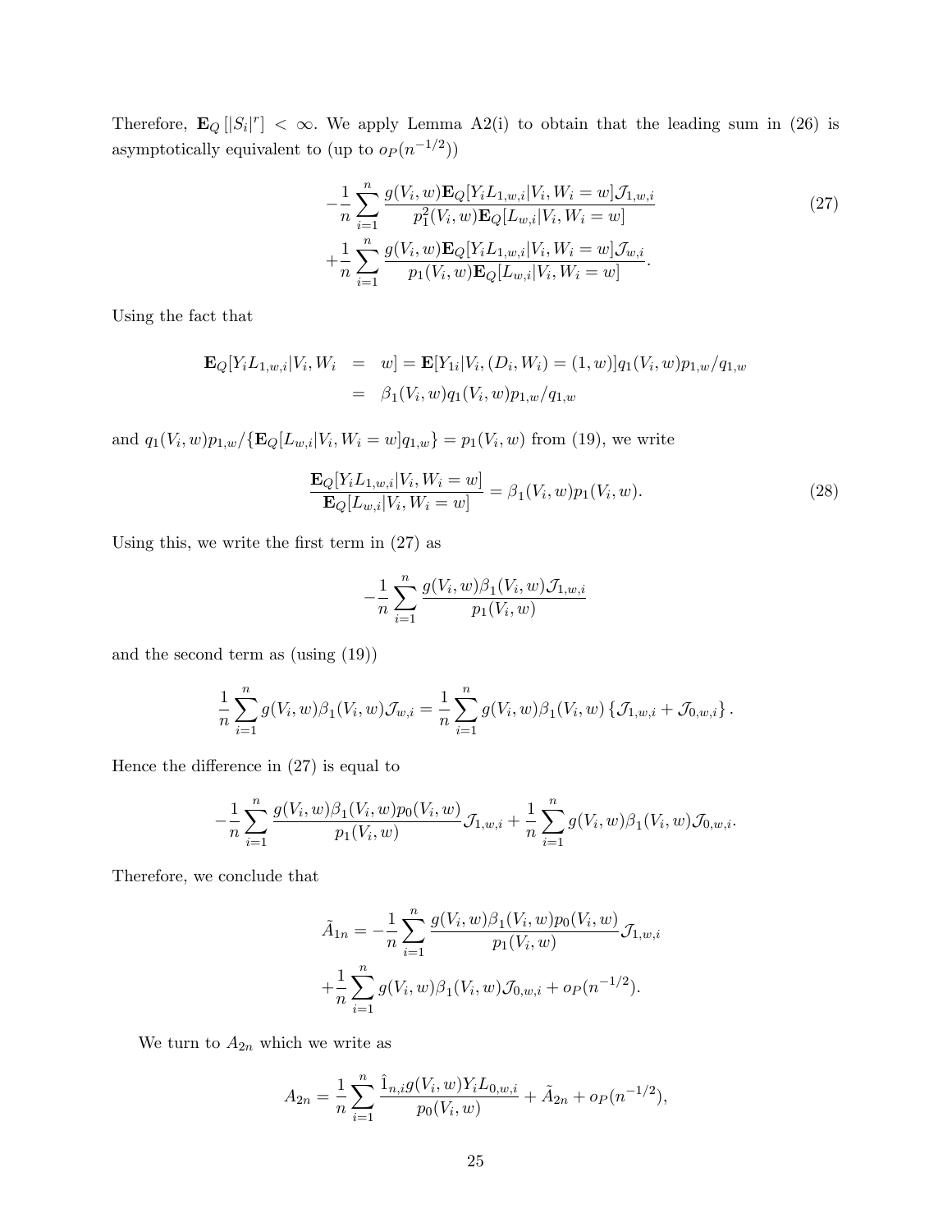Therefore, $\mathbf{E}_Q[|S_i|^r] < \infty$. We apply Lemma A2(i) to obtain that the leading sum in (26) is asymptotically equivalent to (up to $o_P(n^{-1/2})$)

$$
\begin{aligned}
&-\frac{1}{n}\sum_{i=1}^{n}\frac{g(V_i,w)\mathbf{E}_Q[Y_iL_{1,w,i}|V_i,W_i=w]\mathcal{J}_{1,w,i}}{p_1^2(V_i,w)\mathbf{E}_Q[L_{w,i}|V_i,W_i=w]} \\
&+\frac{1}{n}\sum_{i=1}^{n}\frac{g(V_i,w)\mathbf{E}_Q[Y_iL_{1,w,i}|V_i,W_i=w]\mathcal{J}_{w,i}}{p_1(V_i,w)\mathbf{E}_Q[L_{w,i}|V_i,W_i=w]}.
\end{aligned} \tag{27}
$$

Using the fact that

$$
\begin{aligned}
\mathbf{E}_Q[Y_iL_{1,w,i}|V_i,W_i &= w] = \mathbf{E}[Y_{1i}|V_i,(D_i,W_i)=(1,w)]q_1(V_i,w)p_{1,w}/q_{1,w} \\
&= \beta_1(V_i,w)q_1(V_i,w)p_{1,w}/q_{1,w}
\end{aligned}
$$

and $q_1(V_i,w)p_{1,w}/\{\mathbf{E}_Q[L_{w,i}|V_i,W_i=w]q_{1,w}\} = p_1(V_i,w)$ from (19), we write

$$
\frac{\mathbf{E}_Q[Y_iL_{1,w,i}|V_i,W_i=w]}{\mathbf{E}_Q[L_{w,i}|V_i,W_i=w]} = \beta_1(V_i,w)p_1(V_i,w). \tag{28}
$$

Using this, we write the first term in (27) as

$$
-\frac{1}{n}\sum_{i=1}^{n}\frac{g(V_i,w)\beta_1(V_i,w)\mathcal{J}_{1,w,i}}{p_1(V_i,w)}
$$

and the second term as (using (19))

$$
\frac{1}{n}\sum_{i=1}^{n}g(V_i,w)\beta_1(V_i,w)\mathcal{J}_{w,i} = \frac{1}{n}\sum_{i=1}^{n}g(V_i,w)\beta_1(V_i,w)\left\{\mathcal{J}_{1,w,i}+\mathcal{J}_{0,w,i}\right\}.
$$

Hence the difference in (27) is equal to

$$
-\frac{1}{n}\sum_{i=1}^{n}\frac{g(V_i,w)\beta_1(V_i,w)p_0(V_i,w)}{p_1(V_i,w)}\mathcal{J}_{1,w,i} + \frac{1}{n}\sum_{i=1}^{n}g(V_i,w)\beta_1(V_i,w)\mathcal{J}_{0,w,i}.
$$

Therefore, we conclude that

$$
\begin{aligned}
\tilde{A}_{1n} &= -\frac{1}{n}\sum_{i=1}^{n}\frac{g(V_i,w)\beta_1(V_i,w)p_0(V_i,w)}{p_1(V_i,w)}\mathcal{J}_{1,w,i} \\
&+\frac{1}{n}\sum_{i=1}^{n}g(V_i,w)\beta_1(V_i,w)\mathcal{J}_{0,w,i} + o_P(n^{-1/2}).
\end{aligned}
$$

We turn to $A_{2n}$ which we write as

$$
A_{2n} = \frac{1}{n}\sum_{i=1}^{n}\frac{\hat{1}_{n,i}g(V_i,w)Y_iL_{0,w,i}}{p_0(V_i,w)} + \tilde{A}_{2n} + o_P(n^{-1/2}),
$$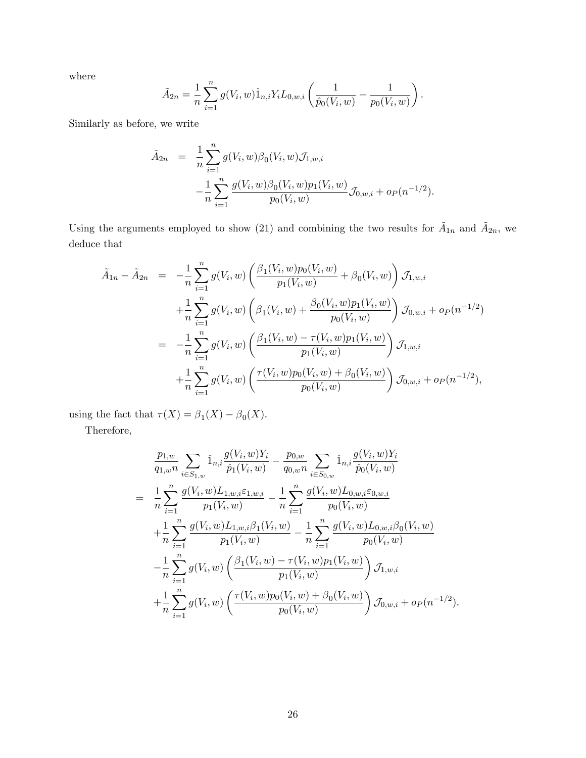where

$$\tilde{A}_{2n} = \frac{1}{n}\sum_{i=1}^{n} g(V_i, w)\hat{1}_{n,i} Y_i L_{0,w,i}\left(\frac{1}{\hat{p}_0(V_i, w)} - \frac{1}{p_0(V_i, w)}\right).$$

Similarly as before, we write

$$\begin{aligned}
\tilde{A}_{2n} &= \frac{1}{n}\sum_{i=1}^{n} g(V_i, w)\beta_0(V_i, w)\mathcal{J}_{1,w,i} \\
&\quad -\frac{1}{n}\sum_{i=1}^{n} \frac{g(V_i, w)\beta_0(V_i, w)p_1(V_i, w)}{p_0(V_i, w)}\mathcal{J}_{0,w,i} + o_P(n^{-1/2}).
\end{aligned}$$

Using the arguments employed to show (21) and combining the two results for $\tilde{A}_{1n}$ and $\tilde{A}_{2n}$, we deduce that

$$\begin{aligned}
\tilde{A}_{1n} - \tilde{A}_{2n} &= -\frac{1}{n}\sum_{i=1}^{n} g(V_i, w)\left(\frac{\beta_1(V_i, w)p_0(V_i, w)}{p_1(V_i, w)} + \beta_0(V_i, w)\right)\mathcal{J}_{1,w,i} \\
&\quad +\frac{1}{n}\sum_{i=1}^{n} g(V_i, w)\left(\beta_1(V_i, w) + \frac{\beta_0(V_i, w)p_1(V_i, w)}{p_0(V_i, w)}\right)\mathcal{J}_{0,w,i} + o_P(n^{-1/2}) \\
&= -\frac{1}{n}\sum_{i=1}^{n} g(V_i, w)\left(\frac{\beta_1(V_i, w) - \tau(V_i, w)p_1(V_i, w)}{p_1(V_i, w)}\right)\mathcal{J}_{1,w,i} \\
&\quad +\frac{1}{n}\sum_{i=1}^{n} g(V_i, w)\left(\frac{\tau(V_i, w)p_0(V_i, w) + \beta_0(V_i, w)}{p_0(V_i, w)}\right)\mathcal{J}_{0,w,i} + o_P(n^{-1/2}),
\end{aligned}$$

using the fact that $\tau(X) = \beta_1(X) - \beta_0(X)$.

Therefore,

$$\begin{aligned}
&\frac{p_{1,w}}{q_{1,w}n}\sum_{i\in S_{1,w}} \hat{1}_{n,i}\frac{g(V_i, w)Y_i}{\hat{p}_1(V_i, w)} - \frac{p_{0,w}}{q_{0,w}n}\sum_{i\in S_{0,w}} \hat{1}_{n,i}\frac{g(V_i, w)Y_i}{\hat{p}_0(V_i, w)} \\
&= \frac{1}{n}\sum_{i=1}^{n} \frac{g(V_i, w)L_{1,w,i}\varepsilon_{1,w,i}}{p_1(V_i, w)} - \frac{1}{n}\sum_{i=1}^{n} \frac{g(V_i, w)L_{0,w,i}\varepsilon_{0,w,i}}{p_0(V_i, w)} \\
&\quad +\frac{1}{n}\sum_{i=1}^{n} \frac{g(V_i, w)L_{1,w,i}\beta_1(V_i, w)}{p_1(V_i, w)} - \frac{1}{n}\sum_{i=1}^{n} \frac{g(V_i, w)L_{0,w,i}\beta_0(V_i, w)}{p_0(V_i, w)} \\
&\quad -\frac{1}{n}\sum_{i=1}^{n} g(V_i, w)\left(\frac{\beta_1(V_i, w) - \tau(V_i, w)p_1(V_i, w)}{p_1(V_i, w)}\right)\mathcal{J}_{1,w,i} \\
&\quad +\frac{1}{n}\sum_{i=1}^{n} g(V_i, w)\left(\frac{\tau(V_i, w)p_0(V_i, w) + \beta_0(V_i, w)}{p_0(V_i, w)}\right)\mathcal{J}_{0,w,i} + o_P(n^{-1/2}).
\end{aligned}$$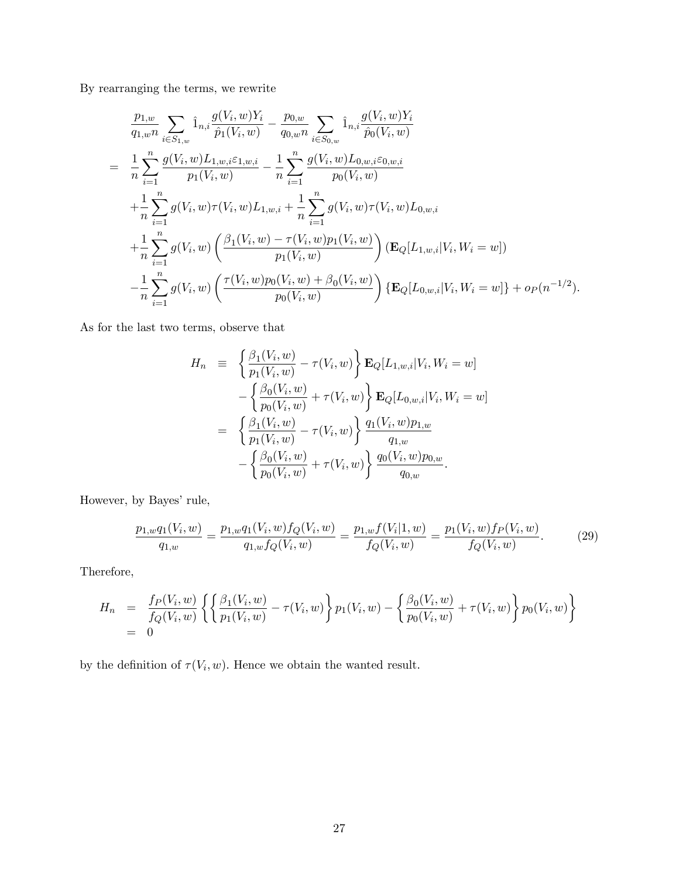By rearranging the terms, we rewrite

$$
\begin{aligned}
& \frac{p_{1,w}}{q_{1,w}n} \sum_{i \in S_{1,w}} \hat{1}_{n,i} \frac{g(V_i,w)Y_i}{\hat{p}_1(V_i,w)} - \frac{p_{0,w}}{q_{0,w}n} \sum_{i \in S_{0,w}} \hat{1}_{n,i} \frac{g(V_i,w)Y_i}{\hat{p}_0(V_i,w)} \\
= \;& \frac{1}{n} \sum_{i=1}^{n} \frac{g(V_i,w)L_{1,w,i}\varepsilon_{1,w,i}}{p_1(V_i,w)} - \frac{1}{n} \sum_{i=1}^{n} \frac{g(V_i,w)L_{0,w,i}\varepsilon_{0,w,i}}{p_0(V_i,w)} \\
& + \frac{1}{n} \sum_{i=1}^{n} g(V_i,w)\tau(V_i,w)L_{1,w,i} + \frac{1}{n} \sum_{i=1}^{n} g(V_i,w)\tau(V_i,w)L_{0,w,i} \\
& + \frac{1}{n} \sum_{i=1}^{n} g(V_i,w) \left( \frac{\beta_1(V_i,w) - \tau(V_i,w)p_1(V_i,w)}{p_1(V_i,w)} \right) \left( \mathbf{E}_Q[L_{1,w,i}|V_i, W_i = w] \right) \\
& - \frac{1}{n} \sum_{i=1}^{n} g(V_i,w) \left( \frac{\tau(V_i,w)p_0(V_i,w) + \beta_0(V_i,w)}{p_0(V_i,w)} \right) \left\{ \mathbf{E}_Q[L_{0,w,i}|V_i, W_i = w] \right\} + o_P(n^{-1/2}).
\end{aligned}
$$

As for the last two terms, observe that

$$
\begin{aligned}
H_n \;\equiv\; & \left\{ \frac{\beta_1(V_i,w)}{p_1(V_i,w)} - \tau(V_i,w) \right\} \mathbf{E}_Q[L_{1,w,i}|V_i, W_i = w] \\
& - \left\{ \frac{\beta_0(V_i,w)}{p_0(V_i,w)} + \tau(V_i,w) \right\} \mathbf{E}_Q[L_{0,w,i}|V_i, W_i = w] \\
= \; & \left\{ \frac{\beta_1(V_i,w)}{p_1(V_i,w)} - \tau(V_i,w) \right\} \frac{q_1(V_i,w)p_{1,w}}{q_{1,w}} \\
& - \left\{ \frac{\beta_0(V_i,w)}{p_0(V_i,w)} + \tau(V_i,w) \right\} \frac{q_0(V_i,w)p_{0,w}}{q_{0,w}}.
\end{aligned}
$$

However, by Bayes' rule,

$$
\frac{p_{1,w}q_1(V_i,w)}{q_{1,w}} = \frac{p_{1,w}q_1(V_i,w)f_Q(V_i,w)}{q_{1,w}f_Q(V_i,w)} = \frac{p_{1,w}f(V_i|1,w)}{f_Q(V_i,w)} = \frac{p_1(V_i,w)f_P(V_i,w)}{f_Q(V_i,w)}. \tag{29}
$$

Therefore,

$$
\begin{aligned}
H_n \;=\; & \frac{f_P(V_i,w)}{f_Q(V_i,w)} \left\{ \left\{ \frac{\beta_1(V_i,w)}{p_1(V_i,w)} - \tau(V_i,w) \right\} p_1(V_i,w) - \left\{ \frac{\beta_0(V_i,w)}{p_0(V_i,w)} + \tau(V_i,w) \right\} p_0(V_i,w) \right\} \\
= \; & 0
\end{aligned}
$$

by the definition of $\tau(V_i,w)$. Hence we obtain the wanted result.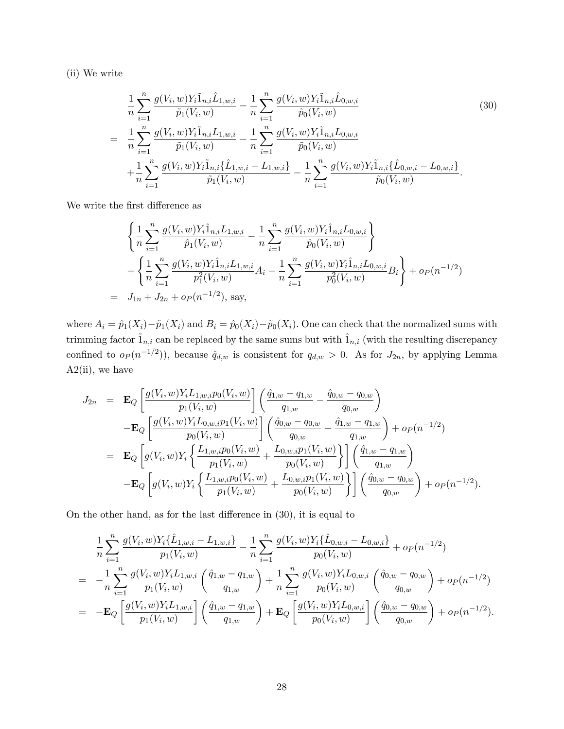(ii) We write

$$
\begin{aligned}
& \frac{1}{n}\sum_{i=1}^{n}\frac{g(V_i,w)Y_i\tilde{1}_{n,i}\hat{L}_{1,w,i}}{\tilde{p}_1(V_i,w)} - \frac{1}{n}\sum_{i=1}^{n}\frac{g(V_i,w)Y_i\tilde{1}_{n,i}\hat{L}_{0,w,i}}{\tilde{p}_0(V_i,w)} \\
= \; & \frac{1}{n}\sum_{i=1}^{n}\frac{g(V_i,w)Y_i\tilde{1}_{n,i}L_{1,w,i}}{\tilde{p}_1(V_i,w)} - \frac{1}{n}\sum_{i=1}^{n}\frac{g(V_i,w)Y_i\tilde{1}_{n,i}L_{0,w,i}}{\tilde{p}_0(V_i,w)} \\
& + \frac{1}{n}\sum_{i=1}^{n}\frac{g(V_i,w)Y_i\tilde{1}_{n,i}\{\hat{L}_{1,w,i}-L_{1,w,i}\}}{\tilde{p}_1(V_i,w)} - \frac{1}{n}\sum_{i=1}^{n}\frac{g(V_i,w)Y_i\tilde{1}_{n,i}\{\hat{L}_{0,w,i}-L_{0,w,i}\}}{\tilde{p}_0(V_i,w)}.
\end{aligned} \tag{30}
$$

We write the first difference as

$$
\begin{aligned}
& \left\{\frac{1}{n}\sum_{i=1}^{n}\frac{g(V_i,w)Y_i\hat{1}_{n,i}L_{1,w,i}}{\hat{p}_1(V_i,w)} - \frac{1}{n}\sum_{i=1}^{n}\frac{g(V_i,w)Y_i\hat{1}_{n,i}L_{0,w,i}}{\hat{p}_0(V_i,w)}\right\} \\
& + \left\{\frac{1}{n}\sum_{i=1}^{n}\frac{g(V_i,w)Y_i\hat{1}_{n,i}L_{1,w,i}}{p_1^2(V_i,w)}A_i - \frac{1}{n}\sum_{i=1}^{n}\frac{g(V_i,w)Y_i\hat{1}_{n,i}L_{0,w,i}}{p_0^2(V_i,w)}B_i\right\} + o_P(n^{-1/2}) \\
= \; & J_{1n} + J_{2n} + o_P(n^{-1/2}), \text{ say,}
\end{aligned}
$$

where $A_i = \hat{p}_1(X_i) - \tilde{p}_1(X_i)$ and $B_i = \hat{p}_0(X_i) - \tilde{p}_0(X_i)$. One can check that the normalized sums with trimming factor $\tilde{1}_{n,i}$ can be replaced by the same sums but with $\hat{1}_{n,i}$ (with the resulting discrepancy confined to $o_P(n^{-1/2})$), because $\hat{q}_{d,w}$ is consistent for $q_{d,w} > 0$. As for $J_{2n}$, by applying Lemma A2(ii), we have

$$
\begin{aligned}
J_{2n} = \; & \mathbf{E}_Q\left[\frac{g(V_i,w)Y_iL_{1,w,i}p_0(V_i,w)}{p_1(V_i,w)}\right]\left(\frac{\hat{q}_{1,w}-q_{1,w}}{q_{1,w}} - \frac{\hat{q}_{0,w}-q_{0,w}}{q_{0,w}}\right) \\
& - \mathbf{E}_Q\left[\frac{g(V_i,w)Y_iL_{0,w,i}p_1(V_i,w)}{p_0(V_i,w)}\right]\left(\frac{\hat{q}_{0,w}-q_{0,w}}{q_{0,w}} - \frac{\hat{q}_{1,w}-q_{1,w}}{q_{1,w}}\right) + o_P(n^{-1/2}) \\
= \; & \mathbf{E}_Q\left[g(V_i,w)Y_i\left\{\frac{L_{1,w,i}p_0(V_i,w)}{p_1(V_i,w)} + \frac{L_{0,w,i}p_1(V_i,w)}{p_0(V_i,w)}\right\}\right]\left(\frac{\hat{q}_{1,w}-q_{1,w}}{q_{1,w}}\right) \\
& - \mathbf{E}_Q\left[g(V_i,w)Y_i\left\{\frac{L_{1,w,i}p_0(V_i,w)}{p_1(V_i,w)} + \frac{L_{0,w,i}p_1(V_i,w)}{p_0(V_i,w)}\right\}\right]\left(\frac{\hat{q}_{0,w}-q_{0,w}}{q_{0,w}}\right) + o_P(n^{-1/2}).
\end{aligned}
$$

On the other hand, as for the last difference in (30), it is equal to

$$
\begin{aligned}
& \frac{1}{n}\sum_{i=1}^{n}\frac{g(V_i,w)Y_i\{\hat{L}_{1,w,i}-L_{1,w,i}\}}{p_1(V_i,w)} - \frac{1}{n}\sum_{i=1}^{n}\frac{g(V_i,w)Y_i\{\hat{L}_{0,w,i}-L_{0,w,i}\}}{p_0(V_i,w)} + o_P(n^{-1/2}) \\
= \; & -\frac{1}{n}\sum_{i=1}^{n}\frac{g(V_i,w)Y_iL_{1,w,i}}{p_1(V_i,w)}\left(\frac{\hat{q}_{1,w}-q_{1,w}}{q_{1,w}}\right) + \frac{1}{n}\sum_{i=1}^{n}\frac{g(V_i,w)Y_iL_{0,w,i}}{p_0(V_i,w)}\left(\frac{\hat{q}_{0,w}-q_{0,w}}{q_{0,w}}\right) + o_P(n^{-1/2}) \\
= \; & -\mathbf{E}_Q\left[\frac{g(V_i,w)Y_iL_{1,w,i}}{p_1(V_i,w)}\right]\left(\frac{\hat{q}_{1,w}-q_{1,w}}{q_{1,w}}\right) + \mathbf{E}_Q\left[\frac{g(V_i,w)Y_iL_{0,w,i}}{p_0(V_i,w)}\right]\left(\frac{\hat{q}_{0,w}-q_{0,w}}{q_{0,w}}\right) + o_P(n^{-1/2}).
\end{aligned}
$$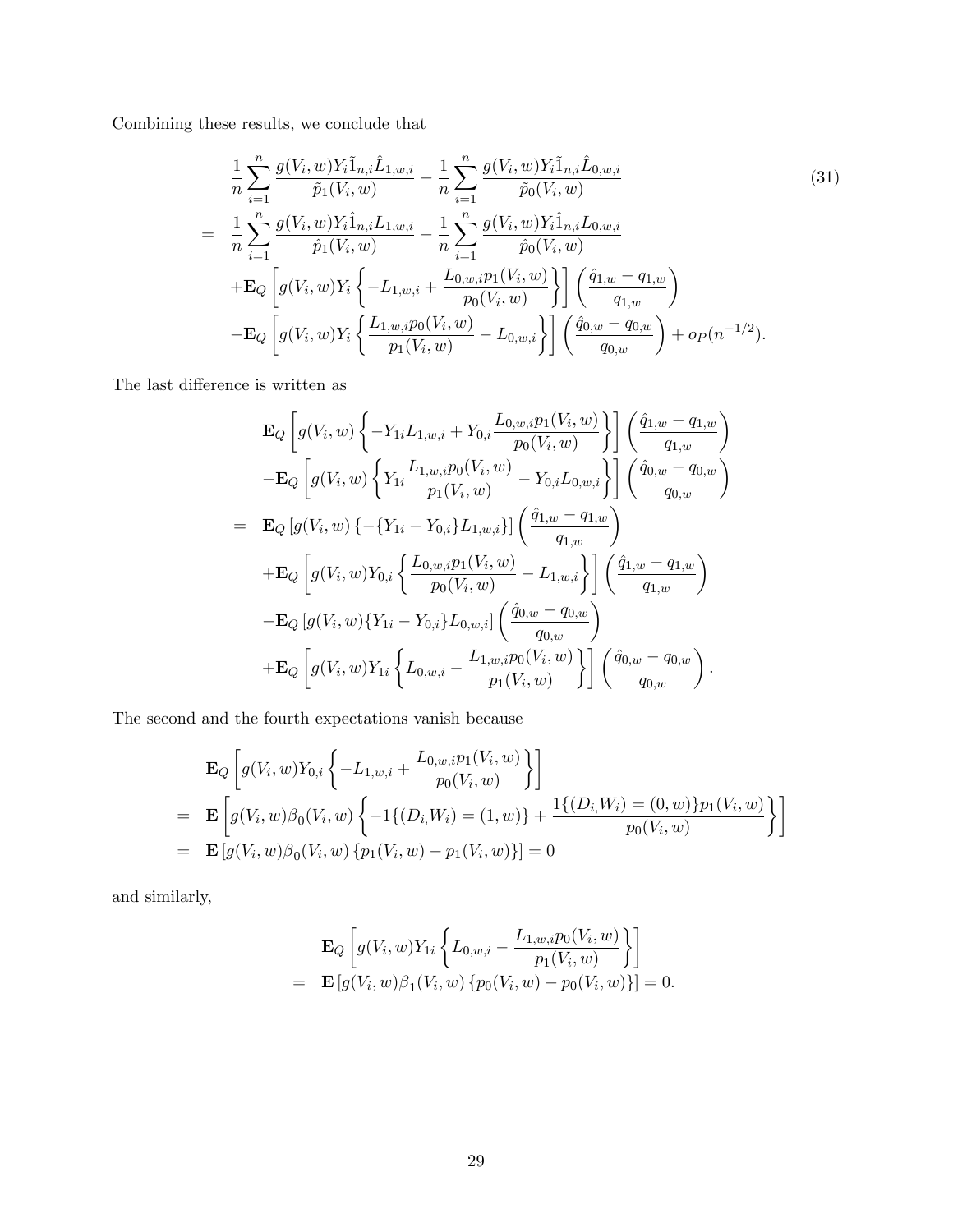Combining these results, we conclude that

$$
\begin{aligned}
& \frac{1}{n}\sum_{i=1}^{n}\frac{g(V_i,w)Y_i\tilde{1}_{n,i}\hat{L}_{1,w,i}}{\tilde{p}_1(V_i,w)} - \frac{1}{n}\sum_{i=1}^{n}\frac{g(V_i,w)Y_i\tilde{1}_{n,i}\hat{L}_{0,w,i}}{\tilde{p}_0(V_i,w)} \\
= \; & \frac{1}{n}\sum_{i=1}^{n}\frac{g(V_i,w)Y_i\hat{1}_{n,i}L_{1,w,i}}{\hat{p}_1(V_i,w)} - \frac{1}{n}\sum_{i=1}^{n}\frac{g(V_i,w)Y_i\hat{1}_{n,i}L_{0,w,i}}{\hat{p}_0(V_i,w)} \\
& + \mathbf{E}_Q\left[g(V_i,w)Y_i\left\{-L_{1,w,i} + \frac{L_{0,w,i}p_1(V_i,w)}{p_0(V_i,w)}\right\}\right]\left(\frac{\hat{q}_{1,w}-q_{1,w}}{q_{1,w}}\right) \\
& - \mathbf{E}_Q\left[g(V_i,w)Y_i\left\{\frac{L_{1,w,i}p_0(V_i,w)}{p_1(V_i,w)} - L_{0,w,i}\right\}\right]\left(\frac{\hat{q}_{0,w}-q_{0,w}}{q_{0,w}}\right) + o_P(n^{-1/2}).
\end{aligned} \tag{31}
$$

The last difference is written as

$$
\begin{aligned}
& \mathbf{E}_Q\left[g(V_i,w)\left\{-Y_{1i}L_{1,w,i} + Y_{0,i}\frac{L_{0,w,i}p_1(V_i,w)}{p_0(V_i,w)}\right\}\right]\left(\frac{\hat{q}_{1,w}-q_{1,w}}{q_{1,w}}\right) \\
& - \mathbf{E}_Q\left[g(V_i,w)\left\{Y_{1i}\frac{L_{1,w,i}p_0(V_i,w)}{p_1(V_i,w)} - Y_{0,i}L_{0,w,i}\right\}\right]\left(\frac{\hat{q}_{0,w}-q_{0,w}}{q_{0,w}}\right) \\
= \; & \mathbf{E}_Q\left[g(V_i,w)\left\{-\{Y_{1i}-Y_{0,i}\}L_{1,w,i}\right\}\right]\left(\frac{\hat{q}_{1,w}-q_{1,w}}{q_{1,w}}\right) \\
& + \mathbf{E}_Q\left[g(V_i,w)Y_{0,i}\left\{\frac{L_{0,w,i}p_1(V_i,w)}{p_0(V_i,w)} - L_{1,w,i}\right\}\right]\left(\frac{\hat{q}_{1,w}-q_{1,w}}{q_{1,w}}\right) \\
& - \mathbf{E}_Q\left[g(V_i,w)\{Y_{1i}-Y_{0,i}\}L_{0,w,i}\right]\left(\frac{\hat{q}_{0,w}-q_{0,w}}{q_{0,w}}\right) \\
& + \mathbf{E}_Q\left[g(V_i,w)Y_{1i}\left\{L_{0,w,i} - \frac{L_{1,w,i}p_0(V_i,w)}{p_1(V_i,w)}\right\}\right]\left(\frac{\hat{q}_{0,w}-q_{0,w}}{q_{0,w}}\right).
\end{aligned}
$$

The second and the fourth expectations vanish because

$$
\begin{aligned}
& \mathbf{E}_Q\left[g(V_i,w)Y_{0,i}\left\{-L_{1,w,i} + \frac{L_{0,w,i}p_1(V_i,w)}{p_0(V_i,w)}\right\}\right] \\
= \; & \mathbf{E}\left[g(V_i,w)\beta_0(V_i,w)\left\{-1\{(D_i,W_i)=(1,w)\} + \frac{1\{(D_i,W_i)=(0,w)\}p_1(V_i,w)}{p_0(V_i,w)}\right\}\right] \\
= \; & \mathbf{E}\left[g(V_i,w)\beta_0(V_i,w)\left\{p_1(V_i,w)-p_1(V_i,w)\right\}\right] = 0
\end{aligned}
$$

and similarly,

$$
\begin{aligned}
& \mathbf{E}_Q\left[g(V_i,w)Y_{1i}\left\{L_{0,w,i} - \frac{L_{1,w,i}p_0(V_i,w)}{p_1(V_i,w)}\right\}\right] \\
= \; & \mathbf{E}\left[g(V_i,w)\beta_1(V_i,w)\left\{p_0(V_i,w)-p_0(V_i,w)\right\}\right] = 0.
\end{aligned}
$$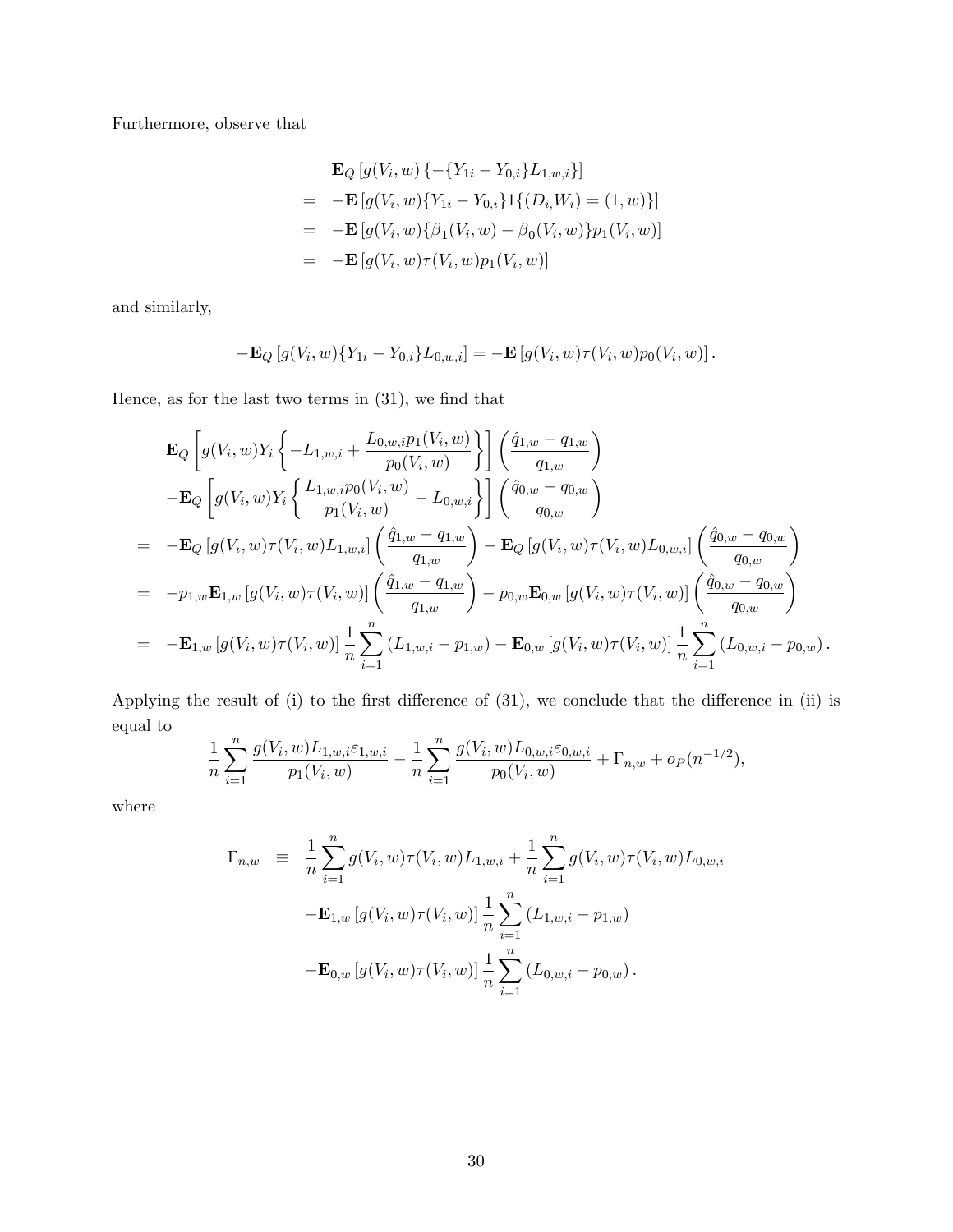Furthermore, observe that

$$
\begin{aligned}
& \mathbf{E}_Q \left[ g(V_i, w) \left\{ -\{Y_{1i} - Y_{0,i}\} L_{1,w,i} \right\} \right] \\
= & -\mathbf{E} \left[ g(V_i, w) \{Y_{1i} - Y_{0,i}\} 1\{(D_i, W_i) = (1, w)\} \right] \\
= & -\mathbf{E} \left[ g(V_i, w) \{\beta_1(V_i, w) - \beta_0(V_i, w)\} p_1(V_i, w) \right] \\
= & -\mathbf{E} \left[ g(V_i, w) \tau(V_i, w) p_1(V_i, w) \right]
\end{aligned}
$$

and similarly,

$$
-\mathbf{E}_Q \left[ g(V_i, w) \{Y_{1i} - Y_{0,i}\} L_{0,w,i} \right] = -\mathbf{E} \left[ g(V_i, w) \tau(V_i, w) p_0(V_i, w) \right].
$$

Hence, as for the last two terms in (31), we find that

$$
\begin{aligned}
& \mathbf{E}_Q \left[ g(V_i, w) Y_i \left\{ -L_{1,w,i} + \frac{L_{0,w,i} p_1(V_i, w)}{p_0(V_i, w)} \right\} \right] \left( \frac{\hat{q}_{1,w} - q_{1,w}}{q_{1,w}} \right) \\
& -\mathbf{E}_Q \left[ g(V_i, w) Y_i \left\{ \frac{L_{1,w,i} p_0(V_i, w)}{p_1(V_i, w)} - L_{0,w,i} \right\} \right] \left( \frac{\hat{q}_{0,w} - q_{0,w}}{q_{0,w}} \right) \\
= & -\mathbf{E}_Q \left[ g(V_i, w) \tau(V_i, w) L_{1,w,i} \right] \left( \frac{\hat{q}_{1,w} - q_{1,w}}{q_{1,w}} \right) - \mathbf{E}_Q \left[ g(V_i, w) \tau(V_i, w) L_{0,w,i} \right] \left( \frac{\hat{q}_{0,w} - q_{0,w}}{q_{0,w}} \right) \\
= & -p_{1,w} \mathbf{E}_{1,w} \left[ g(V_i, w) \tau(V_i, w) \right] \left( \frac{\hat{q}_{1,w} - q_{1,w}}{q_{1,w}} \right) - p_{0,w} \mathbf{E}_{0,w} \left[ g(V_i, w) \tau(V_i, w) \right] \left( \frac{\hat{q}_{0,w} - q_{0,w}}{q_{0,w}} \right) \\
= & -\mathbf{E}_{1,w} \left[ g(V_i, w) \tau(V_i, w) \right] \frac{1}{n} \sum_{i=1}^{n} \left( L_{1,w,i} - p_{1,w} \right) - \mathbf{E}_{0,w} \left[ g(V_i, w) \tau(V_i, w) \right] \frac{1}{n} \sum_{i=1}^{n} \left( L_{0,w,i} - p_{0,w} \right).
\end{aligned}
$$

Applying the result of (i) to the first difference of (31), we conclude that the difference in (ii) is equal to

$$
\frac{1}{n} \sum_{i=1}^{n} \frac{g(V_i, w) L_{1,w,i} \varepsilon_{1,w,i}}{p_1(V_i, w)} - \frac{1}{n} \sum_{i=1}^{n} \frac{g(V_i, w) L_{0,w,i} \varepsilon_{0,w,i}}{p_0(V_i, w)} + \Gamma_{n,w} + o_P(n^{-1/2}),
$$

where

$$
\begin{aligned}
\Gamma_{n,w} \equiv & \frac{1}{n} \sum_{i=1}^{n} g(V_i, w) \tau(V_i, w) L_{1,w,i} + \frac{1}{n} \sum_{i=1}^{n} g(V_i, w) \tau(V_i, w) L_{0,w,i} \\
& -\mathbf{E}_{1,w} \left[ g(V_i, w) \tau(V_i, w) \right] \frac{1}{n} \sum_{i=1}^{n} \left( L_{1,w,i} - p_{1,w} \right) \\
& -\mathbf{E}_{0,w} \left[ g(V_i, w) \tau(V_i, w) \right] \frac{1}{n} \sum_{i=1}^{n} \left( L_{0,w,i} - p_{0,w} \right).
\end{aligned}
$$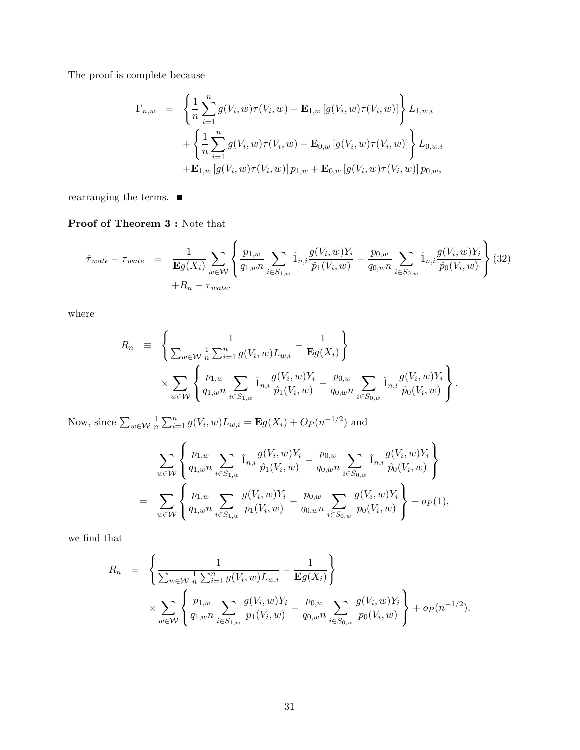The proof is complete because

$$
\begin{aligned}
\Gamma_{n,w} &= \left\{ \frac{1}{n} \sum_{i=1}^{n} g(V_i, w)\tau(V_i, w) - \mathbf{E}_{1,w}\left[g(V_i, w)\tau(V_i, w)\right] \right\} L_{1,w,i} \\
&\quad + \left\{ \frac{1}{n} \sum_{i=1}^{n} g(V_i, w)\tau(V_i, w) - \mathbf{E}_{0,w}\left[g(V_i, w)\tau(V_i, w)\right] \right\} L_{0,w,i} \\
&\quad + \mathbf{E}_{1,w}\left[g(V_i, w)\tau(V_i, w)\right] p_{1,w} + \mathbf{E}_{0,w}\left[g(V_i, w)\tau(V_i, w)\right] p_{0,w},
\end{aligned}
$$

rearranging the terms. ■

**Proof of Theorem 3 :** Note that

$$
\begin{aligned}
\hat{\tau}_{wate} - \tau_{wate} &= \frac{1}{\mathbf{E}g(X_i)} \sum_{w \in \mathcal{W}} \left\{ \frac{p_{1,w}}{q_{1,w} n} \sum_{i \in S_{1,w}} \hat{1}_{n,i} \frac{g(V_i, w) Y_i}{\hat{p}_1(V_i, w)} - \frac{p_{0,w}}{q_{0,w} n} \sum_{i \in S_{0,w}} \hat{1}_{n,i} \frac{g(V_i, w) Y_i}{\hat{p}_0(V_i, w)} \right\} \quad (32) \\
&\quad + R_n - \tau_{wate},
\end{aligned}
$$

where

$$
\begin{aligned}
R_n &\equiv \left\{ \frac{1}{\sum_{w \in \mathcal{W}} \frac{1}{n} \sum_{i=1}^{n} g(V_i, w) L_{w,i}} - \frac{1}{\mathbf{E}g(X_i)} \right\} \\
&\quad \times \sum_{w \in \mathcal{W}} \left\{ \frac{p_{1,w}}{q_{1,w} n} \sum_{i \in S_{1,w}} \hat{1}_{n,i} \frac{g(V_i, w) Y_i}{\hat{p}_1(V_i, w)} - \frac{p_{0,w}}{q_{0,w} n} \sum_{i \in S_{0,w}} \hat{1}_{n,i} \frac{g(V_i, w) Y_i}{\hat{p}_0(V_i, w)} \right\}.
\end{aligned}
$$

Now, since $\sum_{w \in \mathcal{W}} \frac{1}{n} \sum_{i=1}^{n} g(V_i, w) L_{w,i} = \mathbf{E}g(X_i) + O_P(n^{-1/2})$ and

$$
\begin{aligned}
&\sum_{w \in \mathcal{W}} \left\{ \frac{p_{1,w}}{q_{1,w} n} \sum_{i \in S_{1,w}} \hat{1}_{n,i} \frac{g(V_i, w) Y_i}{\hat{p}_1(V_i, w)} - \frac{p_{0,w}}{q_{0,w} n} \sum_{i \in S_{0,w}} \hat{1}_{n,i} \frac{g(V_i, w) Y_i}{\hat{p}_0(V_i, w)} \right\} \\
&= \sum_{w \in \mathcal{W}} \left\{ \frac{p_{1,w}}{q_{1,w} n} \sum_{i \in S_{1,w}} \frac{g(V_i, w) Y_i}{p_1(V_i, w)} - \frac{p_{0,w}}{q_{0,w} n} \sum_{i \in S_{0,w}} \frac{g(V_i, w) Y_i}{p_0(V_i, w)} \right\} + o_P(1),
\end{aligned}
$$

we find that

$$
\begin{aligned}
R_n &= \left\{ \frac{1}{\sum_{w \in \mathcal{W}} \frac{1}{n} \sum_{i=1}^{n} g(V_i, w) L_{w,i}} - \frac{1}{\mathbf{E}g(X_i)} \right\} \\
&\quad \times \sum_{w \in \mathcal{W}} \left\{ \frac{p_{1,w}}{q_{1,w} n} \sum_{i \in S_{1,w}} \frac{g(V_i, w) Y_i}{p_1(V_i, w)} - \frac{p_{0,w}}{q_{0,w} n} \sum_{i \in S_{0,w}} \frac{g(V_i, w) Y_i}{p_0(V_i, w)} \right\} + o_P(n^{-1/2}).
\end{aligned}
$$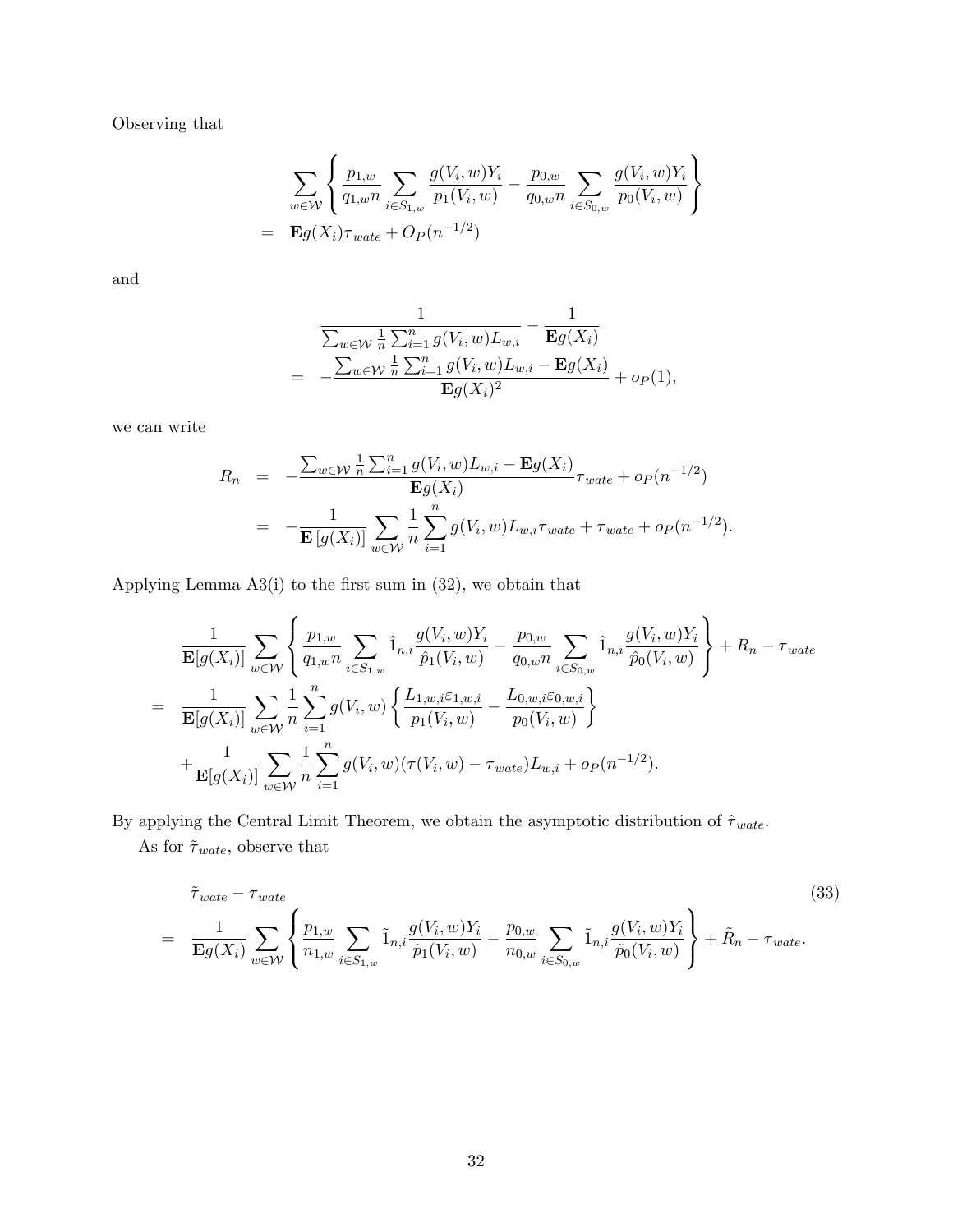Observing that

$$
\begin{aligned}
& \sum_{w \in \mathcal{W}} \left\{ \frac{p_{1,w}}{q_{1,w} n} \sum_{i \in S_{1,w}} \frac{g(V_i, w) Y_i}{p_1(V_i, w)} - \frac{p_{0,w}}{q_{0,w} n} \sum_{i \in S_{0,w}} \frac{g(V_i, w) Y_i}{p_0(V_i, w)} \right\} \\
= \quad & \mathbf{E} g(X_i) \tau_{wate} + O_P(n^{-1/2})
\end{aligned}
$$

and

$$
\begin{aligned}
& \frac{1}{\sum_{w \in \mathcal{W}} \frac{1}{n} \sum_{i=1}^n g(V_i, w) L_{w,i}} - \frac{1}{\mathbf{E} g(X_i)} \\
= \quad & -\frac{\sum_{w \in \mathcal{W}} \frac{1}{n} \sum_{i=1}^n g(V_i, w) L_{w,i} - \mathbf{E} g(X_i)}{\mathbf{E} g(X_i)^2} + o_P(1),
\end{aligned}
$$

we can write

$$
\begin{aligned}
R_n \quad &= \quad -\frac{\sum_{w \in \mathcal{W}} \frac{1}{n} \sum_{i=1}^n g(V_i, w) L_{w,i} - \mathbf{E} g(X_i)}{\mathbf{E} g(X_i)} \tau_{wate} + o_P(n^{-1/2}) \\
&= \quad -\frac{1}{\mathbf{E}\left[ g(X_i) \right]} \sum_{w \in \mathcal{W}} \frac{1}{n} \sum_{i=1}^n g(V_i, w) L_{w,i} \tau_{wate} + \tau_{wate} + o_P(n^{-1/2}).
\end{aligned}
$$

Applying Lemma A3(i) to the first sum in (32), we obtain that

$$
\begin{aligned}
& \frac{1}{\mathbf{E}[g(X_i)]} \sum_{w \in \mathcal{W}} \left\{ \frac{p_{1,w}}{q_{1,w} n} \sum_{i \in S_{1,w}} \hat{1}_{n,i} \frac{g(V_i, w) Y_i}{\hat{p}_1(V_i, w)} - \frac{p_{0,w}}{q_{0,w} n} \sum_{i \in S_{0,w}} \hat{1}_{n,i} \frac{g(V_i, w) Y_i}{\hat{p}_0(V_i, w)} \right\} + R_n - \tau_{wate} \\
= \quad & \frac{1}{\mathbf{E}[g(X_i)]} \sum_{w \in \mathcal{W}} \frac{1}{n} \sum_{i=1}^n g(V_i, w) \left\{ \frac{L_{1,w,i} \varepsilon_{1,w,i}}{p_1(V_i, w)} - \frac{L_{0,w,i} \varepsilon_{0,w,i}}{p_0(V_i, w)} \right\} \\
& + \frac{1}{\mathbf{E}[g(X_i)]} \sum_{w \in \mathcal{W}} \frac{1}{n} \sum_{i=1}^n g(V_i, w) (\tau(V_i, w) - \tau_{wate}) L_{w,i} + o_P(n^{-1/2}).
\end{aligned}
$$

By applying the Central Limit Theorem, we obtain the asymptotic distribution of $\hat{\tau}_{wate}$.

As for $\tilde{\tau}_{wate}$, observe that

$$
\begin{aligned}
& \tilde{\tau}_{wate} - \tau_{wate} \\
= \quad & \frac{1}{\mathbf{E} g(X_i)} \sum_{w \in \mathcal{W}} \left\{ \frac{p_{1,w}}{n_{1,w}} \sum_{i \in S_{1,w}} \tilde{1}_{n,i} \frac{g(V_i, w) Y_i}{\tilde{p}_1(V_i, w)} - \frac{p_{0,w}}{n_{0,w}} \sum_{i \in S_{0,w}} \tilde{1}_{n,i} \frac{g(V_i, w) Y_i}{\tilde{p}_0(V_i, w)} \right\} + \tilde{R}_n - \tau_{wate}.
\end{aligned} \tag{33}
$$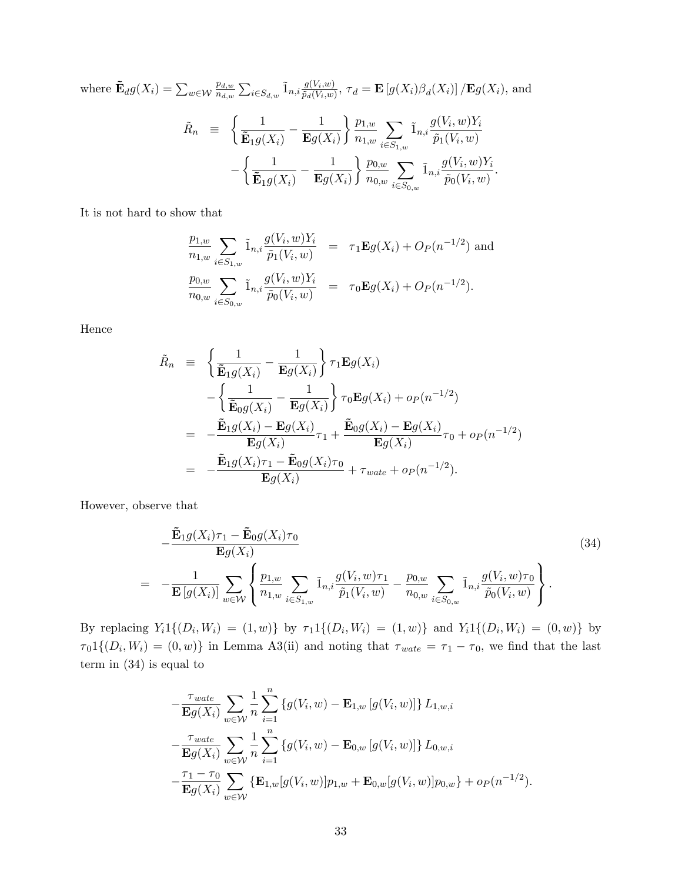where $\tilde{\mathbf{E}}_d g(X_i) = \sum_{w \in \mathcal{W}} \frac{p_{d,w}}{n_{d,w}} \sum_{i \in S_{d,w}} \tilde{1}_{n,i} \frac{g(V_i,w)}{\tilde{p}_d(V_i,w)}$, $\tau_d = \mathbf{E}\left[g(X_i)\beta_d(X_i)\right]/\mathbf{E}g(X_i)$, and

$$
\begin{aligned}
\tilde{R}_n \equiv & \left\{ \frac{1}{\tilde{\mathbf{E}}_1 g(X_i)} - \frac{1}{\mathbf{E}g(X_i)} \right\} \frac{p_{1,w}}{n_{1,w}} \sum_{i \in S_{1,w}} \tilde{1}_{n,i} \frac{g(V_i,w) Y_i}{\tilde{p}_1(V_i,w)} \\
& - \left\{ \frac{1}{\tilde{\mathbf{E}}_1 g(X_i)} - \frac{1}{\mathbf{E}g(X_i)} \right\} \frac{p_{0,w}}{n_{0,w}} \sum_{i \in S_{0,w}} \tilde{1}_{n,i} \frac{g(V_i,w) Y_i}{\tilde{p}_0(V_i,w)}.
\end{aligned}
$$

It is not hard to show that

$$
\begin{aligned}
\frac{p_{1,w}}{n_{1,w}} \sum_{i \in S_{1,w}} \tilde{1}_{n,i} \frac{g(V_i,w) Y_i}{\tilde{p}_1(V_i,w)} &= \tau_1 \mathbf{E}g(X_i) + O_P(n^{-1/2}) \text{ and} \\
\frac{p_{0,w}}{n_{0,w}} \sum_{i \in S_{0,w}} \tilde{1}_{n,i} \frac{g(V_i,w) Y_i}{\tilde{p}_0(V_i,w)} &= \tau_0 \mathbf{E}g(X_i) + O_P(n^{-1/2}).
\end{aligned}
$$

Hence

$$
\begin{aligned}
\tilde{R}_n \equiv & \left\{ \frac{1}{\tilde{\mathbf{E}}_1 g(X_i)} - \frac{1}{\mathbf{E}g(X_i)} \right\} \tau_1 \mathbf{E}g(X_i) \\
& - \left\{ \frac{1}{\tilde{\mathbf{E}}_0 g(X_i)} - \frac{1}{\mathbf{E}g(X_i)} \right\} \tau_0 \mathbf{E}g(X_i) + o_P(n^{-1/2}) \\
= & -\frac{\tilde{\mathbf{E}}_1 g(X_i) - \mathbf{E}g(X_i)}{\mathbf{E}g(X_i)} \tau_1 + \frac{\tilde{\mathbf{E}}_0 g(X_i) - \mathbf{E}g(X_i)}{\mathbf{E}g(X_i)} \tau_0 + o_P(n^{-1/2}) \\
= & -\frac{\tilde{\mathbf{E}}_1 g(X_i)\tau_1 - \tilde{\mathbf{E}}_0 g(X_i)\tau_0}{\mathbf{E}g(X_i)} + \tau_{wate} + o_P(n^{-1/2}).
\end{aligned}
$$

However, observe that

$$
\begin{aligned}
& -\frac{\tilde{\mathbf{E}}_1 g(X_i)\tau_1 - \tilde{\mathbf{E}}_0 g(X_i)\tau_0}{\mathbf{E}g(X_i)} \qquad (34) \\
= & -\frac{1}{\mathbf{E}\left[g(X_i)\right]} \sum_{w \in \mathcal{W}} \left\{ \frac{p_{1,w}}{n_{1,w}} \sum_{i \in S_{1,w}} \tilde{1}_{n,i} \frac{g(V_i,w)\tau_1}{\tilde{p}_1(V_i,w)} - \frac{p_{0,w}}{n_{0,w}} \sum_{i \in S_{0,w}} \tilde{1}_{n,i} \frac{g(V_i,w)\tau_0}{\tilde{p}_0(V_i,w)} \right\}.
\end{aligned}
$$

By replacing $Y_i 1\{(D_i,W_i) = (1,w)\}$ by $\tau_1 1\{(D_i,W_i) = (1,w)\}$ and $Y_i 1\{(D_i,W_i) = (0,w)\}$ by $\tau_0 1\{(D_i,W_i) = (0,w)\}$ in Lemma A3(ii) and noting that $\tau_{wate} = \tau_1 - \tau_0$, we find that the last term in (34) is equal to

$$
\begin{aligned}
& -\frac{\tau_{wate}}{\mathbf{E}g(X_i)} \sum_{w \in \mathcal{W}} \frac{1}{n} \sum_{i=1}^{n} \left\{ g(V_i,w) - \mathbf{E}_{1,w}\left[g(V_i,w)\right] \right\} L_{1,w,i} \\
& -\frac{\tau_{wate}}{\mathbf{E}g(X_i)} \sum_{w \in \mathcal{W}} \frac{1}{n} \sum_{i=1}^{n} \left\{ g(V_i,w) - \mathbf{E}_{0,w}\left[g(V_i,w)\right] \right\} L_{0,w,i} \\
& -\frac{\tau_1 - \tau_0}{\mathbf{E}g(X_i)} \sum_{w \in \mathcal{W}} \left\{ \mathbf{E}_{1,w}[g(V_i,w)] p_{1,w} + \mathbf{E}_{0,w}[g(V_i,w)] p_{0,w} \right\} + o_P(n^{-1/2}).
\end{aligned}
$$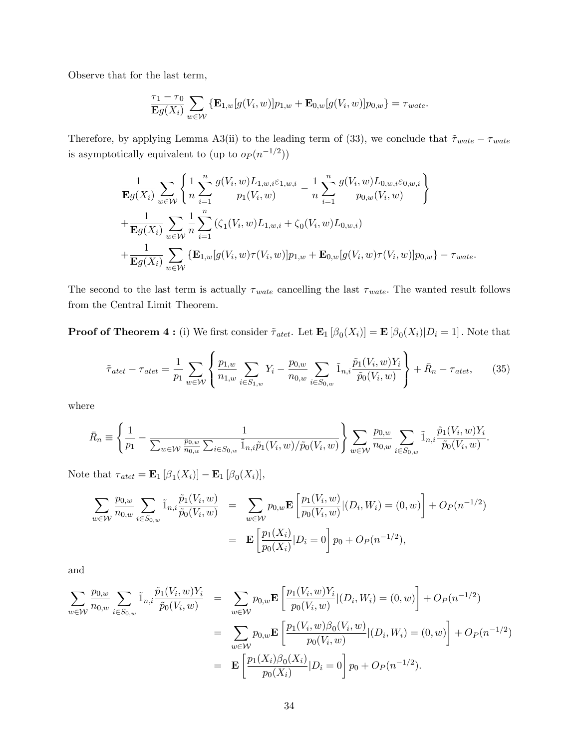Observe that for the last term,

$$\frac{\tau_1 - \tau_0}{\mathbf{E}g(X_i)} \sum_{w \in \mathcal{W}} \{\mathbf{E}_{1,w}[g(V_i, w)]p_{1,w} + \mathbf{E}_{0,w}[g(V_i, w)]p_{0,w}\} = \tau_{wate}.$$

Therefore, by applying Lemma A3(ii) to the leading term of (33), we conclude that $\tilde{\tau}_{wate} - \tau_{wate}$ is asymptotically equivalent to (up to $o_P(n^{-1/2})$)

$$\begin{aligned}
&\frac{1}{\mathbf{E}g(X_i)} \sum_{w \in \mathcal{W}} \left\{ \frac{1}{n} \sum_{i=1}^n \frac{g(V_i, w) L_{1,w,i} \varepsilon_{1,w,i}}{p_1(V_i, w)} - \frac{1}{n} \sum_{i=1}^n \frac{g(V_i, w) L_{0,w,i} \varepsilon_{0,w,i}}{p_{0,w}(V_i, w)} \right\} \\
&+ \frac{1}{\mathbf{E}g(X_i)} \sum_{w \in \mathcal{W}} \frac{1}{n} \sum_{i=1}^n (\zeta_1(V_i, w) L_{1,w,i} + \zeta_0(V_i, w) L_{0,w,i}) \\
&+ \frac{1}{\mathbf{E}g(X_i)} \sum_{w \in \mathcal{W}} \{\mathbf{E}_{1,w}[g(V_i, w)\tau(V_i, w)]p_{1,w} + \mathbf{E}_{0,w}[g(V_i, w)\tau(V_i, w)]p_{0,w}\} - \tau_{wate}.
\end{aligned}$$

The second to the last term is actually $\tau_{wate}$ cancelling the last $\tau_{wate}$. The wanted result follows from the Central Limit Theorem.

**Proof of Theorem 4 :** (i) We first consider $\tilde{\tau}_{atet}$. Let $\mathbf{E}_1 [\beta_0(X_i)] = \mathbf{E} [\beta_0(X_i) | D_i = 1]$. Note that

$$\tilde{\tau}_{atet} - \tau_{atet} = \frac{1}{p_1} \sum_{w \in \mathcal{W}} \left\{ \frac{p_{1,w}}{n_{1,w}} \sum_{i \in S_{1,w}} Y_i - \frac{p_{0,w}}{n_{0,w}} \sum_{i \in S_{0,w}} \tilde{1}_{n,i} \frac{\tilde{p}_1(V_i, w) Y_i}{\tilde{p}_0(V_i, w)} \right\} + \bar{R}_n - \tau_{atet}, \tag{35}$$

where

$$\bar{R}_n \equiv \left\{ \frac{1}{p_1} - \frac{1}{\sum_{w \in \mathcal{W}} \frac{p_{0,w}}{n_{0,w}} \sum_{i \in S_{0,w}} \tilde{1}_{n,i} \tilde{p}_1(V_i, w) / \tilde{p}_0(V_i, w)} \right\} \sum_{w \in \mathcal{W}} \frac{p_{0,w}}{n_{0,w}} \sum_{i \in S_{0,w}} \tilde{1}_{n,i} \frac{\tilde{p}_1(V_i, w) Y_i}{\tilde{p}_0(V_i, w)}.$$

Note that $\tau_{atet} = \mathbf{E}_1 [\beta_1(X_i)] - \mathbf{E}_1 [\beta_0(X_i)]$,

$$\begin{aligned}
\sum_{w \in \mathcal{W}} \frac{p_{0,w}}{n_{0,w}} \sum_{i \in S_{0,w}} \tilde{1}_{n,i} \frac{\tilde{p}_1(V_i, w)}{\tilde{p}_0(V_i, w)} &= \sum_{w \in \mathcal{W}} p_{0,w} \mathbf{E} \left[ \frac{p_1(V_i, w)}{p_0(V_i, w)} | (D_i, W_i) = (0, w) \right] + O_P(n^{-1/2}) \\
&= \mathbf{E} \left[ \frac{p_1(X_i)}{p_0(X_i)} | D_i = 0 \right] p_0 + O_P(n^{-1/2}),
\end{aligned}$$

and

$$\begin{aligned}
\sum_{w \in \mathcal{W}} \frac{p_{0,w}}{n_{0,w}} \sum_{i \in S_{0,w}} \tilde{1}_{n,i} \frac{\tilde{p}_1(V_i, w) Y_i}{\tilde{p}_0(V_i, w)} &= \sum_{w \in \mathcal{W}} p_{0,w} \mathbf{E} \left[ \frac{p_1(V_i, w) Y_i}{p_0(V_i, w)} | (D_i, W_i) = (0, w) \right] + O_P(n^{-1/2}) \\
&= \sum_{w \in \mathcal{W}} p_{0,w} \mathbf{E} \left[ \frac{p_1(V_i, w) \beta_0(V_i, w)}{p_0(V_i, w)} | (D_i, W_i) = (0, w) \right] + O_P(n^{-1/2}) \\
&= \mathbf{E} \left[ \frac{p_1(X_i) \beta_0(X_i)}{p_0(X_i)} | D_i = 0 \right] p_0 + O_P(n^{-1/2}).
\end{aligned}$$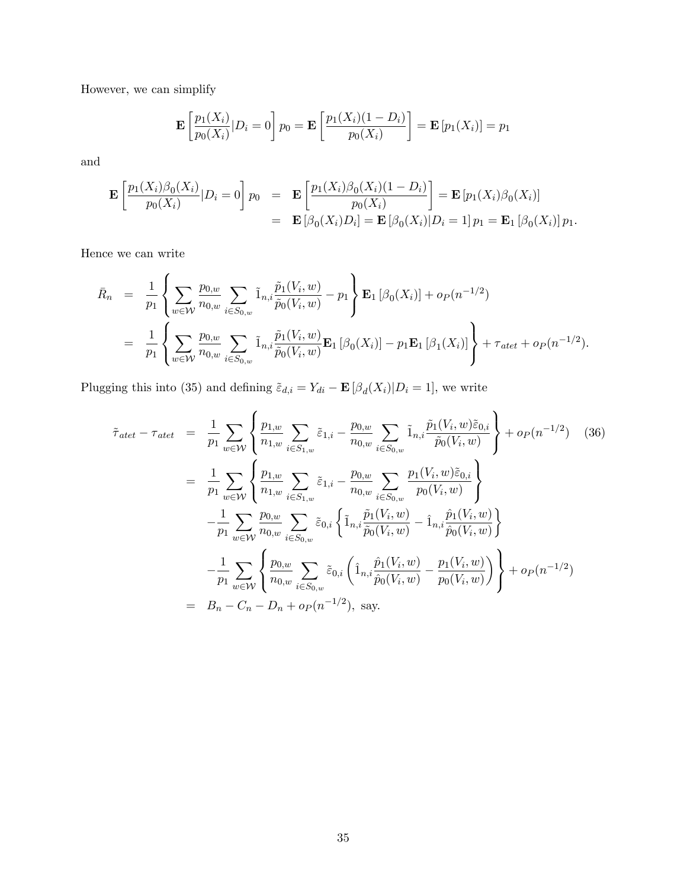However, we can simplify

$$\mathbf{E}\left[\frac{p_1(X_i)}{p_0(X_i)}|D_i=0\right]p_0 = \mathbf{E}\left[\frac{p_1(X_i)(1-D_i)}{p_0(X_i)}\right] = \mathbf{E}\left[p_1(X_i)\right] = p_1$$

and

$$\begin{aligned}
\mathbf{E}\left[\frac{p_1(X_i)\beta_0(X_i)}{p_0(X_i)}|D_i=0\right]p_0 &= \mathbf{E}\left[\frac{p_1(X_i)\beta_0(X_i)(1-D_i)}{p_0(X_i)}\right] = \mathbf{E}\left[p_1(X_i)\beta_0(X_i)\right] \\
&= \mathbf{E}\left[\beta_0(X_i)D_i\right] = \mathbf{E}\left[\beta_0(X_i)|D_i=1\right]p_1 = \mathbf{E}_1\left[\beta_0(X_i)\right]p_1.
\end{aligned}$$

Hence we can write

$$\begin{aligned}
\bar{R}_n &= \frac{1}{p_1}\left\{\sum_{w\in\mathcal{W}}\frac{p_{0,w}}{n_{0,w}}\sum_{i\in S_{0,w}}\tilde{1}_{n,i}\frac{\tilde{p}_1(V_i,w)}{\tilde{p}_0(V_i,w)} - p_1\right\}\mathbf{E}_1\left[\beta_0(X_i)\right] + o_P(n^{-1/2}) \\
&= \frac{1}{p_1}\left\{\sum_{w\in\mathcal{W}}\frac{p_{0,w}}{n_{0,w}}\sum_{i\in S_{0,w}}\tilde{1}_{n,i}\frac{\tilde{p}_1(V_i,w)}{\tilde{p}_0(V_i,w)}\mathbf{E}_1\left[\beta_0(X_i)\right] - p_1\mathbf{E}_1\left[\beta_1(X_i)\right]\right\} + \tau_{atet} + o_P(n^{-1/2}).
\end{aligned}$$

Plugging this into (35) and defining $\tilde{\varepsilon}_{d,i} = Y_{di} - \mathbf{E}\left[\beta_d(X_i)|D_i=1\right]$, we write

$$\begin{aligned}
\tilde{\tau}_{atet} - \tau_{atet} &= \frac{1}{p_1}\sum_{w\in\mathcal{W}}\left\{\frac{p_{1,w}}{n_{1,w}}\sum_{i\in S_{1,w}}\tilde{\varepsilon}_{1,i} - \frac{p_{0,w}}{n_{0,w}}\sum_{i\in S_{0,w}}\tilde{1}_{n,i}\frac{\tilde{p}_1(V_i,w)\tilde{\varepsilon}_{0,i}}{\tilde{p}_0(V_i,w)}\right\} + o_P(n^{-1/2}) \qquad (36) \\
&= \frac{1}{p_1}\sum_{w\in\mathcal{W}}\left\{\frac{p_{1,w}}{n_{1,w}}\sum_{i\in S_{1,w}}\tilde{\varepsilon}_{1,i} - \frac{p_{0,w}}{n_{0,w}}\sum_{i\in S_{0,w}}\frac{p_1(V_i,w)\tilde{\varepsilon}_{0,i}}{p_0(V_i,w)}\right\} \\
&\quad -\frac{1}{p_1}\sum_{w\in\mathcal{W}}\frac{p_{0,w}}{n_{0,w}}\sum_{i\in S_{0,w}}\tilde{\varepsilon}_{0,i}\left\{\tilde{1}_{n,i}\frac{\tilde{p}_1(V_i,w)}{\tilde{p}_0(V_i,w)} - \hat{1}_{n,i}\frac{\hat{p}_1(V_i,w)}{\hat{p}_0(V_i,w)}\right\} \\
&\quad -\frac{1}{p_1}\sum_{w\in\mathcal{W}}\left\{\frac{p_{0,w}}{n_{0,w}}\sum_{i\in S_{0,w}}\tilde{\varepsilon}_{0,i}\left(\hat{1}_{n,i}\frac{\hat{p}_1(V_i,w)}{\hat{p}_0(V_i,w)} - \frac{p_1(V_i,w)}{p_0(V_i,w)}\right)\right\} + o_P(n^{-1/2}) \\
&= B_n - C_n - D_n + o_P(n^{-1/2}), \text{ say.}
\end{aligned}$$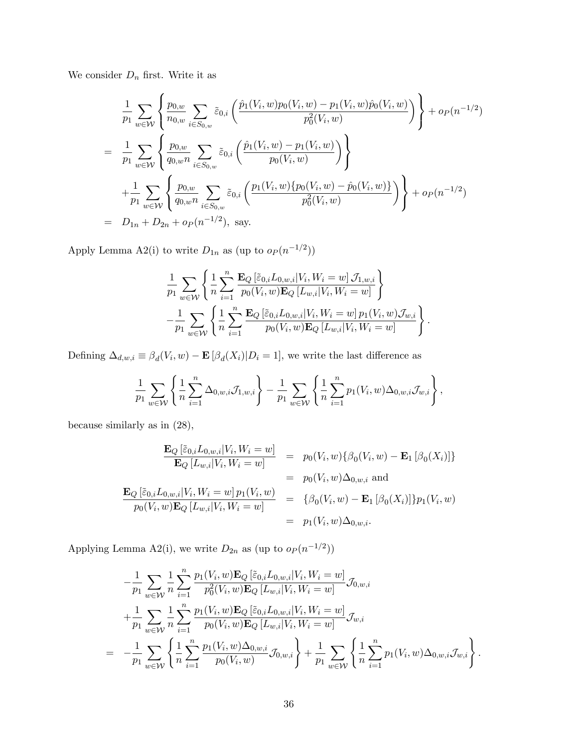We consider $D_n$ first. Write it as

$$
\begin{aligned}
& \frac{1}{p_1}\sum_{w\in\mathcal{W}}\left\{\frac{p_{0,w}}{n_{0,w}}\sum_{i\in S_{0,w}}\tilde{\varepsilon}_{0,i}\left(\frac{\hat{p}_1(V_i,w)p_0(V_i,w)-p_1(V_i,w)\hat{p}_0(V_i,w)}{p_0^2(V_i,w)}\right)\right\}+o_P(n^{-1/2}) \\
= \ & \frac{1}{p_1}\sum_{w\in\mathcal{W}}\left\{\frac{p_{0,w}}{q_{0,w}n}\sum_{i\in S_{0,w}}\tilde{\varepsilon}_{0,i}\left(\frac{\hat{p}_1(V_i,w)-p_1(V_i,w)}{p_0(V_i,w)}\right)\right\} \\
& +\frac{1}{p_1}\sum_{w\in\mathcal{W}}\left\{\frac{p_{0,w}}{q_{0,w}n}\sum_{i\in S_{0,w}}\tilde{\varepsilon}_{0,i}\left(\frac{p_1(V_i,w)\{p_0(V_i,w)-\hat{p}_0(V_i,w)\}}{p_0^2(V_i,w)}\right)\right\}+o_P(n^{-1/2}) \\
= \ & D_{1n}+D_{2n}+o_P(n^{-1/2}),\text{ say.}
\end{aligned}
$$

Apply Lemma A2(i) to write $D_{1n}$ as (up to $o_P(n^{-1/2})$)

$$
\begin{aligned}
& \frac{1}{p_1}\sum_{w\in\mathcal{W}}\left\{\frac{1}{n}\sum_{i=1}^n\frac{\mathbf{E}_Q\left[\tilde{\varepsilon}_{0,i}L_{0,w,i}|V_i,W_i=w\right]\mathcal{J}_{1,w,i}}{p_0(V_i,w)\mathbf{E}_Q\left[L_{w,i}|V_i,W_i=w\right]}\right\} \\
& -\frac{1}{p_1}\sum_{w\in\mathcal{W}}\left\{\frac{1}{n}\sum_{i=1}^n\frac{\mathbf{E}_Q\left[\tilde{\varepsilon}_{0,i}L_{0,w,i}|V_i,W_i=w\right]p_1(V_i,w)\mathcal{J}_{w,i}}{p_0(V_i,w)\mathbf{E}_Q\left[L_{w,i}|V_i,W_i=w\right]}\right\}.
\end{aligned}
$$

Defining $\Delta_{d,w,i}\equiv\beta_d(V_i,w)-\mathbf{E}\left[\beta_d(X_i)|D_i=1\right]$, we write the last difference as

$$
\frac{1}{p_1}\sum_{w\in\mathcal{W}}\left\{\frac{1}{n}\sum_{i=1}^n\Delta_{0,w,i}\mathcal{J}_{1,w,i}\right\}-\frac{1}{p_1}\sum_{w\in\mathcal{W}}\left\{\frac{1}{n}\sum_{i=1}^n p_1(V_i,w)\Delta_{0,w,i}\mathcal{J}_{w,i}\right\},
$$

because similarly as in (28),

$$
\begin{aligned}
\frac{\mathbf{E}_Q\left[\tilde{\varepsilon}_{0,i}L_{0,w,i}|V_i,W_i=w\right]}{\mathbf{E}_Q\left[L_{w,i}|V_i,W_i=w\right]} &= p_0(V_i,w)\{\beta_0(V_i,w)-\mathbf{E}_1\left[\beta_0(X_i)\right]\} \\
&= p_0(V_i,w)\Delta_{0,w,i}\text{ and} \\
\frac{\mathbf{E}_Q\left[\tilde{\varepsilon}_{0,i}L_{0,w,i}|V_i,W_i=w\right]p_1(V_i,w)}{p_0(V_i,w)\mathbf{E}_Q\left[L_{w,i}|V_i,W_i=w\right]} &= \{\beta_0(V_i,w)-\mathbf{E}_1\left[\beta_0(X_i)\right]\}p_1(V_i,w) \\
&= p_1(V_i,w)\Delta_{0,w,i}.
\end{aligned}
$$

Applying Lemma A2(i), we write $D_{2n}$ as (up to $o_P(n^{-1/2})$)

$$
\begin{aligned}
& -\frac{1}{p_1}\sum_{w\in\mathcal{W}}\frac{1}{n}\sum_{i=1}^n\frac{p_1(V_i,w)\mathbf{E}_Q\left[\tilde{\varepsilon}_{0,i}L_{0,w,i}|V_i,W_i=w\right]}{p_0^2(V_i,w)\mathbf{E}_Q\left[L_{w,i}|V_i,W_i=w\right]}\mathcal{J}_{0,w,i} \\
& +\frac{1}{p_1}\sum_{w\in\mathcal{W}}\frac{1}{n}\sum_{i=1}^n\frac{p_1(V_i,w)\mathbf{E}_Q\left[\tilde{\varepsilon}_{0,i}L_{0,w,i}|V_i,W_i=w\right]}{p_0(V_i,w)\mathbf{E}_Q\left[L_{w,i}|V_i,W_i=w\right]}\mathcal{J}_{w,i} \\
= \ & -\frac{1}{p_1}\sum_{w\in\mathcal{W}}\left\{\frac{1}{n}\sum_{i=1}^n\frac{p_1(V_i,w)\Delta_{0,w,i}}{p_0(V_i,w)}\mathcal{J}_{0,w,i}\right\}+\frac{1}{p_1}\sum_{w\in\mathcal{W}}\left\{\frac{1}{n}\sum_{i=1}^n p_1(V_i,w)\Delta_{0,w,i}\mathcal{J}_{w,i}\right\}.
\end{aligned}
$$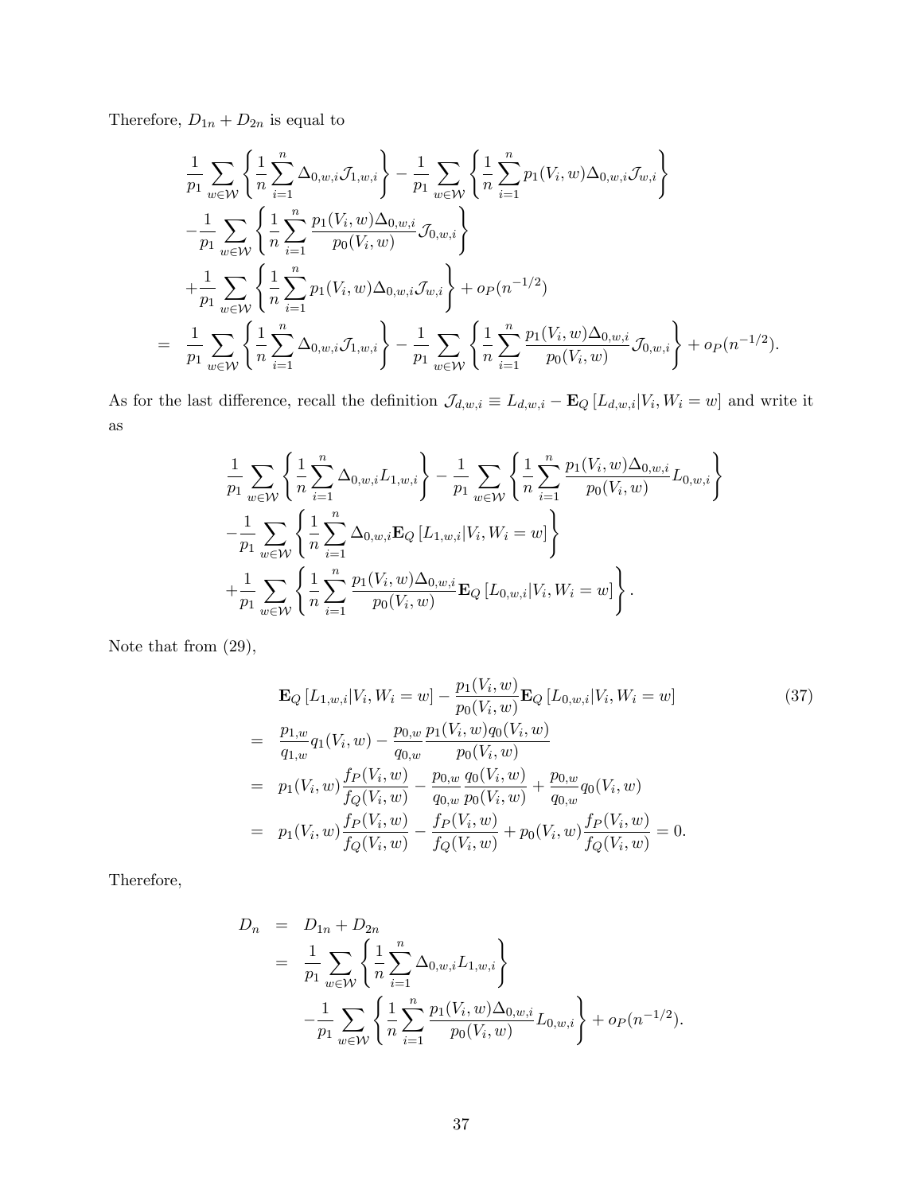Therefore, $D_{1n} + D_{2n}$ is equal to

$$
\begin{aligned}
& \frac{1}{p_1} \sum_{w \in \mathcal{W}} \left\{ \frac{1}{n} \sum_{i=1}^{n} \Delta_{0,w,i} \mathcal{J}_{1,w,i} \right\} - \frac{1}{p_1} \sum_{w \in \mathcal{W}} \left\{ \frac{1}{n} \sum_{i=1}^{n} p_1(V_i, w) \Delta_{0,w,i} \mathcal{J}_{w,i} \right\} \\
& - \frac{1}{p_1} \sum_{w \in \mathcal{W}} \left\{ \frac{1}{n} \sum_{i=1}^{n} \frac{p_1(V_i, w) \Delta_{0,w,i}}{p_0(V_i, w)} \mathcal{J}_{0,w,i} \right\} \\
& + \frac{1}{p_1} \sum_{w \in \mathcal{W}} \left\{ \frac{1}{n} \sum_{i=1}^{n} p_1(V_i, w) \Delta_{0,w,i} \mathcal{J}_{w,i} \right\} + o_P(n^{-1/2}) \\
= \; & \frac{1}{p_1} \sum_{w \in \mathcal{W}} \left\{ \frac{1}{n} \sum_{i=1}^{n} \Delta_{0,w,i} \mathcal{J}_{1,w,i} \right\} - \frac{1}{p_1} \sum_{w \in \mathcal{W}} \left\{ \frac{1}{n} \sum_{i=1}^{n} \frac{p_1(V_i, w) \Delta_{0,w,i}}{p_0(V_i, w)} \mathcal{J}_{0,w,i} \right\} + o_P(n^{-1/2}).
\end{aligned}
$$

As for the last difference, recall the definition $\mathcal{J}_{d,w,i} \equiv L_{d,w,i} - \mathbf{E}_Q[L_{d,w,i} | V_i, W_i = w]$ and write it as

$$
\begin{aligned}
& \frac{1}{p_1} \sum_{w \in \mathcal{W}} \left\{ \frac{1}{n} \sum_{i=1}^{n} \Delta_{0,w,i} L_{1,w,i} \right\} - \frac{1}{p_1} \sum_{w \in \mathcal{W}} \left\{ \frac{1}{n} \sum_{i=1}^{n} \frac{p_1(V_i, w) \Delta_{0,w,i}}{p_0(V_i, w)} L_{0,w,i} \right\} \\
& - \frac{1}{p_1} \sum_{w \in \mathcal{W}} \left\{ \frac{1}{n} \sum_{i=1}^{n} \Delta_{0,w,i} \mathbf{E}_Q[L_{1,w,i} | V_i, W_i = w] \right\} \\
& + \frac{1}{p_1} \sum_{w \in \mathcal{W}} \left\{ \frac{1}{n} \sum_{i=1}^{n} \frac{p_1(V_i, w) \Delta_{0,w,i}}{p_0(V_i, w)} \mathbf{E}_Q[L_{0,w,i} | V_i, W_i = w] \right\}.
\end{aligned}
$$

Note that from (29),

$$
\begin{aligned}
& \mathbf{E}_Q[L_{1,w,i} | V_i, W_i = w] - \frac{p_1(V_i, w)}{p_0(V_i, w)} \mathbf{E}_Q[L_{0,w,i} | V_i, W_i = w] \\
= \; & \frac{p_{1,w}}{q_{1,w}} q_1(V_i, w) - \frac{p_{0,w}}{q_{0,w}} \frac{p_1(V_i, w) q_0(V_i, w)}{p_0(V_i, w)} \\
= \; & p_1(V_i, w) \frac{f_P(V_i, w)}{f_Q(V_i, w)} - \frac{p_{0,w}}{q_{0,w}} \frac{q_0(V_i, w)}{p_0(V_i, w)} + \frac{p_{0,w}}{q_{0,w}} q_0(V_i, w) \\
= \; & p_1(V_i, w) \frac{f_P(V_i, w)}{f_Q(V_i, w)} - \frac{f_P(V_i, w)}{f_Q(V_i, w)} + p_0(V_i, w) \frac{f_P(V_i, w)}{f_Q(V_i, w)} = 0.
\end{aligned} \tag{37}
$$

Therefore,

$$
\begin{aligned}
D_n = \; & D_{1n} + D_{2n} \\
= \; & \frac{1}{p_1} \sum_{w \in \mathcal{W}} \left\{ \frac{1}{n} \sum_{i=1}^{n} \Delta_{0,w,i} L_{1,w,i} \right\} \\
& - \frac{1}{p_1} \sum_{w \in \mathcal{W}} \left\{ \frac{1}{n} \sum_{i=1}^{n} \frac{p_1(V_i, w) \Delta_{0,w,i}}{p_0(V_i, w)} L_{0,w,i} \right\} + o_P(n^{-1/2}).
\end{aligned}
$$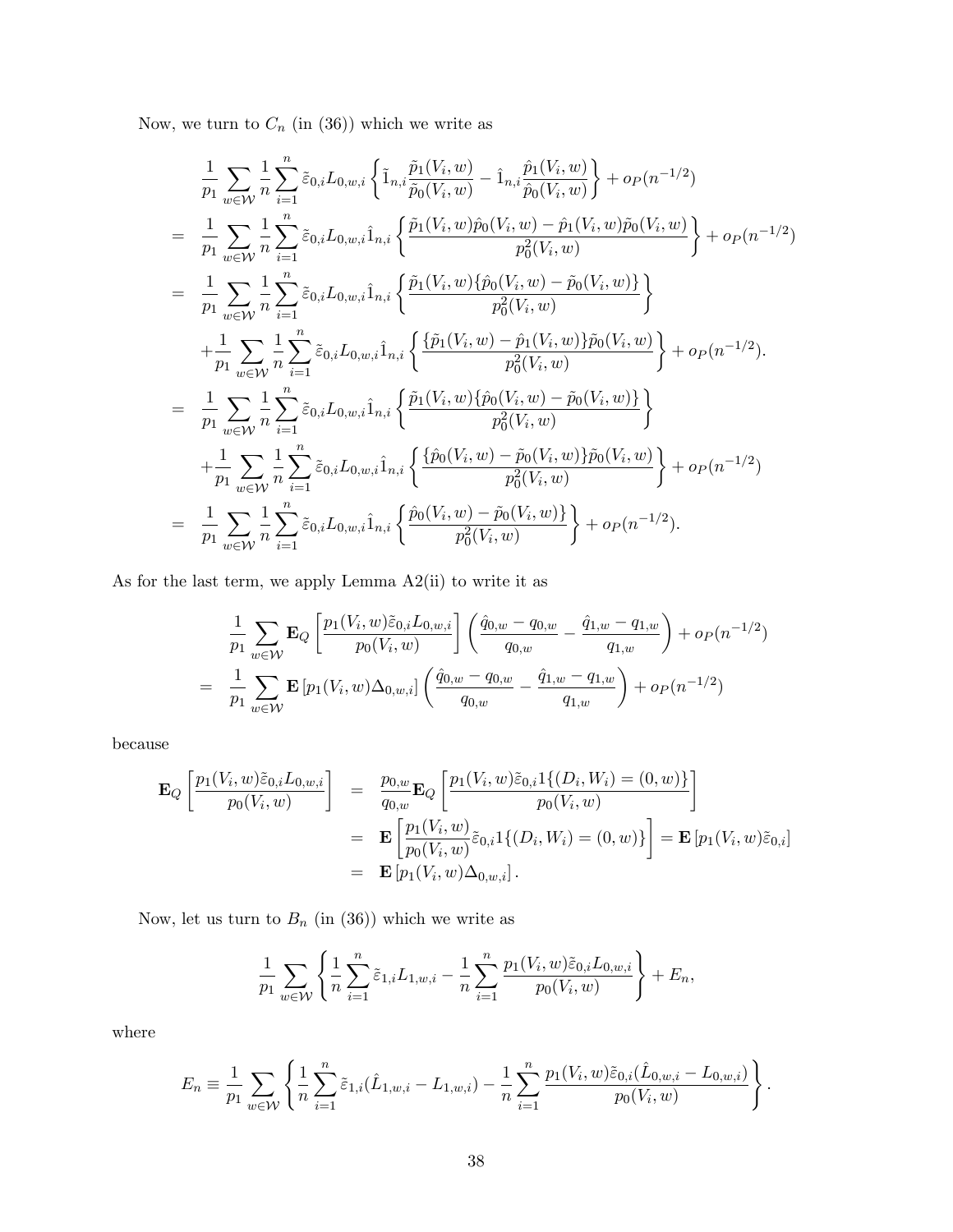Now, we turn to $C_n$ (in (36)) which we write as

$$
\begin{aligned}
& \frac{1}{p_1}\sum_{w\in\mathcal{W}}\frac{1}{n}\sum_{i=1}^{n}\tilde{\varepsilon}_{0,i}L_{0,w,i}\left\{\tilde{1}_{n,i}\frac{\tilde{p}_1(V_i,w)}{\tilde{p}_0(V_i,w)}-\hat{1}_{n,i}\frac{\hat{p}_1(V_i,w)}{\hat{p}_0(V_i,w)}\right\}+o_P(n^{-1/2}) \\
= & \frac{1}{p_1}\sum_{w\in\mathcal{W}}\frac{1}{n}\sum_{i=1}^{n}\tilde{\varepsilon}_{0,i}L_{0,w,i}\hat{1}_{n,i}\left\{\frac{\tilde{p}_1(V_i,w)\hat{p}_0(V_i,w)-\hat{p}_1(V_i,w)\tilde{p}_0(V_i,w)}{p_0^2(V_i,w)}\right\}+o_P(n^{-1/2}) \\
= & \frac{1}{p_1}\sum_{w\in\mathcal{W}}\frac{1}{n}\sum_{i=1}^{n}\tilde{\varepsilon}_{0,i}L_{0,w,i}\hat{1}_{n,i}\left\{\frac{\tilde{p}_1(V_i,w)\{\hat{p}_0(V_i,w)-\tilde{p}_0(V_i,w)\}}{p_0^2(V_i,w)}\right\} \\
& +\frac{1}{p_1}\sum_{w\in\mathcal{W}}\frac{1}{n}\sum_{i=1}^{n}\tilde{\varepsilon}_{0,i}L_{0,w,i}\hat{1}_{n,i}\left\{\frac{\{\tilde{p}_1(V_i,w)-\hat{p}_1(V_i,w)\}\tilde{p}_0(V_i,w)}{p_0^2(V_i,w)}\right\}+o_P(n^{-1/2}). \\
= & \frac{1}{p_1}\sum_{w\in\mathcal{W}}\frac{1}{n}\sum_{i=1}^{n}\tilde{\varepsilon}_{0,i}L_{0,w,i}\hat{1}_{n,i}\left\{\frac{\tilde{p}_1(V_i,w)\{\hat{p}_0(V_i,w)-\tilde{p}_0(V_i,w)\}}{p_0^2(V_i,w)}\right\} \\
& +\frac{1}{p_1}\sum_{w\in\mathcal{W}}\frac{1}{n}\sum_{i=1}^{n}\tilde{\varepsilon}_{0,i}L_{0,w,i}\hat{1}_{n,i}\left\{\frac{\{\hat{p}_0(V_i,w)-\tilde{p}_0(V_i,w)\}\tilde{p}_0(V_i,w)}{p_0^2(V_i,w)}\right\}+o_P(n^{-1/2}) \\
= & \frac{1}{p_1}\sum_{w\in\mathcal{W}}\frac{1}{n}\sum_{i=1}^{n}\tilde{\varepsilon}_{0,i}L_{0,w,i}\hat{1}_{n,i}\left\{\frac{\hat{p}_0(V_i,w)-\tilde{p}_0(V_i,w)}{p_0^2(V_i,w)}\right\}+o_P(n^{-1/2}).
\end{aligned}
$$

As for the last term, we apply Lemma A2(ii) to write it as

$$
\begin{aligned}
& \frac{1}{p_1}\sum_{w\in\mathcal{W}}\mathbf{E}_Q\left[\frac{p_1(V_i,w)\tilde{\varepsilon}_{0,i}L_{0,w,i}}{p_0(V_i,w)}\right]\left(\frac{\hat{q}_{0,w}-q_{0,w}}{q_{0,w}}-\frac{\hat{q}_{1,w}-q_{1,w}}{q_{1,w}}\right)+o_P(n^{-1/2}) \\
= & \frac{1}{p_1}\sum_{w\in\mathcal{W}}\mathbf{E}\left[p_1(V_i,w)\Delta_{0,w,i}\right]\left(\frac{\hat{q}_{0,w}-q_{0,w}}{q_{0,w}}-\frac{\hat{q}_{1,w}-q_{1,w}}{q_{1,w}}\right)+o_P(n^{-1/2})
\end{aligned}
$$

because

$$
\begin{aligned}
\mathbf{E}_Q\left[\frac{p_1(V_i,w)\tilde{\varepsilon}_{0,i}L_{0,w,i}}{p_0(V_i,w)}\right] & = \frac{p_{0,w}}{q_{0,w}}\mathbf{E}_Q\left[\frac{p_1(V_i,w)\tilde{\varepsilon}_{0,i}1\{(D_i,W_i)=(0,w)\}}{p_0(V_i,w)}\right] \\
& = \mathbf{E}\left[\frac{p_1(V_i,w)}{p_0(V_i,w)}\tilde{\varepsilon}_{0,i}1\{(D_i,W_i)=(0,w)\}\right]=\mathbf{E}\left[p_1(V_i,w)\tilde{\varepsilon}_{0,i}\right] \\
& = \mathbf{E}\left[p_1(V_i,w)\Delta_{0,w,i}\right].
\end{aligned}
$$

Now, let us turn to $B_n$ (in (36)) which we write as

$$
\frac{1}{p_1}\sum_{w\in\mathcal{W}}\left\{\frac{1}{n}\sum_{i=1}^{n}\tilde{\varepsilon}_{1,i}L_{1,w,i}-\frac{1}{n}\sum_{i=1}^{n}\frac{p_1(V_i,w)\tilde{\varepsilon}_{0,i}L_{0,w,i}}{p_0(V_i,w)}\right\}+E_n,
$$

where

$$
E_n\equiv\frac{1}{p_1}\sum_{w\in\mathcal{W}}\left\{\frac{1}{n}\sum_{i=1}^{n}\tilde{\varepsilon}_{1,i}(\hat{L}_{1,w,i}-L_{1,w,i})-\frac{1}{n}\sum_{i=1}^{n}\frac{p_1(V_i,w)\tilde{\varepsilon}_{0,i}(\hat{L}_{0,w,i}-L_{0,w,i})}{p_0(V_i,w)}\right\}.
$$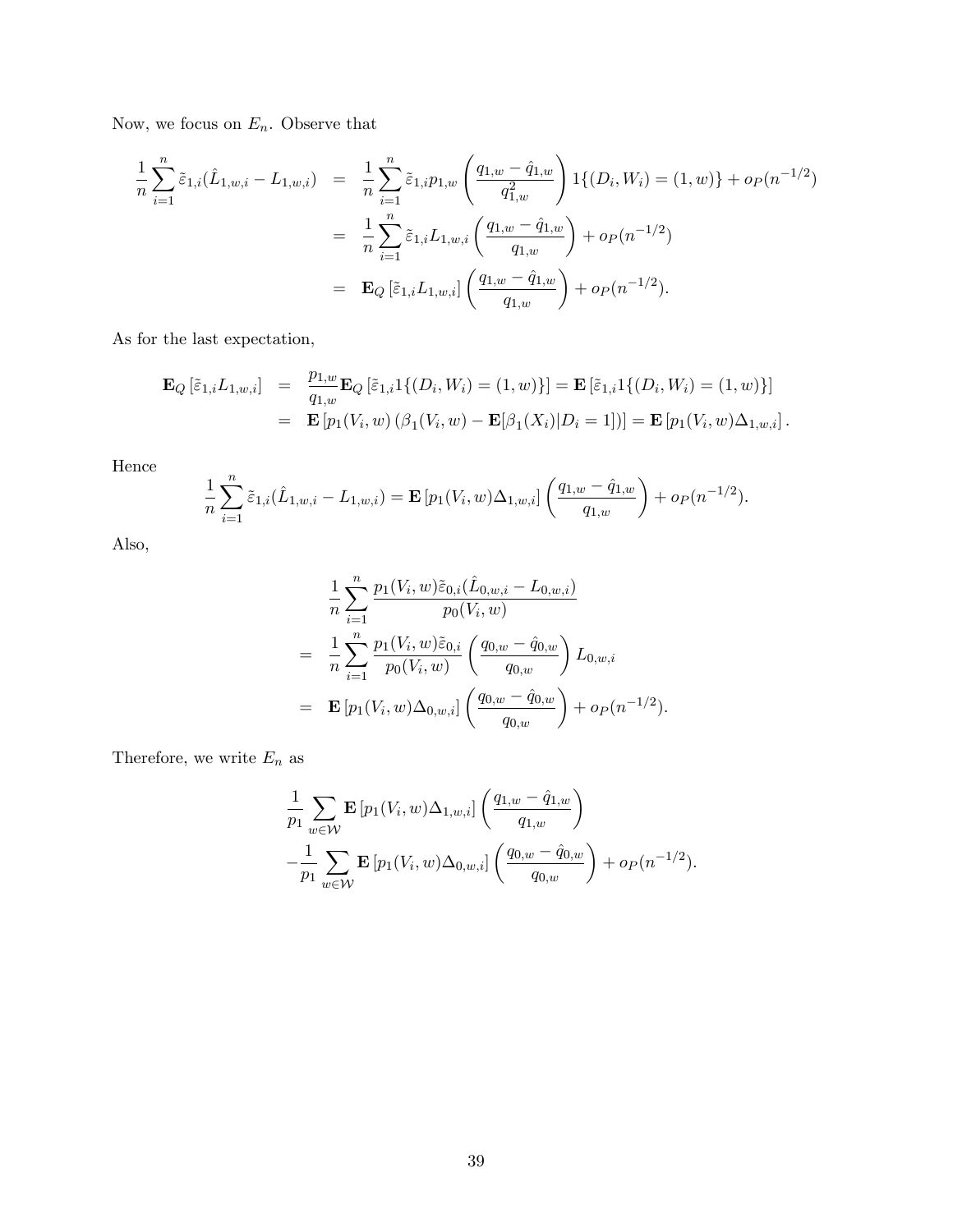Now, we focus on $E_n$. Observe that

$$
\begin{aligned}
\frac{1}{n}\sum_{i=1}^n \tilde{\varepsilon}_{1,i}(\hat{L}_{1,w,i} - L_{1,w,i}) &= \frac{1}{n}\sum_{i=1}^n \tilde{\varepsilon}_{1,i} p_{1,w}\left(\frac{q_{1,w} - \hat{q}_{1,w}}{q_{1,w}^2}\right) 1\{(D_i, W_i) = (1,w)\} + o_P(n^{-1/2}) \\
&= \frac{1}{n}\sum_{i=1}^n \tilde{\varepsilon}_{1,i} L_{1,w,i}\left(\frac{q_{1,w} - \hat{q}_{1,w}}{q_{1,w}}\right) + o_P(n^{-1/2}) \\
&= \mathbf{E}_Q\left[\tilde{\varepsilon}_{1,i} L_{1,w,i}\right]\left(\frac{q_{1,w} - \hat{q}_{1,w}}{q_{1,w}}\right) + o_P(n^{-1/2}).
\end{aligned}
$$

As for the last expectation,

$$
\begin{aligned}
\mathbf{E}_Q\left[\tilde{\varepsilon}_{1,i} L_{1,w,i}\right] &= \frac{p_{1,w}}{q_{1,w}}\mathbf{E}_Q\left[\tilde{\varepsilon}_{1,i} 1\{(D_i, W_i) = (1,w)\}\right] = \mathbf{E}\left[\tilde{\varepsilon}_{1,i} 1\{(D_i, W_i) = (1,w)\}\right] \\
&= \mathbf{E}\left[p_1(V_i, w)\left(\beta_1(V_i, w) - \mathbf{E}[\beta_1(X_i)|D_i = 1]\right)\right] = \mathbf{E}\left[p_1(V_i, w)\Delta_{1,w,i}\right].
\end{aligned}
$$

Hence

$$
\frac{1}{n}\sum_{i=1}^n \tilde{\varepsilon}_{1,i}(\hat{L}_{1,w,i} - L_{1,w,i}) = \mathbf{E}\left[p_1(V_i, w)\Delta_{1,w,i}\right]\left(\frac{q_{1,w} - \hat{q}_{1,w}}{q_{1,w}}\right) + o_P(n^{-1/2}).
$$

Also,

$$
\begin{aligned}
&\frac{1}{n}\sum_{i=1}^n \frac{p_1(V_i, w)\tilde{\varepsilon}_{0,i}(\hat{L}_{0,w,i} - L_{0,w,i})}{p_0(V_i, w)} \\
&= \frac{1}{n}\sum_{i=1}^n \frac{p_1(V_i, w)\tilde{\varepsilon}_{0,i}}{p_0(V_i, w)}\left(\frac{q_{0,w} - \hat{q}_{0,w}}{q_{0,w}}\right) L_{0,w,i} \\
&= \mathbf{E}\left[p_1(V_i, w)\Delta_{0,w,i}\right]\left(\frac{q_{0,w} - \hat{q}_{0,w}}{q_{0,w}}\right) + o_P(n^{-1/2}).
\end{aligned}
$$

Therefore, we write $E_n$ as

$$
\begin{aligned}
&\frac{1}{p_1}\sum_{w \in \mathcal{W}} \mathbf{E}\left[p_1(V_i, w)\Delta_{1,w,i}\right]\left(\frac{q_{1,w} - \hat{q}_{1,w}}{q_{1,w}}\right) \\
&-\frac{1}{p_1}\sum_{w \in \mathcal{W}} \mathbf{E}\left[p_1(V_i, w)\Delta_{0,w,i}\right]\left(\frac{q_{0,w} - \hat{q}_{0,w}}{q_{0,w}}\right) + o_P(n^{-1/2}).
\end{aligned}
$$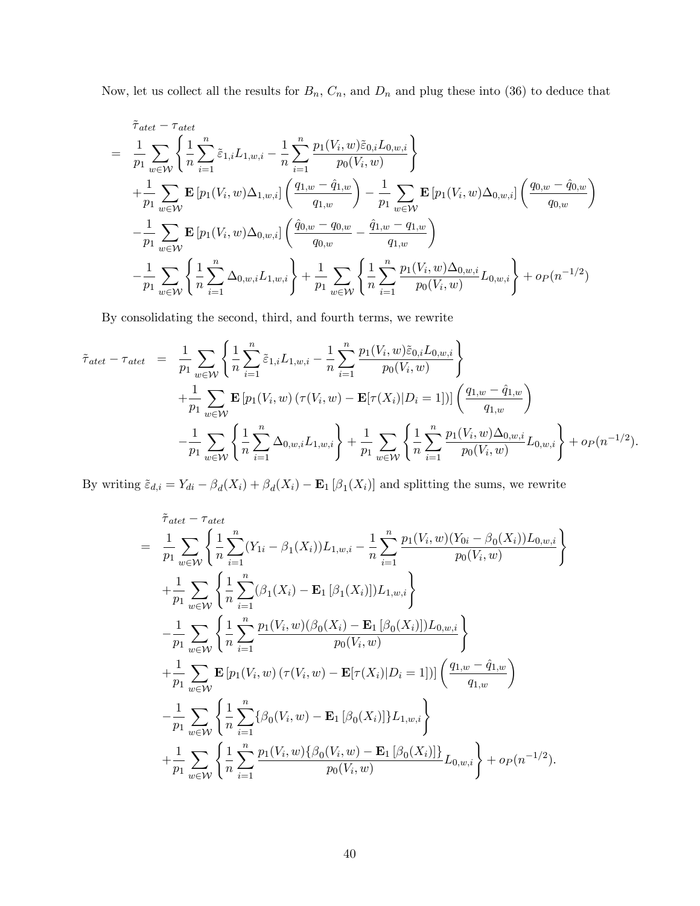Now, let us collect all the results for $B_n$, $C_n$, and $D_n$ and plug these into (36) to deduce that

$$
\begin{aligned}
&\tilde{\tau}_{atet} - \tau_{atet} \\
&= \frac{1}{p_1} \sum_{w \in \mathcal{W}} \left\{ \frac{1}{n} \sum_{i=1}^{n} \tilde{\varepsilon}_{1,i} L_{1,w,i} - \frac{1}{n} \sum_{i=1}^{n} \frac{p_1(V_i, w) \tilde{\varepsilon}_{0,i} L_{0,w,i}}{p_0(V_i, w)} \right\} \\
&\quad + \frac{1}{p_1} \sum_{w \in \mathcal{W}} \mathbf{E}\left[ p_1(V_i, w) \Delta_{1,w,i} \right] \left( \frac{q_{1,w} - \hat{q}_{1,w}}{q_{1,w}} \right) - \frac{1}{p_1} \sum_{w \in \mathcal{W}} \mathbf{E}\left[ p_1(V_i, w) \Delta_{0,w,i} \right] \left( \frac{q_{0,w} - \hat{q}_{0,w}}{q_{0,w}} \right) \\
&\quad - \frac{1}{p_1} \sum_{w \in \mathcal{W}} \mathbf{E}\left[ p_1(V_i, w) \Delta_{0,w,i} \right] \left( \frac{\hat{q}_{0,w} - q_{0,w}}{q_{0,w}} - \frac{\hat{q}_{1,w} - q_{1,w}}{q_{1,w}} \right) \\
&\quad - \frac{1}{p_1} \sum_{w \in \mathcal{W}} \left\{ \frac{1}{n} \sum_{i=1}^{n} \Delta_{0,w,i} L_{1,w,i} \right\} + \frac{1}{p_1} \sum_{w \in \mathcal{W}} \left\{ \frac{1}{n} \sum_{i=1}^{n} \frac{p_1(V_i, w) \Delta_{0,w,i}}{p_0(V_i, w)} L_{0,w,i} \right\} + o_P(n^{-1/2})
\end{aligned}
$$

By consolidating the second, third, and fourth terms, we rewrite

$$
\begin{aligned}
\tilde{\tau}_{atet} - \tau_{atet} &= \frac{1}{p_1} \sum_{w \in \mathcal{W}} \left\{ \frac{1}{n} \sum_{i=1}^{n} \tilde{\varepsilon}_{1,i} L_{1,w,i} - \frac{1}{n} \sum_{i=1}^{n} \frac{p_1(V_i, w) \tilde{\varepsilon}_{0,i} L_{0,w,i}}{p_0(V_i, w)} \right\} \\
&\quad + \frac{1}{p_1} \sum_{w \in \mathcal{W}} \mathbf{E}\left[ p_1(V_i, w) \left( \tau(V_i, w) - \mathbf{E}[\tau(X_i) | D_i = 1] \right) \right] \left( \frac{q_{1,w} - \hat{q}_{1,w}}{q_{1,w}} \right) \\
&\quad - \frac{1}{p_1} \sum_{w \in \mathcal{W}} \left\{ \frac{1}{n} \sum_{i=1}^{n} \Delta_{0,w,i} L_{1,w,i} \right\} + \frac{1}{p_1} \sum_{w \in \mathcal{W}} \left\{ \frac{1}{n} \sum_{i=1}^{n} \frac{p_1(V_i, w) \Delta_{0,w,i}}{p_0(V_i, w)} L_{0,w,i} \right\} + o_P(n^{-1/2}).
\end{aligned}
$$

By writing $\tilde{\varepsilon}_{d,i} = Y_{di} - \beta_d(X_i) + \beta_d(X_i) - \mathbf{E}_1\left[\beta_1(X_i)\right]$ and splitting the sums, we rewrite

$$
\begin{aligned}
&\tilde{\tau}_{atet} - \tau_{atet} \\
&= \frac{1}{p_1} \sum_{w \in \mathcal{W}} \left\{ \frac{1}{n} \sum_{i=1}^{n} (Y_{1i} - \beta_1(X_i)) L_{1,w,i} - \frac{1}{n} \sum_{i=1}^{n} \frac{p_1(V_i, w)(Y_{0i} - \beta_0(X_i)) L_{0,w,i}}{p_0(V_i, w)} \right\} \\
&\quad + \frac{1}{p_1} \sum_{w \in \mathcal{W}} \left\{ \frac{1}{n} \sum_{i=1}^{n} (\beta_1(X_i) - \mathbf{E}_1\left[\beta_1(X_i)\right]) L_{1,w,i} \right\} \\
&\quad - \frac{1}{p_1} \sum_{w \in \mathcal{W}} \left\{ \frac{1}{n} \sum_{i=1}^{n} \frac{p_1(V_i, w)(\beta_0(X_i) - \mathbf{E}_1\left[\beta_0(X_i)\right]) L_{0,w,i}}{p_0(V_i, w)} \right\} \\
&\quad + \frac{1}{p_1} \sum_{w \in \mathcal{W}} \mathbf{E}\left[ p_1(V_i, w) \left( \tau(V_i, w) - \mathbf{E}[\tau(X_i) | D_i = 1] \right) \right] \left( \frac{q_{1,w} - \hat{q}_{1,w}}{q_{1,w}} \right) \\
&\quad - \frac{1}{p_1} \sum_{w \in \mathcal{W}} \left\{ \frac{1}{n} \sum_{i=1}^{n} \{\beta_0(V_i, w) - \mathbf{E}_1\left[\beta_0(X_i)\right]\} L_{1,w,i} \right\} \\
&\quad + \frac{1}{p_1} \sum_{w \in \mathcal{W}} \left\{ \frac{1}{n} \sum_{i=1}^{n} \frac{p_1(V_i, w)\{\beta_0(V_i, w) - \mathbf{E}_1\left[\beta_0(X_i)\right]\}}{p_0(V_i, w)} L_{0,w,i} \right\} + o_P(n^{-1/2}).
\end{aligned}
$$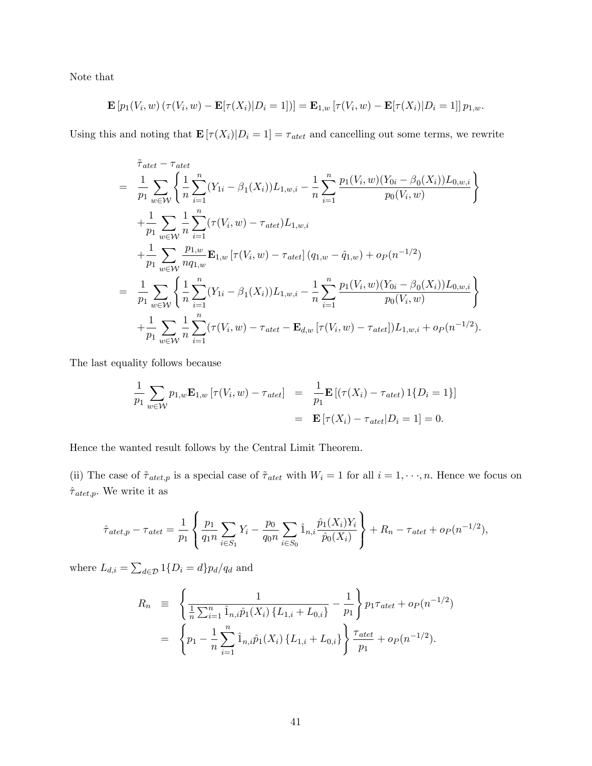Note that

$$\mathbf{E}\left[p_1(V_i,w)\left(\tau(V_i,w)-\mathbf{E}[\tau(X_i)|D_i=1]\right)\right]=\mathbf{E}_{1,w}\left[\tau(V_i,w)-\mathbf{E}[\tau(X_i)|D_i=1]\right]p_{1,w}.$$

Using this and noting that $\mathbf{E}\left[\tau(X_i)|D_i=1\right]=\tau_{atet}$ and cancelling out some terms, we rewrite

$$\begin{aligned}
&\tilde{\tau}_{atet}-\tau_{atet} \\
=\;& \frac{1}{p_1}\sum_{w\in\mathcal{W}}\left\{\frac{1}{n}\sum_{i=1}^{n}(Y_{1i}-\beta_1(X_i))L_{1,w,i}-\frac{1}{n}\sum_{i=1}^{n}\frac{p_1(V_i,w)(Y_{0i}-\beta_0(X_i))L_{0,w,i}}{p_0(V_i,w)}\right\} \\
&+\frac{1}{p_1}\sum_{w\in\mathcal{W}}\frac{1}{n}\sum_{i=1}^{n}(\tau(V_i,w)-\tau_{atet})L_{1,w,i} \\
&+\frac{1}{p_1}\sum_{w\in\mathcal{W}}\frac{p_{1,w}}{nq_{1,w}}\mathbf{E}_{1,w}\left[\tau(V_i,w)-\tau_{atet}\right](q_{1,w}-\hat{q}_{1,w})+o_P(n^{-1/2}) \\
=\;& \frac{1}{p_1}\sum_{w\in\mathcal{W}}\left\{\frac{1}{n}\sum_{i=1}^{n}(Y_{1i}-\beta_1(X_i))L_{1,w,i}-\frac{1}{n}\sum_{i=1}^{n}\frac{p_1(V_i,w)(Y_{0i}-\beta_0(X_i))L_{0,w,i}}{p_0(V_i,w)}\right\} \\
&+\frac{1}{p_1}\sum_{w\in\mathcal{W}}\frac{1}{n}\sum_{i=1}^{n}(\tau(V_i,w)-\tau_{atet}-\mathbf{E}_{d,w}\left[\tau(V_i,w)-\tau_{atet}\right])L_{1,w,i}+o_P(n^{-1/2}).
\end{aligned}$$

The last equality follows because

$$\begin{aligned}
\frac{1}{p_1}\sum_{w\in\mathcal{W}}p_{1,w}\mathbf{E}_{1,w}\left[\tau(V_i,w)-\tau_{atet}\right] &= \frac{1}{p_1}\mathbf{E}\left[(\tau(X_i)-\tau_{atet})\,1\{D_i=1\}\right] \\
&= \mathbf{E}\left[\tau(X_i)-\tau_{atet}|D_i=1\right]=0.
\end{aligned}$$

Hence the wanted result follows by the Central Limit Theorem.

(ii) The case of $\tilde{\tau}_{atet,p}$ is a special case of $\tilde{\tau}_{atet}$ with $W_i=1$ for all $i=1,\cdots,n$. Hence we focus on $\hat{\tau}_{atet,p}$. We write it as

$$\hat{\tau}_{atet,p}-\tau_{atet}=\frac{1}{p_1}\left\{\frac{p_1}{q_1 n}\sum_{i\in S_1}Y_i-\frac{p_0}{q_0 n}\sum_{i\in S_0}\hat{1}_{n,i}\frac{\hat{p}_1(X_i)Y_i}{\hat{p}_0(X_i)}\right\}+R_n-\tau_{atet}+o_P(n^{-1/2}),$$

where $L_{d,i}=\sum_{d\in\mathcal{D}}1\{D_i=d\}p_d/q_d$ and

$$\begin{aligned}
R_n &\equiv \left\{\frac{1}{\frac{1}{n}\sum_{i=1}^{n}\hat{1}_{n,i}\hat{p}_1(X_i)\left\{L_{1,i}+L_{0,i}\right\}}-\frac{1}{p_1}\right\}p_1\tau_{atet}+o_P(n^{-1/2}) \\
&= \left\{p_1-\frac{1}{n}\sum_{i=1}^{n}\hat{1}_{n,i}\hat{p}_1(X_i)\left\{L_{1,i}+L_{0,i}\right\}\right\}\frac{\tau_{atet}}{p_1}+o_P(n^{-1/2}).
\end{aligned}$$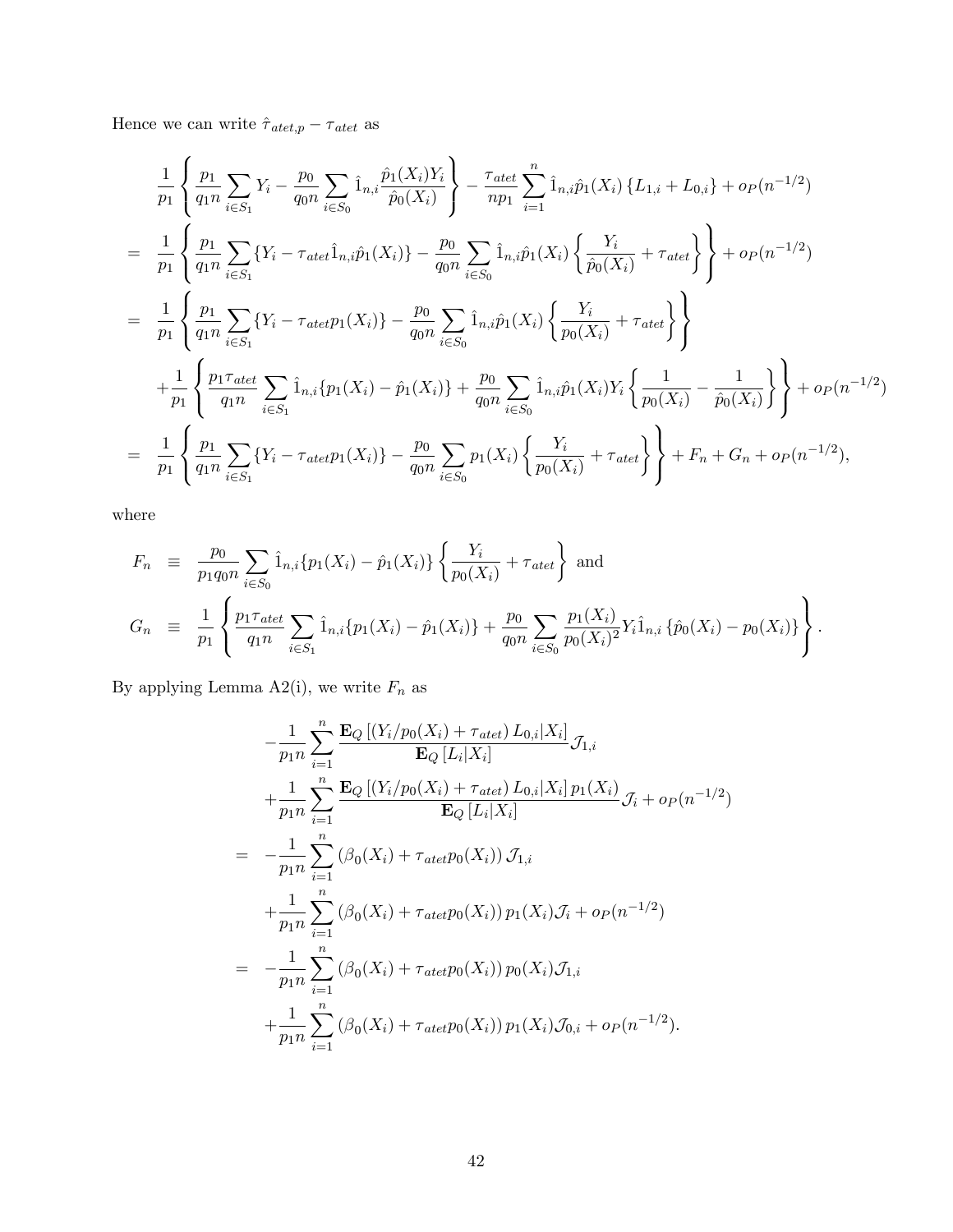Hence we can write $\hat{\tau}_{atet,p} - \tau_{atet}$ as

$$
\begin{aligned}
& \frac{1}{p_1}\left\{\frac{p_1}{q_1 n}\sum_{i\in S_1} Y_i - \frac{p_0}{q_0 n}\sum_{i\in S_0} \hat{1}_{n,i}\frac{\hat{p}_1(X_i)Y_i}{\hat{p}_0(X_i)}\right\} - \frac{\tau_{atet}}{np_1}\sum_{i=1}^n \hat{1}_{n,i}\hat{p}_1(X_i)\left\{L_{1,i}+L_{0,i}\right\} + o_P(n^{-1/2}) \\
= \;& \frac{1}{p_1}\left\{\frac{p_1}{q_1 n}\sum_{i\in S_1}\{Y_i - \tau_{atet}\hat{1}_{n,i}\hat{p}_1(X_i)\} - \frac{p_0}{q_0 n}\sum_{i\in S_0}\hat{1}_{n,i}\hat{p}_1(X_i)\left\{\frac{Y_i}{\hat{p}_0(X_i)}+\tau_{atet}\right\}\right\} + o_P(n^{-1/2}) \\
= \;& \frac{1}{p_1}\left\{\frac{p_1}{q_1 n}\sum_{i\in S_1}\{Y_i - \tau_{atet}p_1(X_i)\} - \frac{p_0}{q_0 n}\sum_{i\in S_0}\hat{1}_{n,i}\hat{p}_1(X_i)\left\{\frac{Y_i}{p_0(X_i)}+\tau_{atet}\right\}\right\} \\
& + \frac{1}{p_1}\left\{\frac{p_1\tau_{atet}}{q_1 n}\sum_{i\in S_1}\hat{1}_{n,i}\{p_1(X_i)-\hat{p}_1(X_i)\} + \frac{p_0}{q_0 n}\sum_{i\in S_0}\hat{1}_{n,i}\hat{p}_1(X_i)Y_i\left\{\frac{1}{p_0(X_i)}-\frac{1}{\hat{p}_0(X_i)}\right\}\right\} + o_P(n^{-1/2}) \\
= \;& \frac{1}{p_1}\left\{\frac{p_1}{q_1 n}\sum_{i\in S_1}\{Y_i - \tau_{atet}p_1(X_i)\} - \frac{p_0}{q_0 n}\sum_{i\in S_0}p_1(X_i)\left\{\frac{Y_i}{p_0(X_i)}+\tau_{atet}\right\}\right\} + F_n + G_n + o_P(n^{-1/2}),
\end{aligned}
$$

where

$$
\begin{aligned}
F_n \;&\equiv\; \frac{p_0}{p_1 q_0 n}\sum_{i\in S_0}\hat{1}_{n,i}\{p_1(X_i)-\hat{p}_1(X_i)\}\left\{\frac{Y_i}{p_0(X_i)}+\tau_{atet}\right\} \text{ and} \\
G_n \;&\equiv\; \frac{1}{p_1}\left\{\frac{p_1\tau_{atet}}{q_1 n}\sum_{i\in S_1}\hat{1}_{n,i}\{p_1(X_i)-\hat{p}_1(X_i)\} + \frac{p_0}{q_0 n}\sum_{i\in S_0}\frac{p_1(X_i)}{p_0(X_i)^2}Y_i\hat{1}_{n,i}\left\{\hat{p}_0(X_i)-p_0(X_i)\right\}\right\}.
\end{aligned}
$$

By applying Lemma A2(i), we write $F_n$ as

$$
\begin{aligned}
& -\frac{1}{p_1 n}\sum_{i=1}^n \frac{\mathbf{E}_Q\left[\left(Y_i/p_0(X_i)+\tau_{atet}\right)L_{0,i}|X_i\right]}{\mathbf{E}_Q\left[L_i|X_i\right]}\mathcal{J}_{1,i} \\
& + \frac{1}{p_1 n}\sum_{i=1}^n \frac{\mathbf{E}_Q\left[\left(Y_i/p_0(X_i)+\tau_{atet}\right)L_{0,i}|X_i\right]p_1(X_i)}{\mathbf{E}_Q\left[L_i|X_i\right]}\mathcal{J}_i + o_P(n^{-1/2}) \\
= \;& -\frac{1}{p_1 n}\sum_{i=1}^n \left(\beta_0(X_i)+\tau_{atet}p_0(X_i)\right)\mathcal{J}_{1,i} \\
& + \frac{1}{p_1 n}\sum_{i=1}^n \left(\beta_0(X_i)+\tau_{atet}p_0(X_i)\right)p_1(X_i)\mathcal{J}_i + o_P(n^{-1/2}) \\
= \;& -\frac{1}{p_1 n}\sum_{i=1}^n \left(\beta_0(X_i)+\tau_{atet}p_0(X_i)\right)p_0(X_i)\mathcal{J}_{1,i} \\
& + \frac{1}{p_1 n}\sum_{i=1}^n \left(\beta_0(X_i)+\tau_{atet}p_0(X_i)\right)p_1(X_i)\mathcal{J}_{0,i} + o_P(n^{-1/2}).
\end{aligned}
$$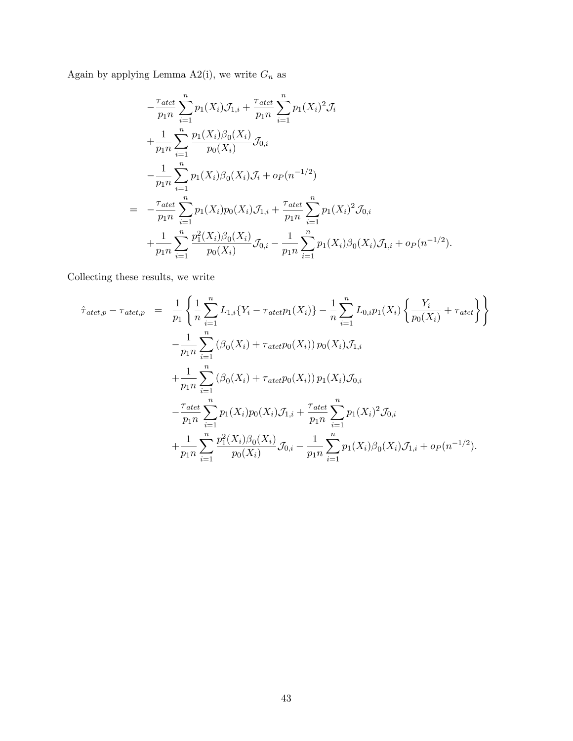Again by applying Lemma A2(i), we write $G_n$ as

$$
\begin{aligned}
& -\frac{\tau_{atet}}{p_1 n}\sum_{i=1}^n p_1(X_i)\mathcal{J}_{1,i} + \frac{\tau_{atet}}{p_1 n}\sum_{i=1}^n p_1(X_i)^2 \mathcal{J}_i \\
& +\frac{1}{p_1 n}\sum_{i=1}^n \frac{p_1(X_i)\beta_0(X_i)}{p_0(X_i)}\mathcal{J}_{0,i} \\
& -\frac{1}{p_1 n}\sum_{i=1}^n p_1(X_i)\beta_0(X_i)\mathcal{J}_i + o_P(n^{-1/2}) \\
= \quad & -\frac{\tau_{atet}}{p_1 n}\sum_{i=1}^n p_1(X_i)p_0(X_i)\mathcal{J}_{1,i} + \frac{\tau_{atet}}{p_1 n}\sum_{i=1}^n p_1(X_i)^2 \mathcal{J}_{0,i} \\
& +\frac{1}{p_1 n}\sum_{i=1}^n \frac{p_1^2(X_i)\beta_0(X_i)}{p_0(X_i)}\mathcal{J}_{0,i} - \frac{1}{p_1 n}\sum_{i=1}^n p_1(X_i)\beta_0(X_i)\mathcal{J}_{1,i} + o_P(n^{-1/2}).
\end{aligned}
$$

Collecting these results, we write

$$
\begin{aligned}
\hat{\tau}_{atet,p} - \tau_{atet,p} \quad = \quad & \frac{1}{p_1}\left\{ \frac{1}{n}\sum_{i=1}^n L_{1,i}\{Y_i - \tau_{atet}p_1(X_i)\} - \frac{1}{n}\sum_{i=1}^n L_{0,i}p_1(X_i)\left\{\frac{Y_i}{p_0(X_i)} + \tau_{atet}\right\}\right\} \\
& -\frac{1}{p_1 n}\sum_{i=1}^n \left(\beta_0(X_i) + \tau_{atet}p_0(X_i)\right)p_0(X_i)\mathcal{J}_{1,i} \\
& +\frac{1}{p_1 n}\sum_{i=1}^n \left(\beta_0(X_i) + \tau_{atet}p_0(X_i)\right)p_1(X_i)\mathcal{J}_{0,i} \\
& -\frac{\tau_{atet}}{p_1 n}\sum_{i=1}^n p_1(X_i)p_0(X_i)\mathcal{J}_{1,i} + \frac{\tau_{atet}}{p_1 n}\sum_{i=1}^n p_1(X_i)^2 \mathcal{J}_{0,i} \\
& +\frac{1}{p_1 n}\sum_{i=1}^n \frac{p_1^2(X_i)\beta_0(X_i)}{p_0(X_i)}\mathcal{J}_{0,i} - \frac{1}{p_1 n}\sum_{i=1}^n p_1(X_i)\beta_0(X_i)\mathcal{J}_{1,i} + o_P(n^{-1/2}).
\end{aligned}
$$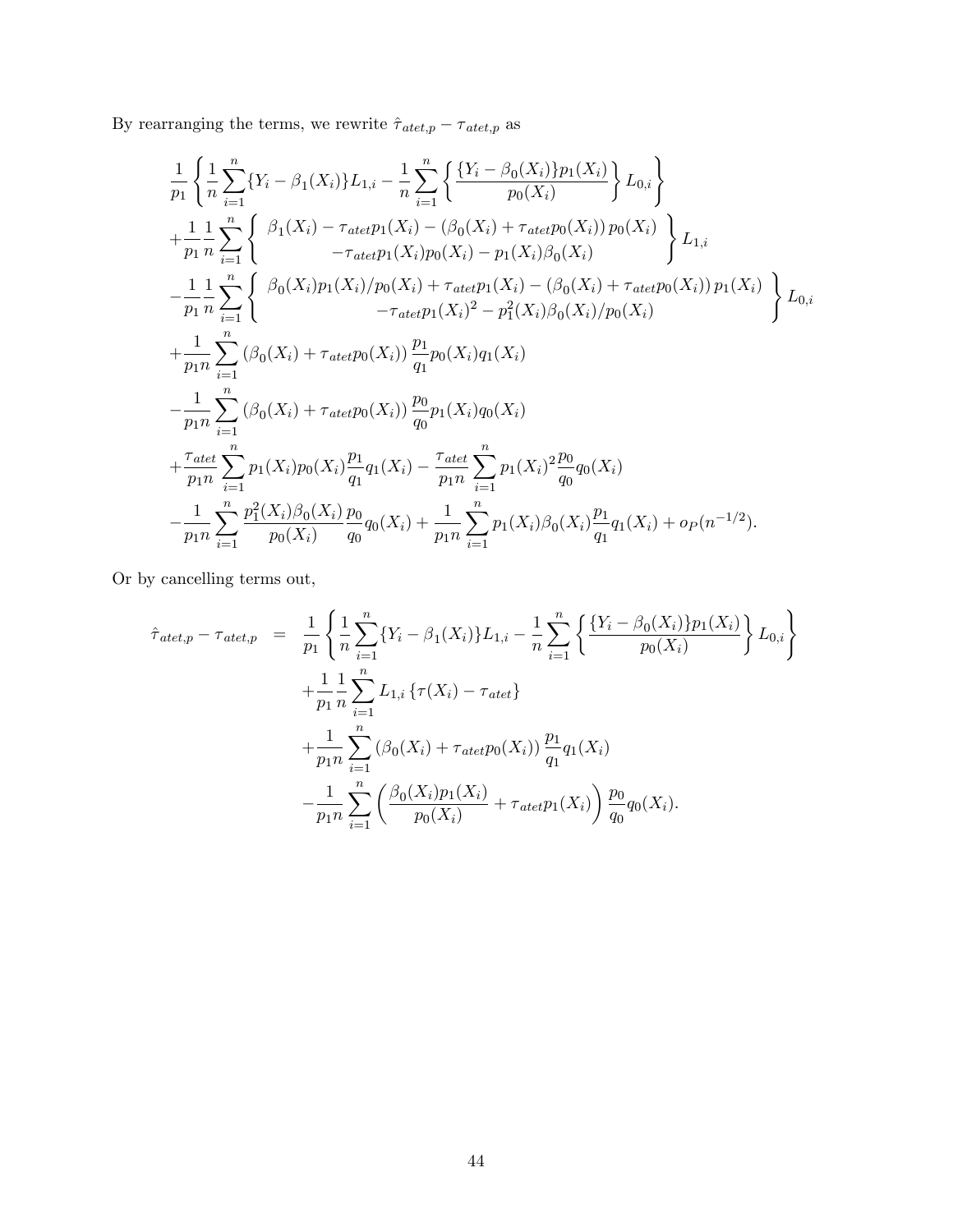By rearranging the terms, we rewrite $\hat{\tau}_{atet,p} - \tau_{atet,p}$ as

$$
\begin{aligned}
&\frac{1}{p_1}\left\{\frac{1}{n}\sum_{i=1}^{n}\{Y_i - \beta_1(X_i)\}L_{1,i} - \frac{1}{n}\sum_{i=1}^{n}\left\{\frac{\{Y_i-\beta_0(X_i)\}p_1(X_i)}{p_0(X_i)}\right\}L_{0,i}\right\} \\
&+\frac{1}{p_1}\frac{1}{n}\sum_{i=1}^{n}\left\{\begin{array}{c}\beta_1(X_i) - \tau_{atet}p_1(X_i) - \left(\beta_0(X_i) + \tau_{atet}p_0(X_i)\right)p_0(X_i) \\ -\tau_{atet}p_1(X_i)p_0(X_i) - p_1(X_i)\beta_0(X_i)\end{array}\right\}L_{1,i} \\
&-\frac{1}{p_1}\frac{1}{n}\sum_{i=1}^{n}\left\{\begin{array}{c}\beta_0(X_i)p_1(X_i)/p_0(X_i) + \tau_{atet}p_1(X_i) - \left(\beta_0(X_i) + \tau_{atet}p_0(X_i)\right)p_1(X_i) \\ -\tau_{atet}p_1(X_i)^2 - p_1^2(X_i)\beta_0(X_i)/p_0(X_i)\end{array}\right\}L_{0,i} \\
&+\frac{1}{p_1 n}\sum_{i=1}^{n}\left(\beta_0(X_i) + \tau_{atet}p_0(X_i)\right)\frac{p_1}{q_1}p_0(X_i)q_1(X_i) \\
&-\frac{1}{p_1 n}\sum_{i=1}^{n}\left(\beta_0(X_i) + \tau_{atet}p_0(X_i)\right)\frac{p_0}{q_0}p_1(X_i)q_0(X_i) \\
&+\frac{\tau_{atet}}{p_1 n}\sum_{i=1}^{n}p_1(X_i)p_0(X_i)\frac{p_1}{q_1}q_1(X_i) - \frac{\tau_{atet}}{p_1 n}\sum_{i=1}^{n}p_1(X_i)^2\frac{p_0}{q_0}q_0(X_i) \\
&-\frac{1}{p_1 n}\sum_{i=1}^{n}\frac{p_1^2(X_i)\beta_0(X_i)}{p_0(X_i)}\frac{p_0}{q_0}q_0(X_i) + \frac{1}{p_1 n}\sum_{i=1}^{n}p_1(X_i)\beta_0(X_i)\frac{p_1}{q_1}q_1(X_i) + o_P(n^{-1/2}).
\end{aligned}
$$

Or by cancelling terms out,

$$
\begin{aligned}
\hat{\tau}_{atet,p} - \tau_{atet,p} \;=\;& \frac{1}{p_1}\left\{\frac{1}{n}\sum_{i=1}^{n}\{Y_i - \beta_1(X_i)\}L_{1,i} - \frac{1}{n}\sum_{i=1}^{n}\left\{\frac{\{Y_i-\beta_0(X_i)\}p_1(X_i)}{p_0(X_i)}\right\}L_{0,i}\right\} \\
&+\frac{1}{p_1}\frac{1}{n}\sum_{i=1}^{n}L_{1,i}\left\{\tau(X_i) - \tau_{atet}\right\} \\
&+\frac{1}{p_1 n}\sum_{i=1}^{n}\left(\beta_0(X_i) + \tau_{atet}p_0(X_i)\right)\frac{p_1}{q_1}q_1(X_i) \\
&-\frac{1}{p_1 n}\sum_{i=1}^{n}\left(\frac{\beta_0(X_i)p_1(X_i)}{p_0(X_i)} + \tau_{atet}p_1(X_i)\right)\frac{p_0}{q_0}q_0(X_i).
\end{aligned}
$$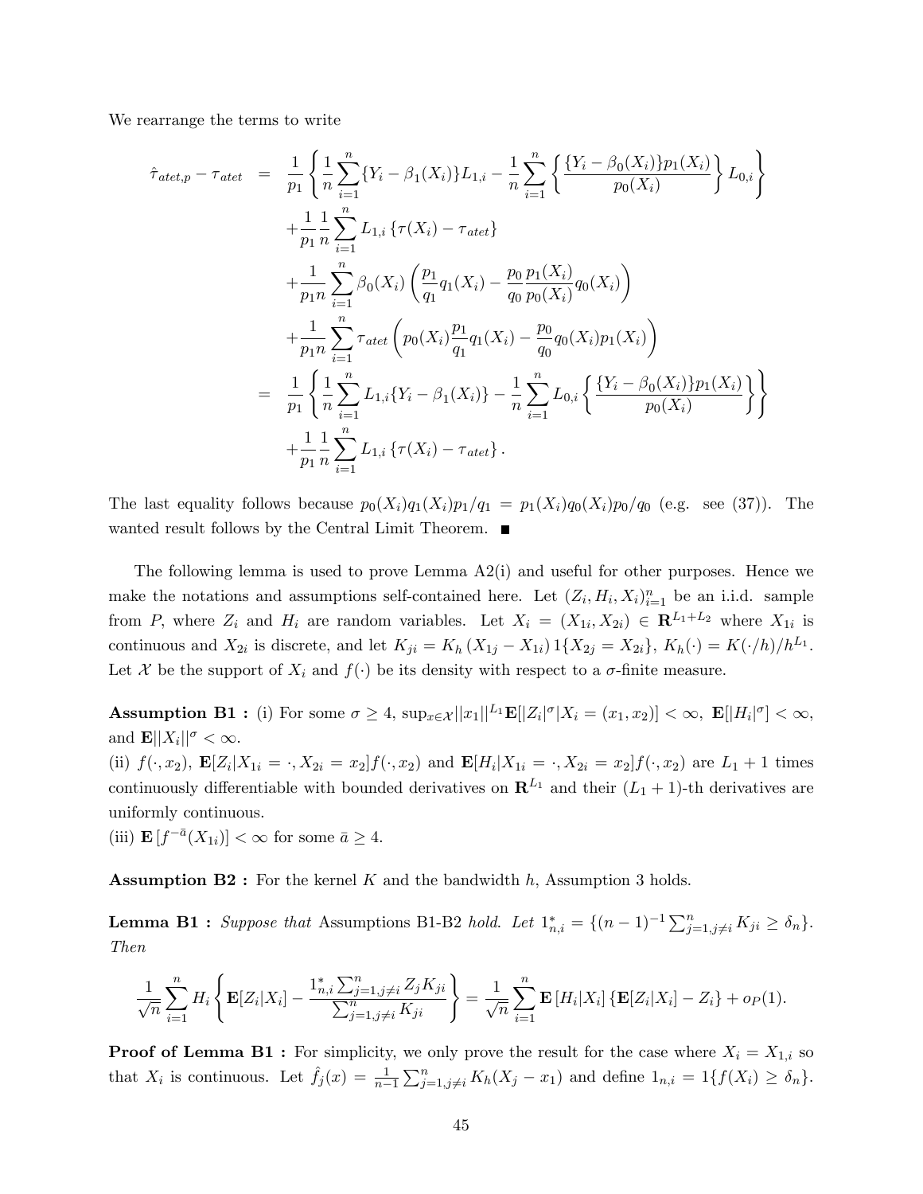We rearrange the terms to write

$$
\begin{aligned}
\hat{\tau}_{atet,p} - \tau_{atet} &= \frac{1}{p_1}\left\{\frac{1}{n}\sum_{i=1}^{n}\{Y_i - \beta_1(X_i)\}L_{1,i} - \frac{1}{n}\sum_{i=1}^{n}\left\{\frac{\{Y_i - \beta_0(X_i)\}p_1(X_i)}{p_0(X_i)}\right\}L_{0,i}\right\} \\
&\quad + \frac{1}{p_1}\frac{1}{n}\sum_{i=1}^{n} L_{1,i}\left\{\tau(X_i) - \tau_{atet}\right\} \\
&\quad + \frac{1}{p_1 n}\sum_{i=1}^{n}\beta_0(X_i)\left(\frac{p_1}{q_1}q_1(X_i) - \frac{p_0}{q_0}\frac{p_1(X_i)}{p_0(X_i)}q_0(X_i)\right) \\
&\quad + \frac{1}{p_1 n}\sum_{i=1}^{n}\tau_{atet}\left(p_0(X_i)\frac{p_1}{q_1}q_1(X_i) - \frac{p_0}{q_0}q_0(X_i)p_1(X_i)\right) \\
&= \frac{1}{p_1}\left\{\frac{1}{n}\sum_{i=1}^{n}L_{1,i}\{Y_i - \beta_1(X_i)\} - \frac{1}{n}\sum_{i=1}^{n}L_{0,i}\left\{\frac{\{Y_i - \beta_0(X_i)\}p_1(X_i)}{p_0(X_i)}\right\}\right\} \\
&\quad + \frac{1}{p_1}\frac{1}{n}\sum_{i=1}^{n}L_{1,i}\left\{\tau(X_i) - \tau_{atet}\right\}.
\end{aligned}
$$

The last equality follows because $p_0(X_i)q_1(X_i)p_1/q_1 = p_1(X_i)q_0(X_i)p_0/q_0$ (e.g. see (37)). The wanted result follows by the Central Limit Theorem. ■

The following lemma is used to prove Lemma A2(i) and useful for other purposes. Hence we make the notations and assumptions self-contained here. Let $(Z_i, H_i, X_i)_{i=1}^n$ be an i.i.d. sample from $P$, where $Z_i$ and $H_i$ are random variables. Let $X_i = (X_{1i}, X_{2i}) \in \mathbf{R}^{L_1+L_2}$ where $X_{1i}$ is continuous and $X_{2i}$ is discrete, and let $K_{ji} = K_h(X_{1j} - X_{1i})1\{X_{2j} = X_{2i}\}$, $K_h(\cdot) = K(\cdot/h)/h^{L_1}$. Let $\mathcal{X}$ be the support of $X_i$ and $f(\cdot)$ be its density with respect to a $\sigma$-finite measure.

**Assumption B1 :** (i) For some $\sigma \geq 4$, $\sup_{x\in\mathcal{X}}||x_1||^{L_1}\mathbf{E}[|Z_i|^\sigma|X_i = (x_1,x_2)] < \infty$, $\mathbf{E}[|H_i|^\sigma] < \infty$, and $\mathbf{E}||X_i||^\sigma < \infty$.
(ii) $f(\cdot, x_2)$, $\mathbf{E}[Z_i|X_{1i} = \cdot, X_{2i} = x_2]f(\cdot,x_2)$ and $\mathbf{E}[H_i|X_{1i} = \cdot, X_{2i} = x_2]f(\cdot,x_2)$ are $L_1+1$ times continuously differentiable with bounded derivatives on $\mathbf{R}^{L_1}$ and their $(L_1+1)$-th derivatives are uniformly continuous.
(iii) $\mathbf{E}\left[f^{-\bar{a}}(X_{1i})\right] < \infty$ for some $\bar{a} \geq 4$.

**Assumption B2 :** For the kernel $K$ and the bandwidth $h$, Assumption 3 holds.

**Lemma B1 :** *Suppose that* Assumptions B1-B2 *hold. Let* $1_{n,i}^* = \{(n-1)^{-1}\sum_{j=1,j\neq i}^n K_{ji} \geq \delta_n\}$. *Then*

$$
\frac{1}{\sqrt{n}}\sum_{i=1}^{n}H_i\left\{\mathbf{E}[Z_i|X_i] - \frac{1_{n,i}^*\sum_{j=1,j\neq i}^n Z_j K_{ji}}{\sum_{j=1,j\neq i}^n K_{ji}}\right\} = \frac{1}{\sqrt{n}}\sum_{i=1}^{n}\mathbf{E}\left[H_i|X_i\right]\{\mathbf{E}[Z_i|X_i] - Z_i\} + o_P(1).
$$

**Proof of Lemma B1 :** For simplicity, we only prove the result for the case where $X_i = X_{1,i}$ so that $X_i$ is continuous. Let $\hat{f}_j(x) = \frac{1}{n-1}\sum_{j=1,j\neq i}^n K_h(X_j - x_1)$ and define $1_{n,i} = 1\{f(X_i) \geq \delta_n\}$.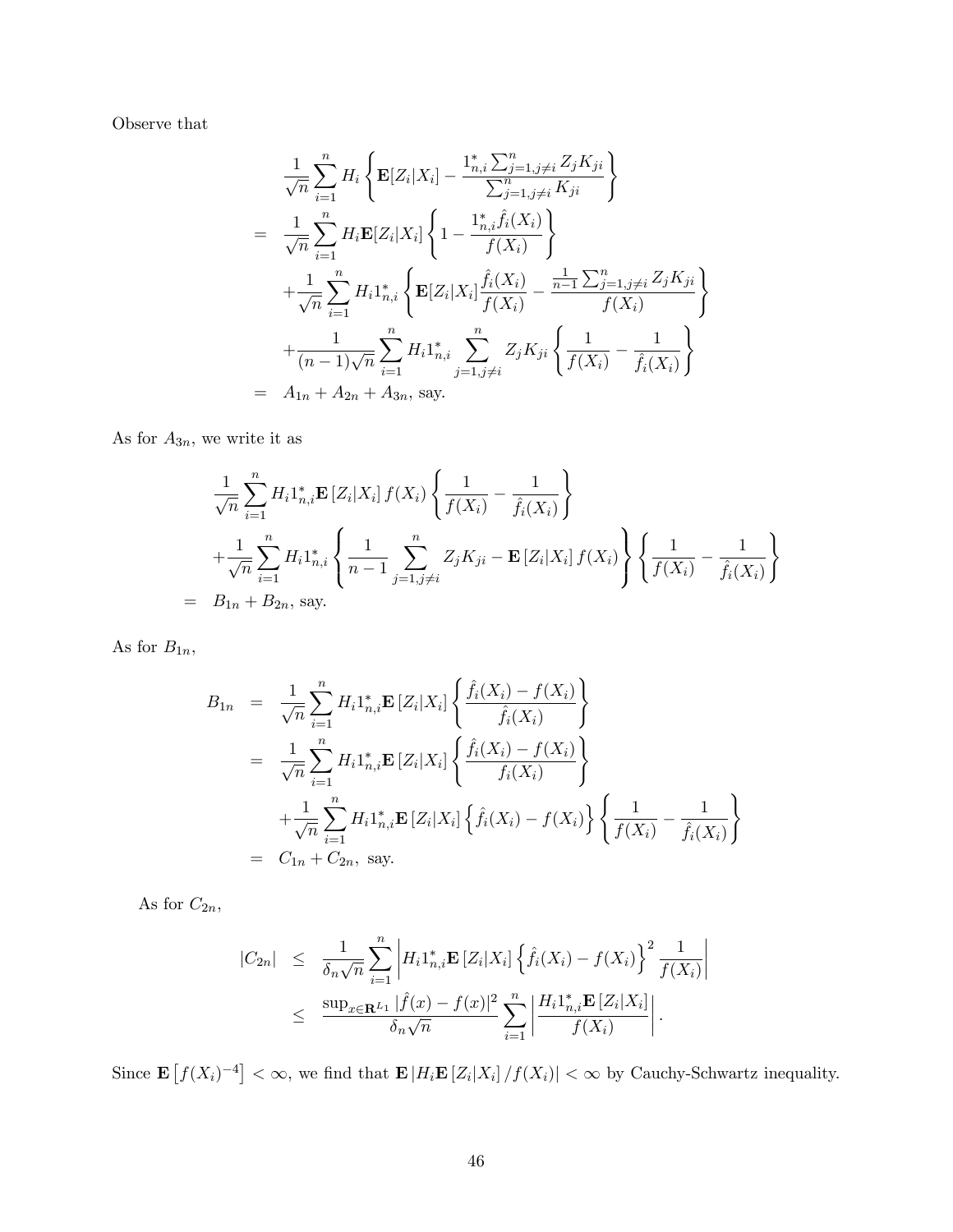Observe that

$$
\begin{aligned}
& \frac{1}{\sqrt{n}}\sum_{i=1}^{n} H_i \left\{ \mathbf{E}[Z_i|X_i] - \frac{1_{n,i}^* \sum_{j=1,j\neq i}^{n} Z_j K_{ji}}{\sum_{j=1,j\neq i}^{n} K_{ji}} \right\} \\
= & \frac{1}{\sqrt{n}}\sum_{i=1}^{n} H_i \mathbf{E}[Z_i|X_i] \left\{ 1 - \frac{1_{n,i}^* \hat{f}_i(X_i)}{f(X_i)} \right\} \\
& + \frac{1}{\sqrt{n}}\sum_{i=1}^{n} H_i 1_{n,i}^* \left\{ \mathbf{E}[Z_i|X_i] \frac{\hat{f}_i(X_i)}{f(X_i)} - \frac{\frac{1}{n-1}\sum_{j=1,j\neq i}^{n} Z_j K_{ji}}{f(X_i)} \right\} \\
& + \frac{1}{(n-1)\sqrt{n}}\sum_{i=1}^{n} H_i 1_{n,i}^* \sum_{j=1,j\neq i}^{n} Z_j K_{ji} \left\{ \frac{1}{f(X_i)} - \frac{1}{\hat{f}_i(X_i)} \right\} \\
= & A_{1n} + A_{2n} + A_{3n}, \text{ say.}
\end{aligned}
$$

As for $A_{3n}$, we write it as

$$
\begin{aligned}
& \frac{1}{\sqrt{n}}\sum_{i=1}^{n} H_i 1_{n,i}^* \mathbf{E}\left[Z_i|X_i\right] f(X_i) \left\{ \frac{1}{f(X_i)} - \frac{1}{\hat{f}_i(X_i)} \right\} \\
& + \frac{1}{\sqrt{n}}\sum_{i=1}^{n} H_i 1_{n,i}^* \left\{ \frac{1}{n-1}\sum_{j=1,j\neq i}^{n} Z_j K_{ji} - \mathbf{E}\left[Z_i|X_i\right] f(X_i) \right\} \left\{ \frac{1}{f(X_i)} - \frac{1}{\hat{f}_i(X_i)} \right\} \\
= & B_{1n} + B_{2n}, \text{ say.}
\end{aligned}
$$

As for $B_{1n}$,

$$
\begin{aligned}
B_{1n} = & \frac{1}{\sqrt{n}}\sum_{i=1}^{n} H_i 1_{n,i}^* \mathbf{E}\left[Z_i|X_i\right] \left\{ \frac{\hat{f}_i(X_i) - f(X_i)}{\hat{f}_i(X_i)} \right\} \\
= & \frac{1}{\sqrt{n}}\sum_{i=1}^{n} H_i 1_{n,i}^* \mathbf{E}\left[Z_i|X_i\right] \left\{ \frac{\hat{f}_i(X_i) - f(X_i)}{f_i(X_i)} \right\} \\
& + \frac{1}{\sqrt{n}}\sum_{i=1}^{n} H_i 1_{n,i}^* \mathbf{E}\left[Z_i|X_i\right] \left\{ \hat{f}_i(X_i) - f(X_i) \right\} \left\{ \frac{1}{f(X_i)} - \frac{1}{\hat{f}_i(X_i)} \right\} \\
= & C_{1n} + C_{2n}, \text{ say.}
\end{aligned}
$$

As for $C_{2n}$,

$$
\begin{aligned}
|C_{2n}| \leq & \frac{1}{\delta_n \sqrt{n}}\sum_{i=1}^{n} \left| H_i 1_{n,i}^* \mathbf{E}\left[Z_i|X_i\right] \left\{ \hat{f}_i(X_i) - f(X_i) \right\}^2 \frac{1}{f(X_i)} \right| \\
\leq & \frac{\sup_{x\in\mathbf{R}^{L_1}} |\hat{f}(x) - f(x)|^2}{\delta_n \sqrt{n}} \sum_{i=1}^{n} \left| \frac{H_i 1_{n,i}^* \mathbf{E}\left[Z_i|X_i\right]}{f(X_i)} \right|.
\end{aligned}
$$

Since $\mathbf{E}\left[f(X_i)^{-4}\right] < \infty$, we find that $\mathbf{E}\left|H_i \mathbf{E}\left[Z_i|X_i\right]/f(X_i)\right| < \infty$ by Cauchy-Schwartz inequality.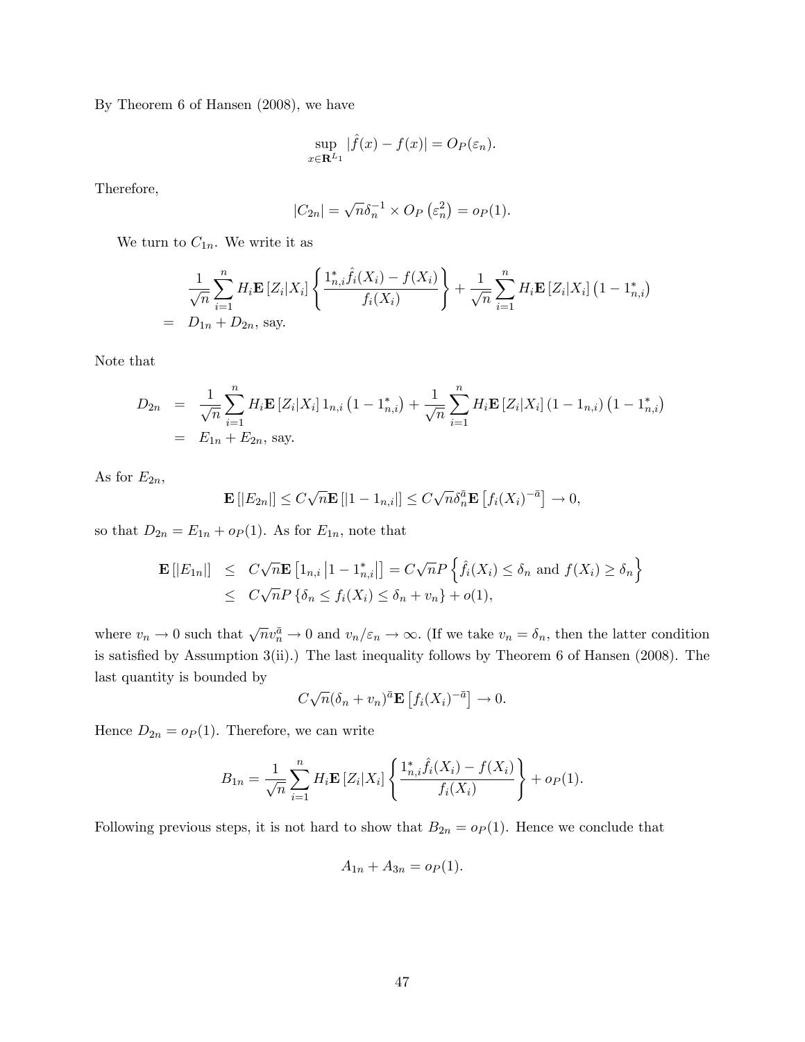By Theorem 6 of Hansen (2008), we have

$$\sup_{x \in \mathbf{R}^{L_1}} |\hat{f}(x) - f(x)| = O_P(\varepsilon_n).$$

Therefore,

$$|C_{2n}| = \sqrt{n}\delta_n^{-1} \times O_P\left(\varepsilon_n^2\right) = o_P(1).$$

We turn to $C_{1n}$. We write it as

$$\begin{aligned} & \frac{1}{\sqrt{n}} \sum_{i=1}^{n} H_i \mathbf{E}\left[Z_i | X_i\right] \left\{ \frac{1_{n,i}^* \hat{f}_i(X_i) - f(X_i)}{f_i(X_i)} \right\} + \frac{1}{\sqrt{n}} \sum_{i=1}^{n} H_i \mathbf{E}\left[Z_i | X_i\right] \left(1 - 1_{n,i}^*\right) \\ = \;& D_{1n} + D_{2n}, \text{ say.} \end{aligned}$$

Note that

$$\begin{aligned} D_{2n} &= \frac{1}{\sqrt{n}} \sum_{i=1}^{n} H_i \mathbf{E}\left[Z_i | X_i\right] 1_{n,i} \left(1 - 1_{n,i}^*\right) + \frac{1}{\sqrt{n}} \sum_{i=1}^{n} H_i \mathbf{E}\left[Z_i | X_i\right] \left(1 - 1_{n,i}\right) \left(1 - 1_{n,i}^*\right) \\ &= E_{1n} + E_{2n}, \text{ say.} \end{aligned}$$

As for $E_{2n}$,

$$\mathbf{E}\left[|E_{2n}|\right] \leq C\sqrt{n}\mathbf{E}\left[|1 - 1_{n,i}|\right] \leq C\sqrt{n}\delta_n^{\bar{a}} \mathbf{E}\left[f_i(X_i)^{-\bar{a}}\right] \to 0,$$

so that $D_{2n} = E_{1n} + o_P(1)$. As for $E_{1n}$, note that

$$\begin{aligned} \mathbf{E}\left[|E_{1n}|\right] &\leq C\sqrt{n}\mathbf{E}\left[1_{n,i}\left|1 - 1_{n,i}^*\right|\right] = C\sqrt{n}P\left\{\hat{f}_i(X_i) \leq \delta_n \text{ and } f(X_i) \geq \delta_n\right\} \\ &\leq C\sqrt{n}P\left\{\delta_n \leq f_i(X_i) \leq \delta_n + v_n\right\} + o(1), \end{aligned}$$

where $v_n \to 0$ such that $\sqrt{n}v_n^{\bar{a}} \to 0$ and $v_n/\varepsilon_n \to \infty$. (If we take $v_n = \delta_n$, then the latter condition is satisfied by Assumption 3(ii).) The last inequality follows by Theorem 6 of Hansen (2008). The last quantity is bounded by

$$C\sqrt{n}(\delta_n + v_n)^{\bar{a}} \mathbf{E}\left[f_i(X_i)^{-\bar{a}}\right] \to 0.$$

Hence $D_{2n} = o_P(1)$. Therefore, we can write

$$B_{1n} = \frac{1}{\sqrt{n}} \sum_{i=1}^{n} H_i \mathbf{E}\left[Z_i | X_i\right] \left\{ \frac{1_{n,i}^* \hat{f}_i(X_i) - f(X_i)}{f_i(X_i)} \right\} + o_P(1).$$

Following previous steps, it is not hard to show that $B_{2n} = o_P(1)$. Hence we conclude that

$$A_{1n} + A_{3n} = o_P(1).$$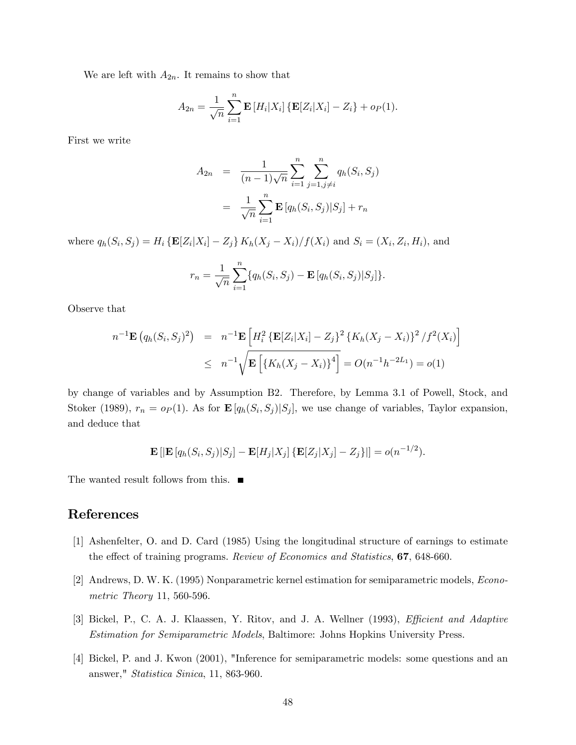We are left with $A_{2n}$. It remains to show that

$$A_{2n} = \frac{1}{\sqrt{n}} \sum_{i=1}^{n} \mathbf{E}\left[H_i | X_i\right] \left\{\mathbf{E}[Z_i|X_i] - Z_i\right\} + o_P(1).$$

First we write

$$\begin{aligned}
A_{2n} &= \frac{1}{(n-1)\sqrt{n}} \sum_{i=1}^{n} \sum_{j=1, j\neq i}^{n} q_h(S_i, S_j) \\
&= \frac{1}{\sqrt{n}} \sum_{i=1}^{n} \mathbf{E}\left[q_h(S_i, S_j)|S_j\right] + r_n
\end{aligned}$$

where $q_h(S_i, S_j) = H_i \left\{\mathbf{E}[Z_i|X_i] - Z_j\right\} K_h(X_j - X_i)/f(X_i)$ and $S_i = (X_i, Z_i, H_i)$, and

$$r_n = \frac{1}{\sqrt{n}} \sum_{i=1}^{n} \{q_h(S_i, S_j) - \mathbf{E}\left[q_h(S_i, S_j)|S_j\right]\}.$$

Observe that

$$\begin{aligned}
n^{-1}\mathbf{E}\left(q_h(S_i, S_j)^2\right) &= n^{-1}\mathbf{E}\left[H_i^2 \left\{\mathbf{E}[Z_i|X_i] - Z_j\right\}^2 \left\{K_h(X_j - X_i)\right\}^2 / f^2(X_i)\right] \\
&\leq n^{-1}\sqrt{\mathbf{E}\left[\left\{K_h(X_j - X_i)\right\}^4\right]} = O(n^{-1}h^{-2L_1}) = o(1)
\end{aligned}$$

by change of variables and by Assumption B2. Therefore, by Lemma 3.1 of Powell, Stock, and Stoker (1989), $r_n = o_P(1)$. As for $\mathbf{E}\left[q_h(S_i, S_j)|S_j\right]$, we use change of variables, Taylor expansion, and deduce that

$$\mathbf{E}\left[\left|\mathbf{E}\left[q_h(S_i, S_j)|S_j\right] - \mathbf{E}[H_j|X_j]\left\{\mathbf{E}[Z_j|X_j] - Z_j\right\}\right|\right] = o(n^{-1/2}).$$

The wanted result follows from this. ■

# References

[1] Ashenfelter, O. and D. Card (1985) Using the longitudinal structure of earnings to estimate the effect of training programs. *Review of Economics and Statistics*, **67**, 648-660.

[2] Andrews, D. W. K. (1995) Nonparametric kernel estimation for semiparametric models, *Econometric Theory* 11, 560-596.

[3] Bickel, P., C. A. J. Klaassen, Y. Ritov, and J. A. Wellner (1993), *Efficient and Adaptive Estimation for Semiparametric Models*, Baltimore: Johns Hopkins University Press.

[4] Bickel, P. and J. Kwon (2001), "Inference for semiparametric models: some questions and an answer," *Statistica Sinica*, 11, 863-960.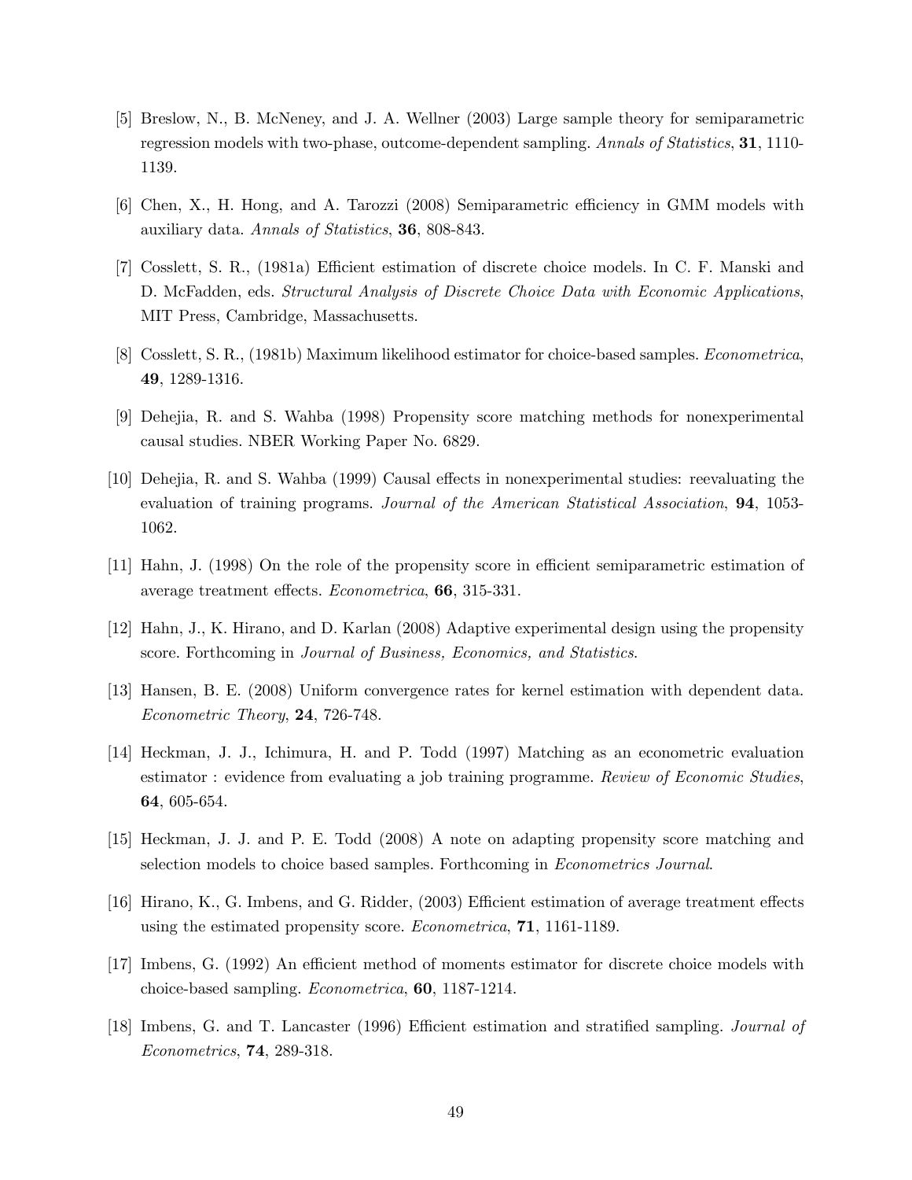[5] Breslow, N., B. McNeney, and J. A. Wellner (2003) Large sample theory for semiparametric regression models with two-phase, outcome-dependent sampling. *Annals of Statistics*, **31**, 1110-1139.

[6] Chen, X., H. Hong, and A. Tarozzi (2008) Semiparametric efficiency in GMM models with auxiliary data. *Annals of Statistics*, **36**, 808-843.

[7] Cosslett, S. R., (1981a) Efficient estimation of discrete choice models. In C. F. Manski and D. McFadden, eds. *Structural Analysis of Discrete Choice Data with Economic Applications*, MIT Press, Cambridge, Massachusetts.

[8] Cosslett, S. R., (1981b) Maximum likelihood estimator for choice-based samples. *Econometrica*, **49**, 1289-1316.

[9] Dehejia, R. and S. Wahba (1998) Propensity score matching methods for nonexperimental causal studies. NBER Working Paper No. 6829.

[10] Dehejia, R. and S. Wahba (1999) Causal effects in nonexperimental studies: reevaluating the evaluation of training programs. *Journal of the American Statistical Association*, **94**, 1053-1062.

[11] Hahn, J. (1998) On the role of the propensity score in efficient semiparametric estimation of average treatment effects. *Econometrica*, **66**, 315-331.

[12] Hahn, J., K. Hirano, and D. Karlan (2008) Adaptive experimental design using the propensity score. Forthcoming in *Journal of Business, Economics, and Statistics*.

[13] Hansen, B. E. (2008) Uniform convergence rates for kernel estimation with dependent data. *Econometric Theory*, **24**, 726-748.

[14] Heckman, J. J., Ichimura, H. and P. Todd (1997) Matching as an econometric evaluation estimator : evidence from evaluating a job training programme. *Review of Economic Studies*, **64**, 605-654.

[15] Heckman, J. J. and P. E. Todd (2008) A note on adapting propensity score matching and selection models to choice based samples. Forthcoming in *Econometrics Journal*.

[16] Hirano, K., G. Imbens, and G. Ridder, (2003) Efficient estimation of average treatment effects using the estimated propensity score. *Econometrica*, **71**, 1161-1189.

[17] Imbens, G. (1992) An efficient method of moments estimator for discrete choice models with choice-based sampling. *Econometrica*, **60**, 1187-1214.

[18] Imbens, G. and T. Lancaster (1996) Efficient estimation and stratified sampling. *Journal of Econometrics*, **74**, 289-318.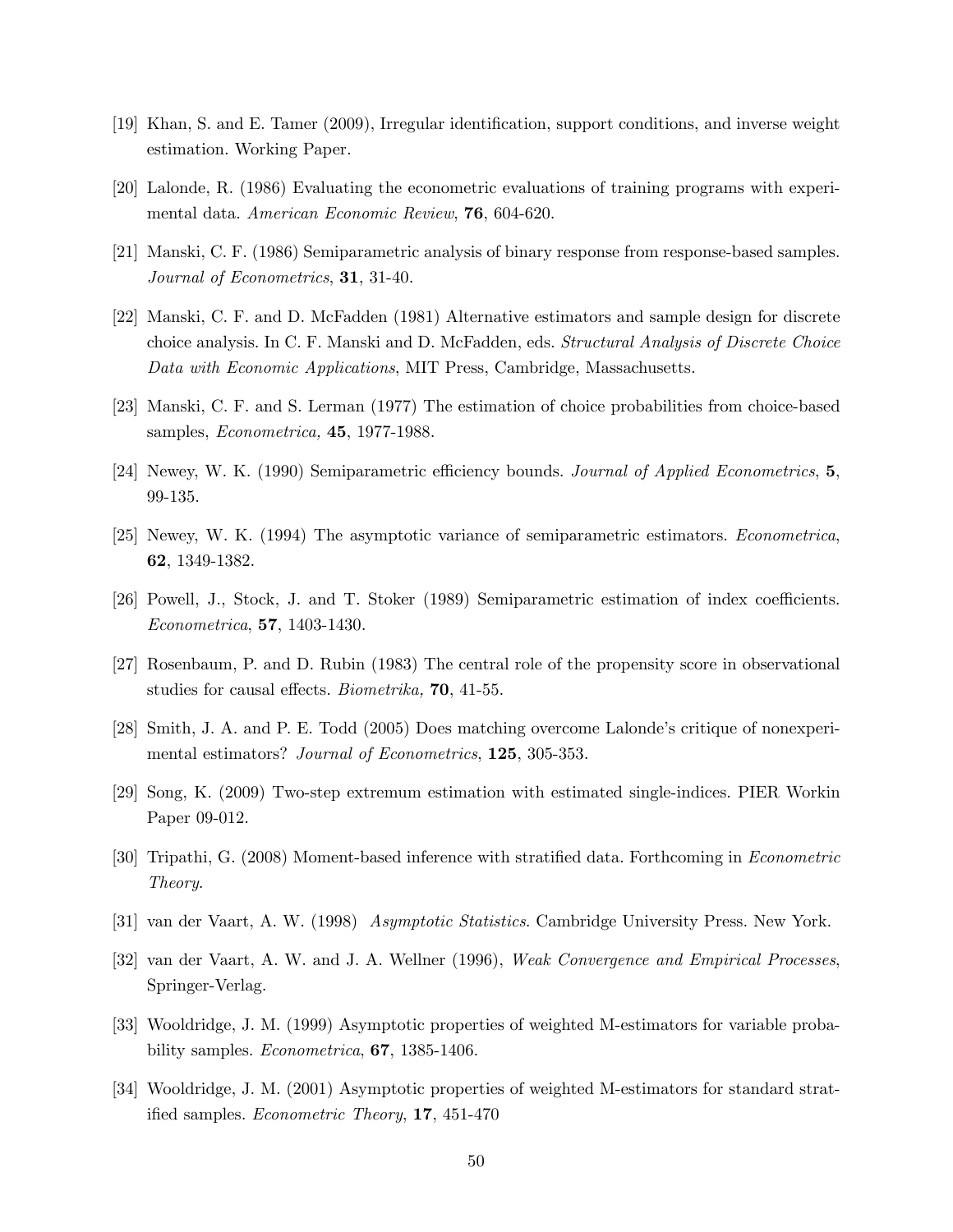[19] Khan, S. and E. Tamer (2009), Irregular identification, support conditions, and inverse weight estimation. Working Paper.

[20] Lalonde, R. (1986) Evaluating the econometric evaluations of training programs with experimental data. *American Economic Review*, **76**, 604-620.

[21] Manski, C. F. (1986) Semiparametric analysis of binary response from response-based samples. *Journal of Econometrics*, **31**, 31-40.

[22] Manski, C. F. and D. McFadden (1981) Alternative estimators and sample design for discrete choice analysis. In C. F. Manski and D. McFadden, eds. *Structural Analysis of Discrete Choice Data with Economic Applications*, MIT Press, Cambridge, Massachusetts.

[23] Manski, C. F. and S. Lerman (1977) The estimation of choice probabilities from choice-based samples, *Econometrica,* **45**, 1977-1988.

[24] Newey, W. K. (1990) Semiparametric efficiency bounds. *Journal of Applied Econometrics*, **5**, 99-135.

[25] Newey, W. K. (1994) The asymptotic variance of semiparametric estimators. *Econometrica*, **62**, 1349-1382.

[26] Powell, J., Stock, J. and T. Stoker (1989) Semiparametric estimation of index coefficients. *Econometrica*, **57**, 1403-1430.

[27] Rosenbaum, P. and D. Rubin (1983) The central role of the propensity score in observational studies for causal effects. *Biometrika,* **70**, 41-55.

[28] Smith, J. A. and P. E. Todd (2005) Does matching overcome Lalonde's critique of nonexperimental estimators? *Journal of Econometrics*, **125**, 305-353.

[29] Song, K. (2009) Two-step extremum estimation with estimated single-indices. PIER Workin Paper 09-012.

[30] Tripathi, G. (2008) Moment-based inference with stratified data. Forthcoming in *Econometric Theory*.

[31] van der Vaart, A. W. (1998) *Asymptotic Statistics*. Cambridge University Press. New York.

[32] van der Vaart, A. W. and J. A. Wellner (1996), *Weak Convergence and Empirical Processes*, Springer-Verlag.

[33] Wooldridge, J. M. (1999) Asymptotic properties of weighted M-estimators for variable probability samples. *Econometrica*, **67**, 1385-1406.

[34] Wooldridge, J. M. (2001) Asymptotic properties of weighted M-estimators for standard stratified samples. *Econometric Theory*, **17**, 451-470